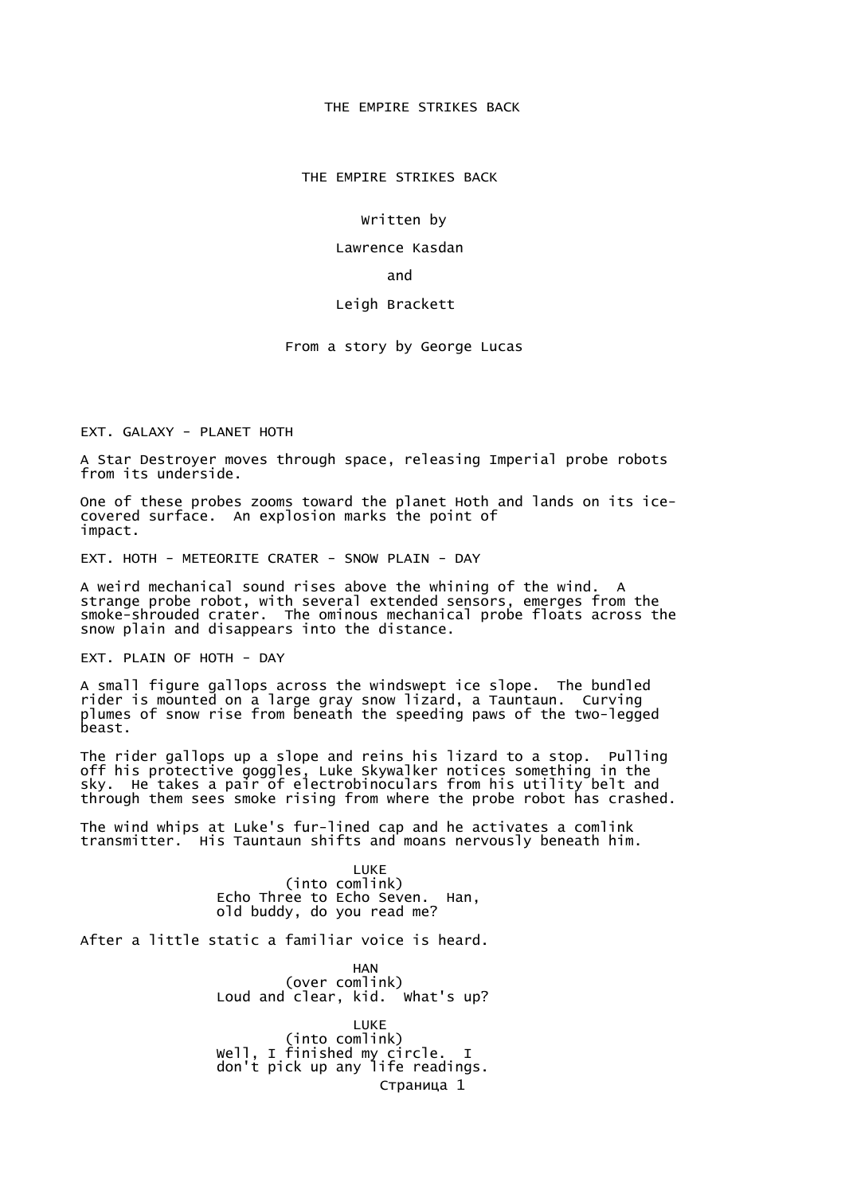# THE EMPIRE STRIKES BACK

## THE EMPIRE STRIKES BACK

Written by

Lawrence Kasdan

and

Leigh Brackett

From a story by George Lucas

EXT. GALAXY - PLANET HOTH

A Star Destroyer moves through space, releasing Imperial probe robots from its underside.

One of these probes zooms toward the planet Hoth and lands on its ice-covered surface. An explosion marks the point of impact.

EXT. HOTH - METEORITE CRATER - SNOW PLAIN - DAY

A weird mechanical sound rises above the whining of the wind. A strange probe robot, with several extended sensors, emerges from the smoke-shrouded crater. The ominous mechanical probe floats across the snow plain and disappears into the distance.

EXT. PLAIN OF HOTH - DAY

A small figure gallops across the windswept ice slope. The bundled rider is mounted on a large gray snow lizard, a Tauntaun. Curving plumes of snow rise from beneath the speeding paws of the two-legged beast.

The rider gallops up a slope and reins his lizard to a stop. Pulling off his protective goggles, Luke Skywalker notices something in the sky. He takes a pair of electrobinoculars from his utility belt and through them sees smoke rising from where the probe robot has crashed.

The wind whips at Luke's fur-lined cap and he activates a comlink transmitter. His Tauntaun shifts and moans nervously beneath him.

LUKE
(into comlink)
Echo Three to Echo Seven. Han, old buddy, do you read me?

After a little static a familiar voice is heard.

HAN
(over comlink)
Loud and clear, kid. What's up?

LUKE
(into comlink)
Well, I finished my circle. I don't pick up any life readings.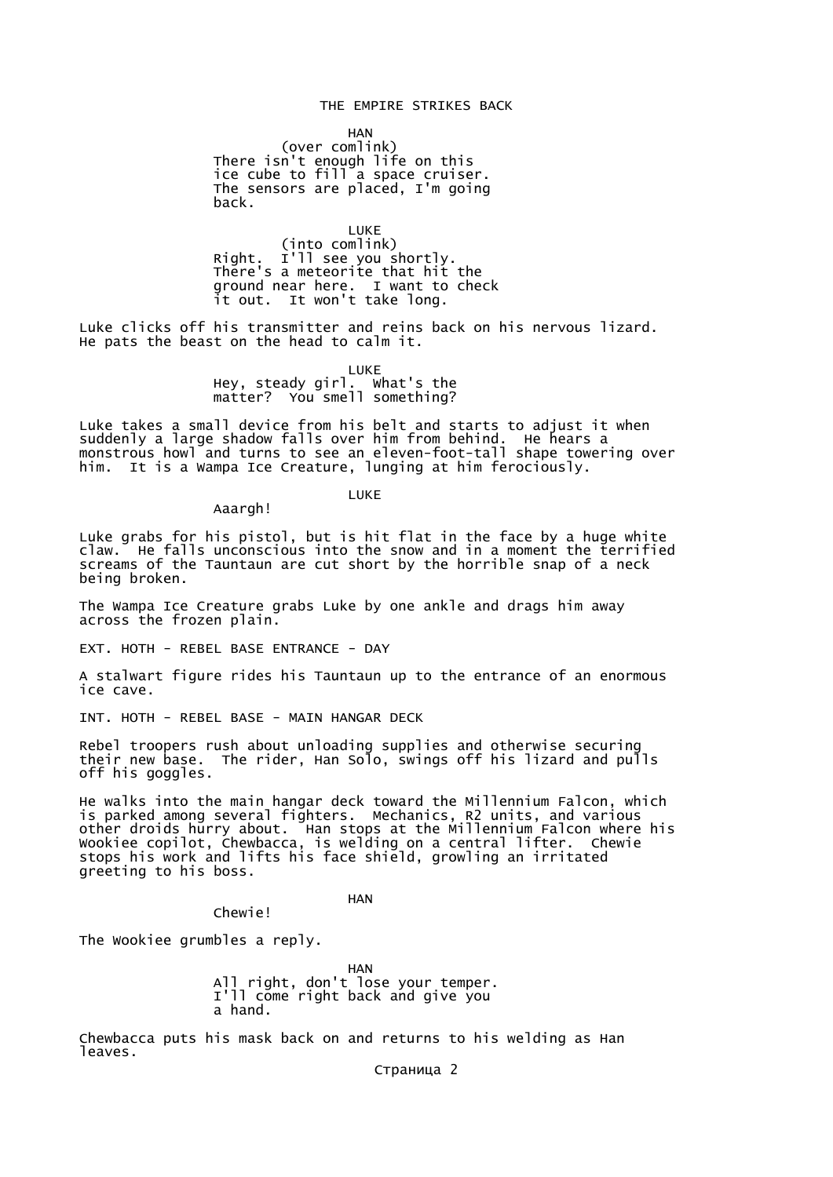HAN
(over comlink)
There isn't enough life on this ice cube to fill a space cruiser. The sensors are placed, I'm going back.

LUKE
(into comlink)
Right. I'll see you shortly. There's a meteorite that hit the ground near here. I want to check it out. It won't take long.

Luke clicks off his transmitter and reins back on his nervous lizard. He pats the beast on the head to calm it.

LUKE
Hey, steady girl. What's the matter? You smell something?

Luke takes a small device from his belt and starts to adjust it when suddenly a large shadow falls over him from behind. He hears a monstrous howl and turns to see an eleven-foot-tall shape towering over him. It is a Wampa Ice Creature, lunging at him ferociously.

LUKE
Aaargh!

Luke grabs for his pistol, but is hit flat in the face by a huge white claw. He falls unconscious into the snow and in a moment the terrified screams of the Tauntaun are cut short by the horrible snap of a neck being broken.

The Wampa Ice Creature grabs Luke by one ankle and drags him away across the frozen plain.

EXT. HOTH - REBEL BASE ENTRANCE - DAY

A stalwart figure rides his Tauntaun up to the entrance of an enormous ice cave.

INT. HOTH - REBEL BASE - MAIN HANGAR DECK

Rebel troopers rush about unloading supplies and otherwise securing their new base. The rider, Han Solo, swings off his lizard and pulls off his goggles.

He walks into the main hangar deck toward the Millennium Falcon, which is parked among several fighters. Mechanics, R2 units, and various other droids hurry about. Han stops at the Millennium Falcon where his Wookiee copilot, Chewbacca, is welding on a central lifter. Chewie stops his work and lifts his face shield, growling an irritated greeting to his boss.

HAN
Chewie!

The Wookiee grumbles a reply.

HAN
All right, don't lose your temper. I'll come right back and give you a hand.

Chewbacca puts his mask back on and returns to his welding as Han leaves.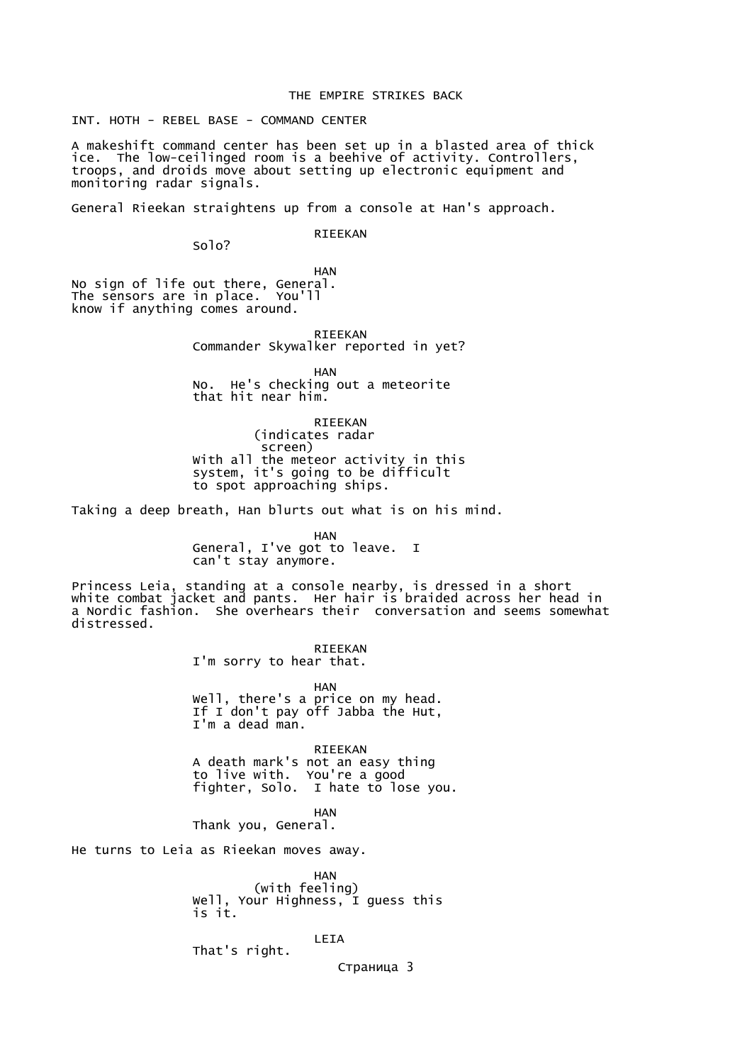THE EMPIRE STRIKES BACK

INT. HOTH - REBEL BASE - COMMAND CENTER

A makeshift command center has been set up in a blasted area of thick ice. The low-ceilinged room is a beehive of activity. Controllers, troops, and droids move about setting up electronic equipment and monitoring radar signals.

General Rieekan straightens up from a console at Han's approach.

RIEEKAN
Solo?

HAN
No sign of life out there, General. The sensors are in place. You'll know if anything comes around.

RIEEKAN
Commander Skywalker reported in yet?

HAN
No. He's checking out a meteorite that hit near him.

RIEEKAN
(indicates radar screen)
With all the meteor activity in this system, it's going to be difficult to spot approaching ships.

Taking a deep breath, Han blurts out what is on his mind.

HAN
General, I've got to leave. I can't stay anymore.

Princess Leia, standing at a console nearby, is dressed in a short white combat jacket and pants. Her hair is braided across her head in a Nordic fashion. She overhears their conversation and seems somewhat distressed.

RIEEKAN
I'm sorry to hear that.

HAN
Well, there's a price on my head. If I don't pay off Jabba the Hut, I'm a dead man.

RIEEKAN
A death mark's not an easy thing to live with. You're a good fighter, Solo. I hate to lose you.

HAN
Thank you, General.

He turns to Leia as Rieekan moves away.

HAN
(with feeling)
Well, Your Highness, I guess this is it.

LEIA
That's right.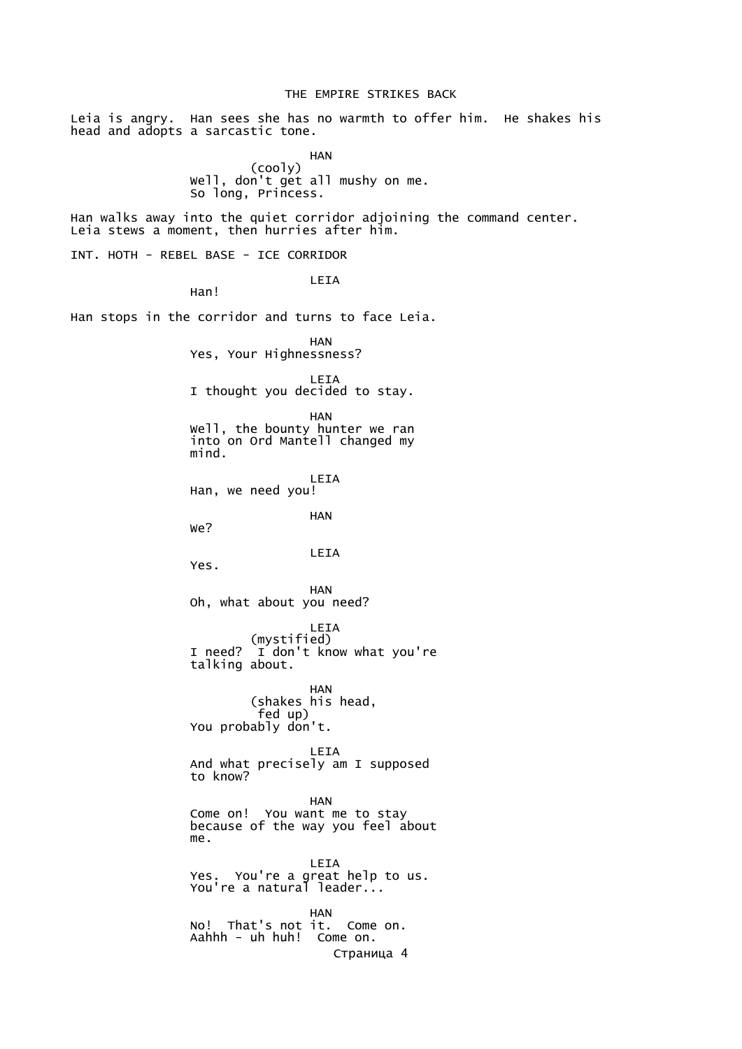Leia is angry. Han sees she has no warmth to offer him. He shakes his head and adopts a sarcastic tone.

HAN
(cooly)
Well, don't get all mushy on me. So long, Princess.

Han walks away into the quiet corridor adjoining the command center. Leia stews a moment, then hurries after him.

INT. HOTH - REBEL BASE - ICE CORRIDOR

LEIA
Han!

Han stops in the corridor and turns to face Leia.

HAN
Yes, Your Highnessness?

LEIA
I thought you decided to stay.

HAN
Well, the bounty hunter we ran into on Ord Mantell changed my mind.

LEIA
Han, we need you!

HAN
We?

LEIA
Yes.

HAN
Oh, what about you need?

LEIA
(mystified)
I need? I don't know what you're talking about.

HAN
(shakes his head, fed up)
You probably don't.

LEIA
And what precisely am I supposed to know?

HAN
Come on! You want me to stay because of the way you feel about me.

LEIA
Yes. You're a great help to us. You're a natural leader...

HAN
No! That's not it. Come on. Aahhh - uh huh! Come on.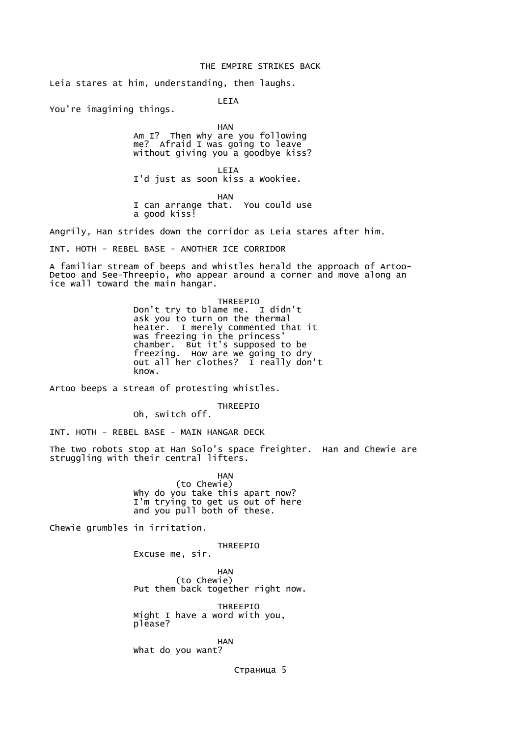Leia stares at him, understanding, then laughs.

LEIA

You're imagining things.

HAN

Am I? Then why are you following me? Afraid I was going to leave without giving you a goodbye kiss?

LEIA

I'd just as soon kiss a Wookiee.

HAN

I can arrange that. You could use a good kiss!

Angrily, Han strides down the corridor as Leia stares after him.

INT. HOTH - REBEL BASE - ANOTHER ICE CORRIDOR

A familiar stream of beeps and whistles herald the approach of Artoo-Detoo and See-Threepio, who appear around a corner and move along an ice wall toward the main hangar.

THREEPIO

Don't try to blame me. I didn't ask you to turn on the thermal heater. I merely commented that it was freezing in the princess' chamber. But it's supposed to be freezing. How are we going to dry out all her clothes? I really don't know.

Artoo beeps a stream of protesting whistles.

THREEPIO

Oh, switch off.

INT. HOTH - REBEL BASE - MAIN HANGAR DECK

The two robots stop at Han Solo's space freighter. Han and Chewie are struggling with their central lifters.

HAN

(to Chewie)

Why do you take this apart now? I'm trying to get us out of here and you pull both of these.

Chewie grumbles in irritation.

THREEPIO

Excuse me, sir.

HAN

(to Chewie)

Put them back together right now.

THREEPIO

Might I have a word with you, please?

HAN

What do you want?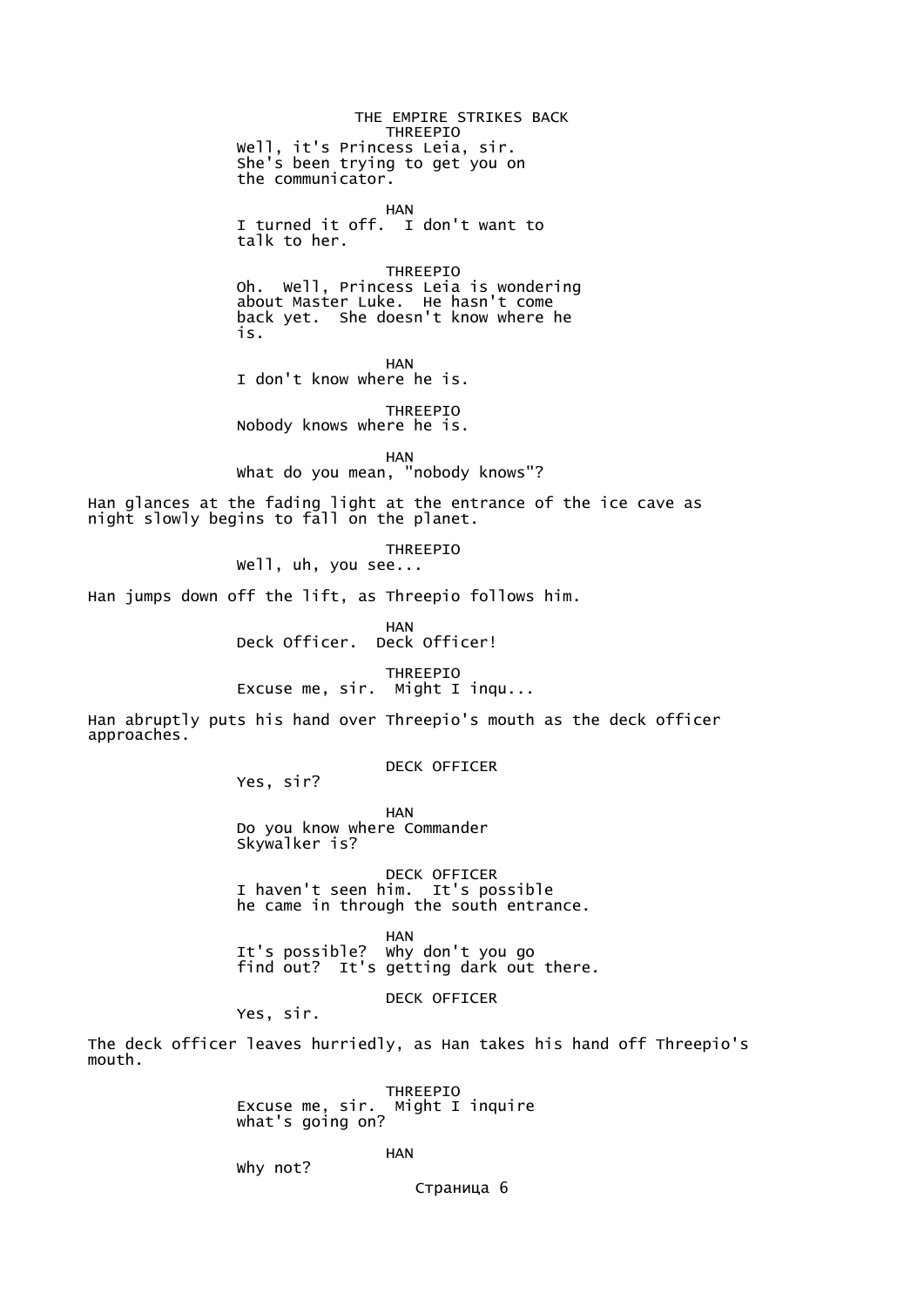THREEPIO
Well, it's Princess Leia, sir. She's been trying to get you on the communicator.

HAN
I turned it off. I don't want to talk to her.

THREEPIO
Oh. Well, Princess Leia is wondering about Master Luke. He hasn't come back yet. She doesn't know where he is.

HAN
I don't know where he is.

THREEPIO
Nobody knows where he is.

HAN
What do you mean, "nobody knows"?

Han glances at the fading light at the entrance of the ice cave as night slowly begins to fall on the planet.

THREEPIO
Well, uh, you see...

Han jumps down off the lift, as Threepio follows him.

HAN
Deck Officer. Deck Officer!

THREEPIO
Excuse me, sir. Might I inqu...

Han abruptly puts his hand over Threepio's mouth as the deck officer approaches.

DECK OFFICER
Yes, sir?

HAN
Do you know where Commander Skywalker is?

DECK OFFICER
I haven't seen him. It's possible he came in through the south entrance.

HAN
It's possible? Why don't you go find out? It's getting dark out there.

DECK OFFICER
Yes, sir.

The deck officer leaves hurriedly, as Han takes his hand off Threepio's mouth.

THREEPIO
Excuse me, sir. Might I inquire what's going on?

HAN
Why not?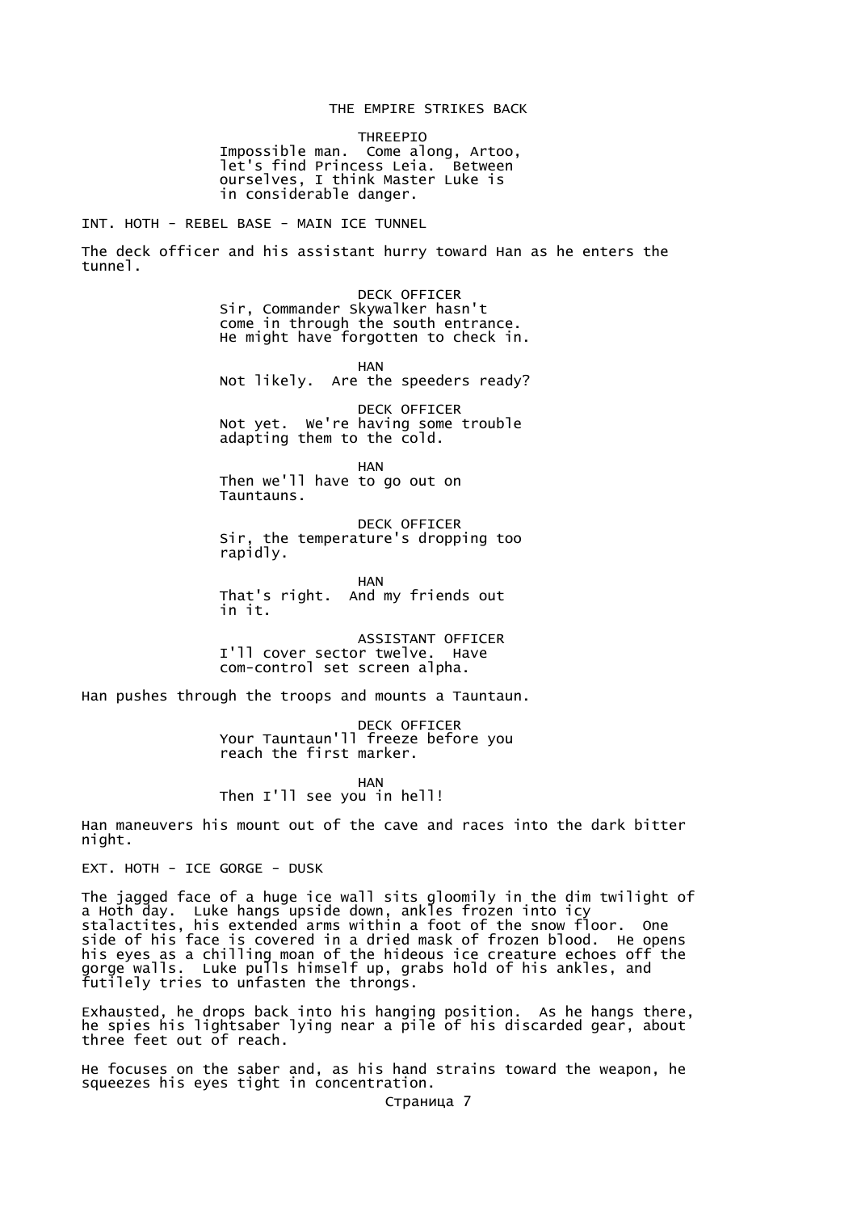THREEPIO

Impossible man. Come along, Artoo, let's find Princess Leia. Between ourselves, I think Master Luke is in considerable danger.

INT. HOTH - REBEL BASE - MAIN ICE TUNNEL

The deck officer and his assistant hurry toward Han as he enters the tunnel.

DECK OFFICER

Sir, Commander Skywalker hasn't come in through the south entrance. He might have forgotten to check in.

HAN

Not likely. Are the speeders ready?

DECK OFFICER

Not yet. We're having some trouble adapting them to the cold.

HAN

Then we'll have to go out on Tauntauns.

DECK OFFICER

Sir, the temperature's dropping too rapidly.

HAN

That's right. And my friends out in it.

ASSISTANT OFFICER

I'll cover sector twelve. Have com-control set screen alpha.

Han pushes through the troops and mounts a Tauntaun.

DECK OFFICER

Your Tauntaun'll freeze before you reach the first marker.

HAN

Then I'll see you in hell!

Han maneuvers his mount out of the cave and races into the dark bitter night.

EXT. HOTH - ICE GORGE - DUSK

The jagged face of a huge ice wall sits gloomily in the dim twilight of a Hoth day. Luke hangs upside down, ankles frozen into icy stalactites, his extended arms within a foot of the snow floor. One side of his face is covered in a dried mask of frozen blood. He opens his eyes as a chilling moan of the hideous ice creature echoes off the gorge walls. Luke pulls himself up, grabs hold of his ankles, and futilely tries to unfasten the throngs.

Exhausted, he drops back into his hanging position. As he hangs there, he spies his lightsaber lying near a pile of his discarded gear, about three feet out of reach.

He focuses on the saber and, as his hand strains toward the weapon, he squeezes his eyes tight in concentration.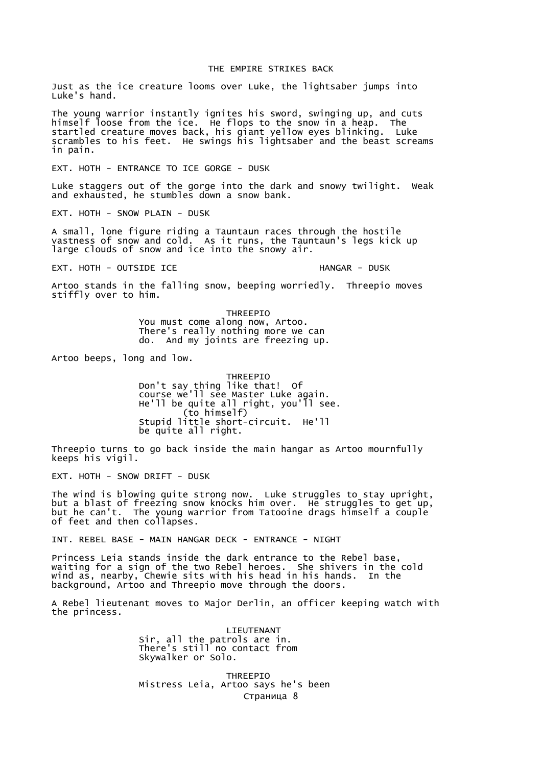Just as the ice creature looms over Luke, the lightsaber jumps into Luke's hand.

The young warrior instantly ignites his sword, swinging up, and cuts himself loose from the ice. He flops to the snow in a heap. The startled creature moves back, his giant yellow eyes blinking. Luke scrambles to his feet. He swings his lightsaber and the beast screams in pain.

EXT. HOTH - ENTRANCE TO ICE GORGE - DUSK

Luke staggers out of the gorge into the dark and snowy twilight. Weak and exhausted, he stumbles down a snow bank.

EXT. HOTH - SNOW PLAIN - DUSK

A small, lone figure riding a Tauntaun races through the hostile vastness of snow and cold. As it runs, the Tauntaun's legs kick up large clouds of snow and ice into the snowy air.

EXT. HOTH - OUTSIDE ICE HANGAR - DUSK

Artoo stands in the falling snow, beeping worriedly. Threepio moves stiffly over to him.

THREEPIO
You must come along now, Artoo. There's really nothing more we can do. And my joints are freezing up.

Artoo beeps, long and low.

THREEPIO
Don't say thing like that! Of course we'll see Master Luke again. He'll be quite all right, you'll see.
(to himself)
Stupid little short-circuit. He'll be quite all right.

Threepio turns to go back inside the main hangar as Artoo mournfully keeps his vigil.

EXT. HOTH - SNOW DRIFT - DUSK

The wind is blowing quite strong now. Luke struggles to stay upright, but a blast of freezing snow knocks him over. He struggles to get up, but he can't. The young warrior from Tatooine drags himself a couple of feet and then collapses.

INT. REBEL BASE - MAIN HANGAR DECK - ENTRANCE - NIGHT

Princess Leia stands inside the dark entrance to the Rebel base, waiting for a sign of the two Rebel heroes. She shivers in the cold wind as, nearby, Chewie sits with his head in his hands. In the background, Artoo and Threepio move through the doors.

A Rebel lieutenant moves to Major Derlin, an officer keeping watch with the princess.

LIEUTENANT
Sir, all the patrols are in. There's still no contact from Skywalker or Solo.

THREEPIO
Mistress Leia, Artoo says he's been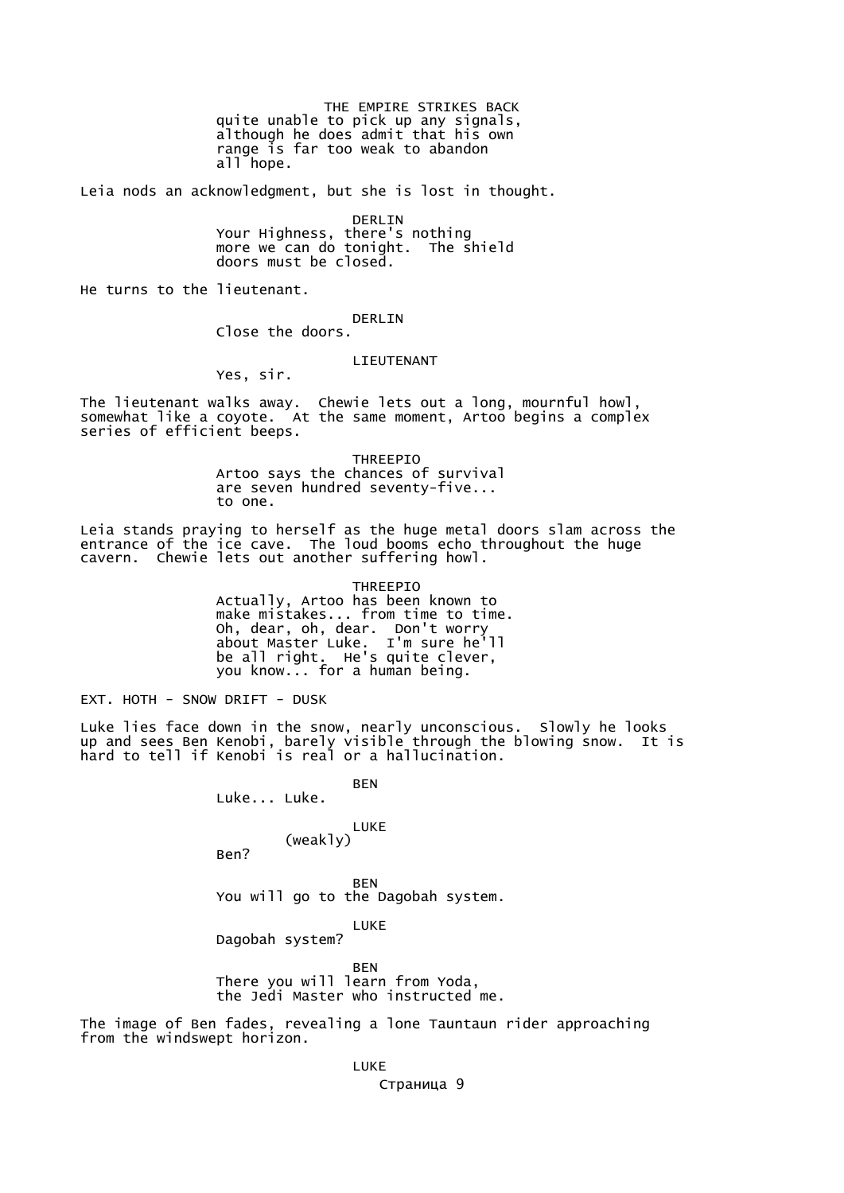quite unable to pick up any signals, although he does admit that his own range is far too weak to abandon all hope.

Leia nods an acknowledgment, but she is lost in thought.

DERLIN
Your Highness, there's nothing more we can do tonight. The shield doors must be closed.

He turns to the lieutenant.

DERLIN
Close the doors.

LIEUTENANT
Yes, sir.

The lieutenant walks away. Chewie lets out a long, mournful howl, somewhat like a coyote. At the same moment, Artoo begins a complex series of efficient beeps.

THREEPIO
Artoo says the chances of survival are seven hundred seventy-five... to one.

Leia stands praying to herself as the huge metal doors slam across the entrance of the ice cave. The loud booms echo throughout the huge cavern. Chewie lets out another suffering howl.

THREEPIO
Actually, Artoo has been known to make mistakes... from time to time. Oh, dear, oh, dear. Don't worry about Master Luke. I'm sure he'll be all right. He's quite clever, you know... for a human being.

EXT. HOTH - SNOW DRIFT - DUSK

Luke lies face down in the snow, nearly unconscious. Slowly he looks up and sees Ben Kenobi, barely visible through the blowing snow. It is hard to tell if Kenobi is real or a hallucination.

BEN
Luke... Luke.

LUKE
(weakly)
Ben?

BEN
You will go to the Dagobah system.

LUKE
Dagobah system?

BEN
There you will learn from Yoda, the Jedi Master who instructed me.

The image of Ben fades, revealing a lone Tauntaun rider approaching from the windswept horizon.

LUKE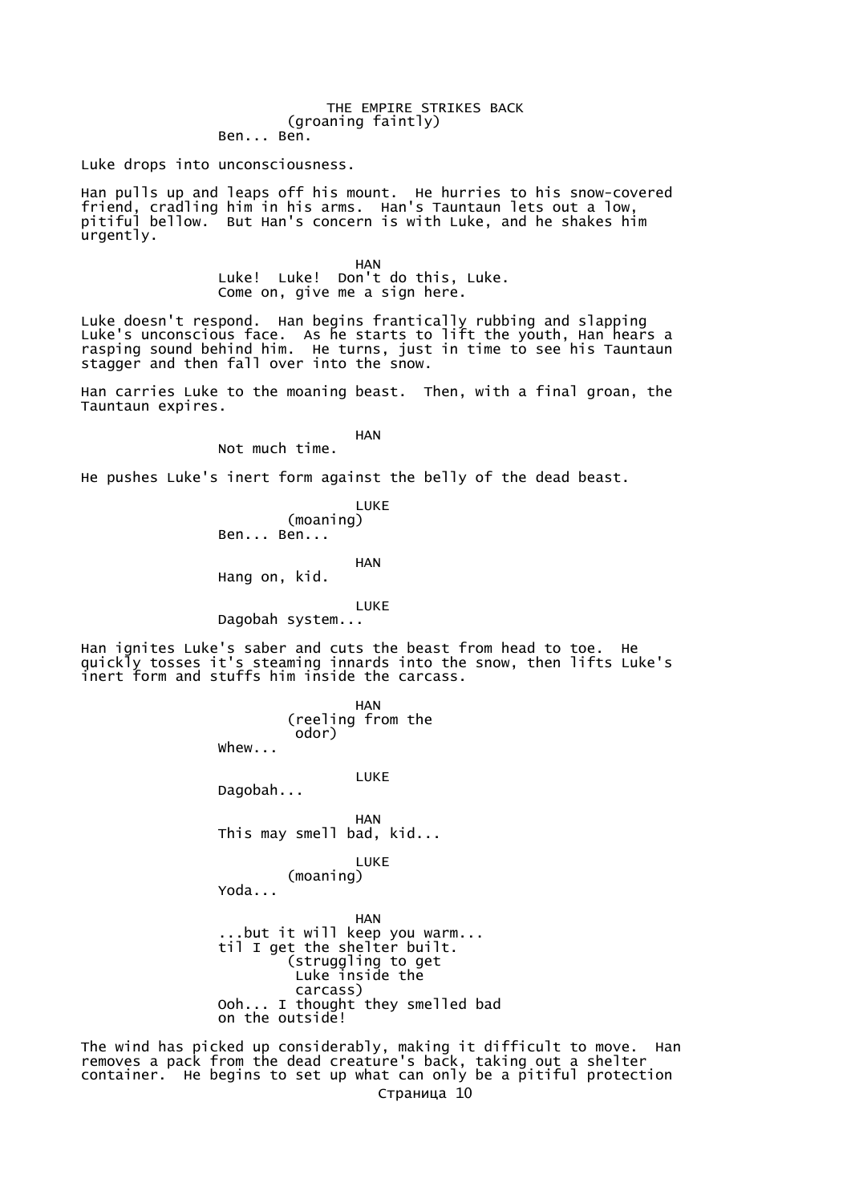(groaning faintly)
Ben... Ben.

Luke drops into unconsciousness.

Han pulls up and leaps off his mount. He hurries to his snow-covered friend, cradling him in his arms. Han's Tauntaun lets out a low, pitiful bellow. But Han's concern is with Luke, and he shakes him urgently.

HAN
Luke! Luke! Don't do this, Luke. Come on, give me a sign here.

Luke doesn't respond. Han begins frantically rubbing and slapping Luke's unconscious face. As he starts to lift the youth, Han hears a rasping sound behind him. He turns, just in time to see his Tauntaun stagger and then fall over into the snow.

Han carries Luke to the moaning beast. Then, with a final groan, the Tauntaun expires.

HAN
Not much time.

He pushes Luke's inert form against the belly of the dead beast.

LUKE
(moaning)
Ben... Ben...

HAN
Hang on, kid.

LUKE
Dagobah system...

Han ignites Luke's saber and cuts the beast from head to toe. He quickly tosses it's steaming innards into the snow, then lifts Luke's inert form and stuffs him inside the carcass.

HAN
(reeling from the odor)
Whew...

LUKE
Dagobah...

HAN
This may smell bad, kid...

LUKE
(moaning)
Yoda...

HAN
...but it will keep you warm... til I get the shelter built.
(struggling to get Luke inside the carcass)
Ooh... I thought they smelled bad on the outside!

The wind has picked up considerably, making it difficult to move. Han removes a pack from the dead creature's back, taking out a shelter container. He begins to set up what can only be a pitiful protection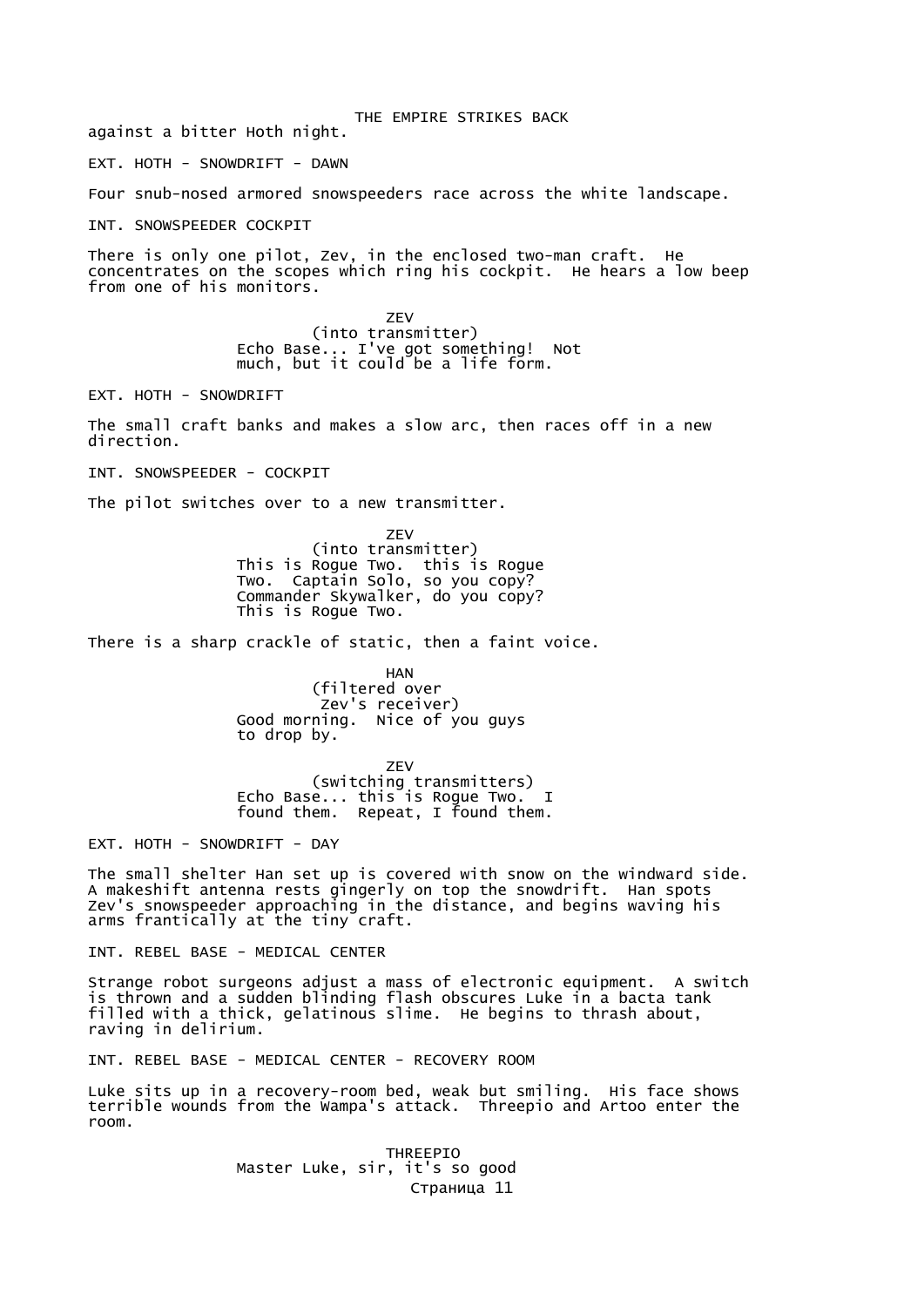against a bitter Hoth night.

EXT. HOTH - SNOWDRIFT - DAWN

Four snub-nosed armored snowspeeders race across the white landscape.

INT. SNOWSPEEDER COCKPIT

There is only one pilot, Zev, in the enclosed two-man craft. He concentrates on the scopes which ring his cockpit. He hears a low beep from one of his monitors.

ZEV
(into transmitter)
Echo Base... I've got something! Not much, but it could be a life form.

EXT. HOTH - SNOWDRIFT

The small craft banks and makes a slow arc, then races off in a new direction.

INT. SNOWSPEEDER - COCKPIT

The pilot switches over to a new transmitter.

ZEV
(into transmitter)
This is Rogue Two. this is Rogue Two. Captain Solo, so you copy? Commander Skywalker, do you copy? This is Rogue Two.

There is a sharp crackle of static, then a faint voice.

HAN
(filtered over Zev's receiver)
Good morning. Nice of you guys to drop by.

ZEV
(switching transmitters)
Echo Base... this is Rogue Two. I found them. Repeat, I found them.

EXT. HOTH - SNOWDRIFT - DAY

The small shelter Han set up is covered with snow on the windward side. A makeshift antenna rests gingerly on top the snowdrift. Han spots Zev's snowspeeder approaching in the distance, and begins waving his arms frantically at the tiny craft.

INT. REBEL BASE - MEDICAL CENTER

Strange robot surgeons adjust a mass of electronic equipment. A switch is thrown and a sudden blinding flash obscures Luke in a bacta tank filled with a thick, gelatinous slime. He begins to thrash about, raving in delirium.

INT. REBEL BASE - MEDICAL CENTER - RECOVERY ROOM

Luke sits up in a recovery-room bed, weak but smiling. His face shows terrible wounds from the Wampa's attack. Threepio and Artoo enter the room.

THREEPIO
Master Luke, sir, it's so good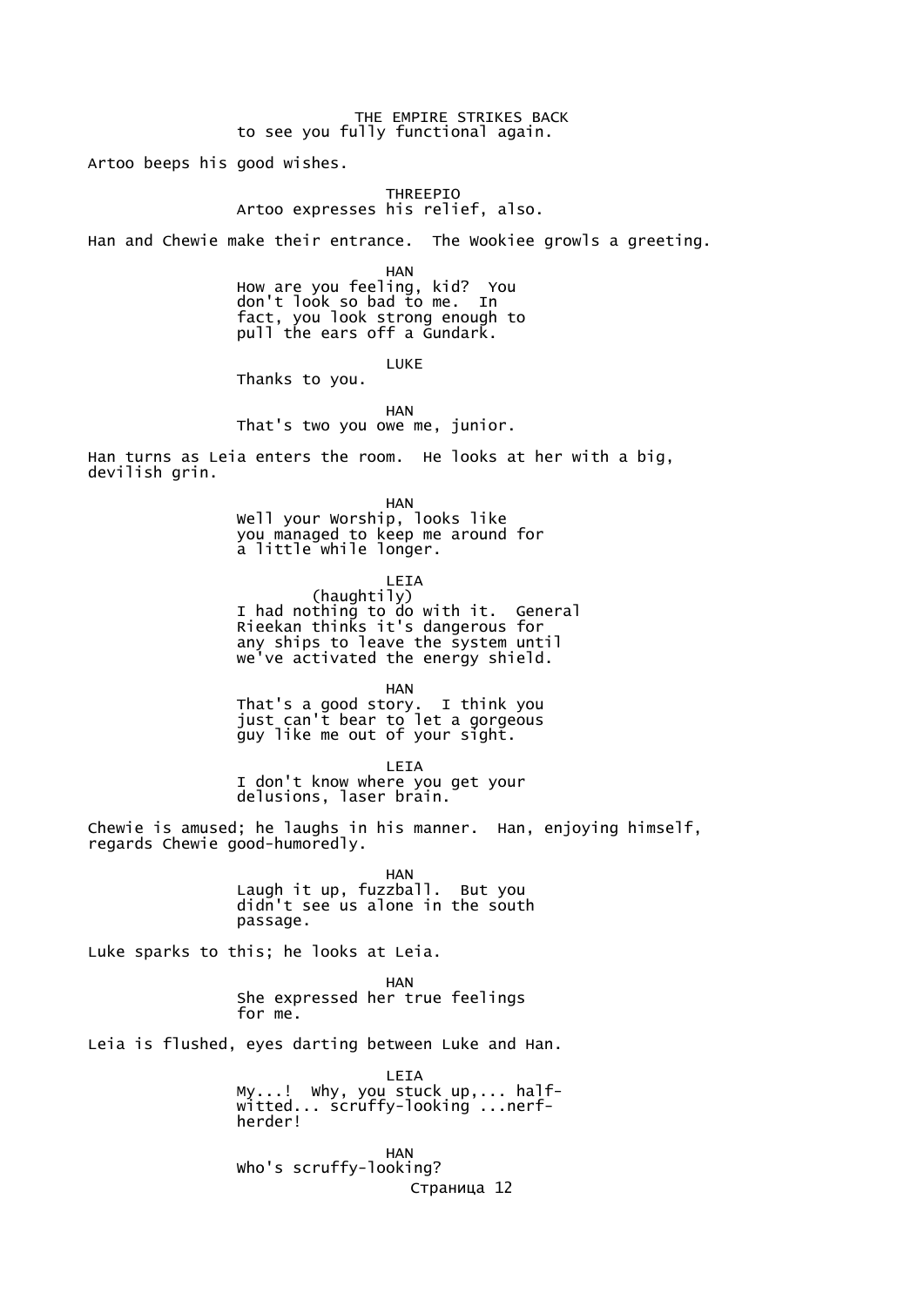to see you fully functional again.

Artoo beeps his good wishes.

THREEPIO
Artoo expresses his relief, also.

Han and Chewie make their entrance. The Wookiee growls a greeting.

HAN
How are you feeling, kid? You don't look so bad to me. In fact, you look strong enough to pull the ears off a Gundark.

LUKE
Thanks to you.

HAN
That's two you owe me, junior.

Han turns as Leia enters the room. He looks at her with a big, devilish grin.

HAN
Well your Worship, looks like you managed to keep me around for a little while longer.

LEIA
(haughtily)
I had nothing to do with it. General Rieekan thinks it's dangerous for any ships to leave the system until we've activated the energy shield.

HAN
That's a good story. I think you just can't bear to let a gorgeous guy like me out of your sight.

LEIA
I don't know where you get your delusions, laser brain.

Chewie is amused; he laughs in his manner. Han, enjoying himself, regards Chewie good-humoredly.

HAN
Laugh it up, fuzzball. But you didn't see us alone in the south passage.

Luke sparks to this; he looks at Leia.

HAN
She expressed her true feelings for me.

Leia is flushed, eyes darting between Luke and Han.

LEIA
My...! Why, you stuck up,... half-witted... scruffy-looking ...nerf-herder!

HAN
Who's scruffy-looking?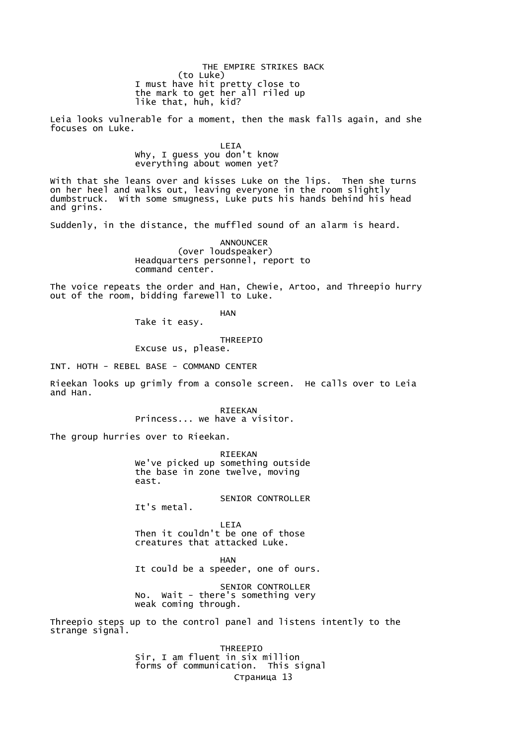(to Luke)
I must have hit pretty close to the mark to get her all riled up like that, huh, kid?

Leia looks vulnerable for a moment, then the mask falls again, and she focuses on Luke.

LEIA
Why, I guess you don't know everything about women yet?

With that she leans over and kisses Luke on the lips. Then she turns on her heel and walks out, leaving everyone in the room slightly dumbstruck. With some smugness, Luke puts his hands behind his head and grins.

Suddenly, in the distance, the muffled sound of an alarm is heard.

ANNOUNCER
(over loudspeaker)
Headquarters personnel, report to command center.

The voice repeats the order and Han, Chewie, Artoo, and Threepio hurry out of the room, bidding farewell to Luke.

HAN
Take it easy.

THREEPIO
Excuse us, please.

INT. HOTH - REBEL BASE - COMMAND CENTER

Rieekan looks up grimly from a console screen. He calls over to Leia and Han.

RIEEKAN
Princess... we have a visitor.

The group hurries over to Rieekan.

RIEEKAN
We've picked up something outside the base in zone twelve, moving east.

SENIOR CONTROLLER
It's metal.

LEIA
Then it couldn't be one of those creatures that attacked Luke.

HAN
It could be a speeder, one of ours.

SENIOR CONTROLLER
No. Wait - there's something very weak coming through.

Threepio steps up to the control panel and listens intently to the strange signal.

THREEPIO
Sir, I am fluent in six million forms of communication. This signal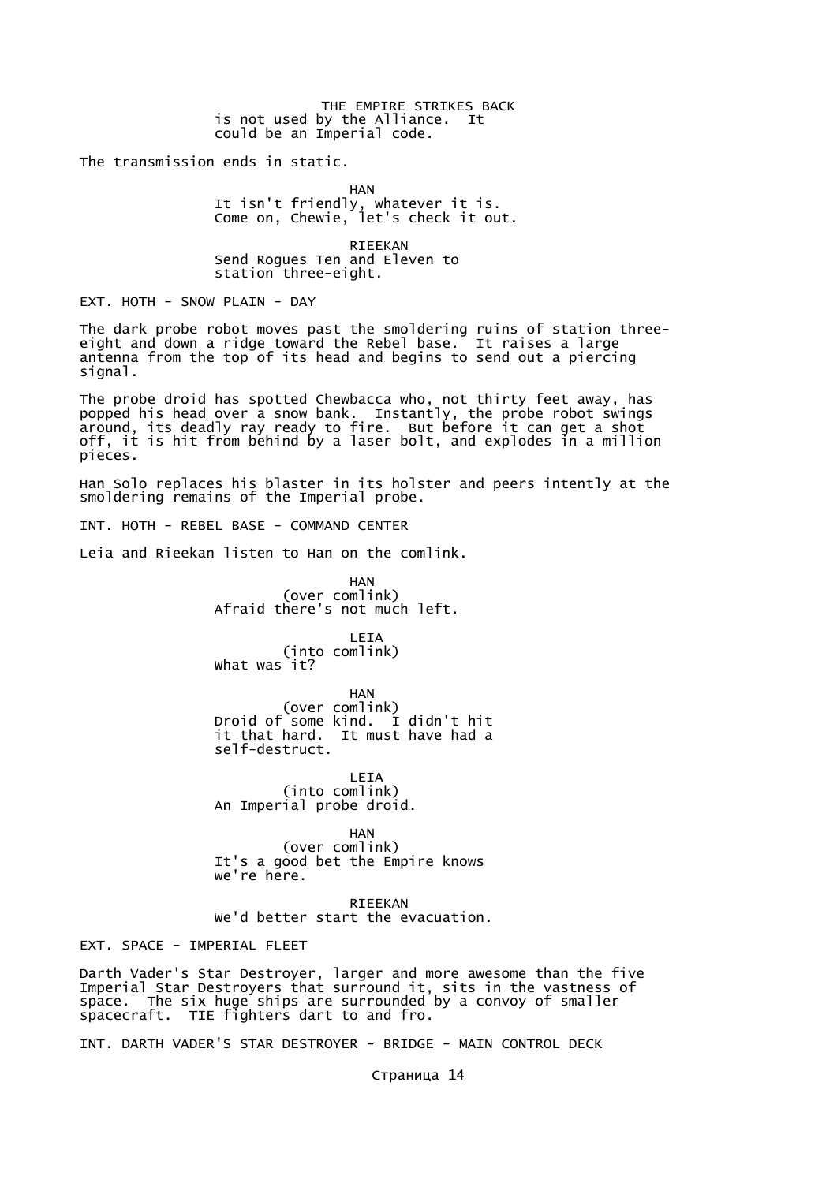is not used by the Alliance. It could be an Imperial code.

The transmission ends in static.

HAN
It isn't friendly, whatever it is. Come on, Chewie, let's check it out.

RIEEKAN
Send Rogues Ten and Eleven to station three-eight.

EXT. HOTH - SNOW PLAIN - DAY

The dark probe robot moves past the smoldering ruins of station three-eight and down a ridge toward the Rebel base. It raises a large antenna from the top of its head and begins to send out a piercing signal.

The probe droid has spotted Chewbacca who, not thirty feet away, has popped his head over a snow bank. Instantly, the probe robot swings around, its deadly ray ready to fire. But before it can get a shot off, it is hit from behind by a laser bolt, and explodes in a million pieces.

Han Solo replaces his blaster in its holster and peers intently at the smoldering remains of the Imperial probe.

INT. HOTH - REBEL BASE - COMMAND CENTER

Leia and Rieekan listen to Han on the comlink.

HAN
(over comlink)
Afraid there's not much left.

LEIA
(into comlink)
What was it?

HAN
(over comlink)
Droid of some kind. I didn't hit it that hard. It must have had a self-destruct.

LEIA
(into comlink)
An Imperial probe droid.

HAN
(over comlink)
It's a good bet the Empire knows we're here.

RIEEKAN
We'd better start the evacuation.

EXT. SPACE - IMPERIAL FLEET

Darth Vader's Star Destroyer, larger and more awesome than the five Imperial Star Destroyers that surround it, sits in the vastness of space. The six huge ships are surrounded by a convoy of smaller spacecraft. TIE fighters dart to and fro.

INT. DARTH VADER'S STAR DESTROYER - BRIDGE - MAIN CONTROL DECK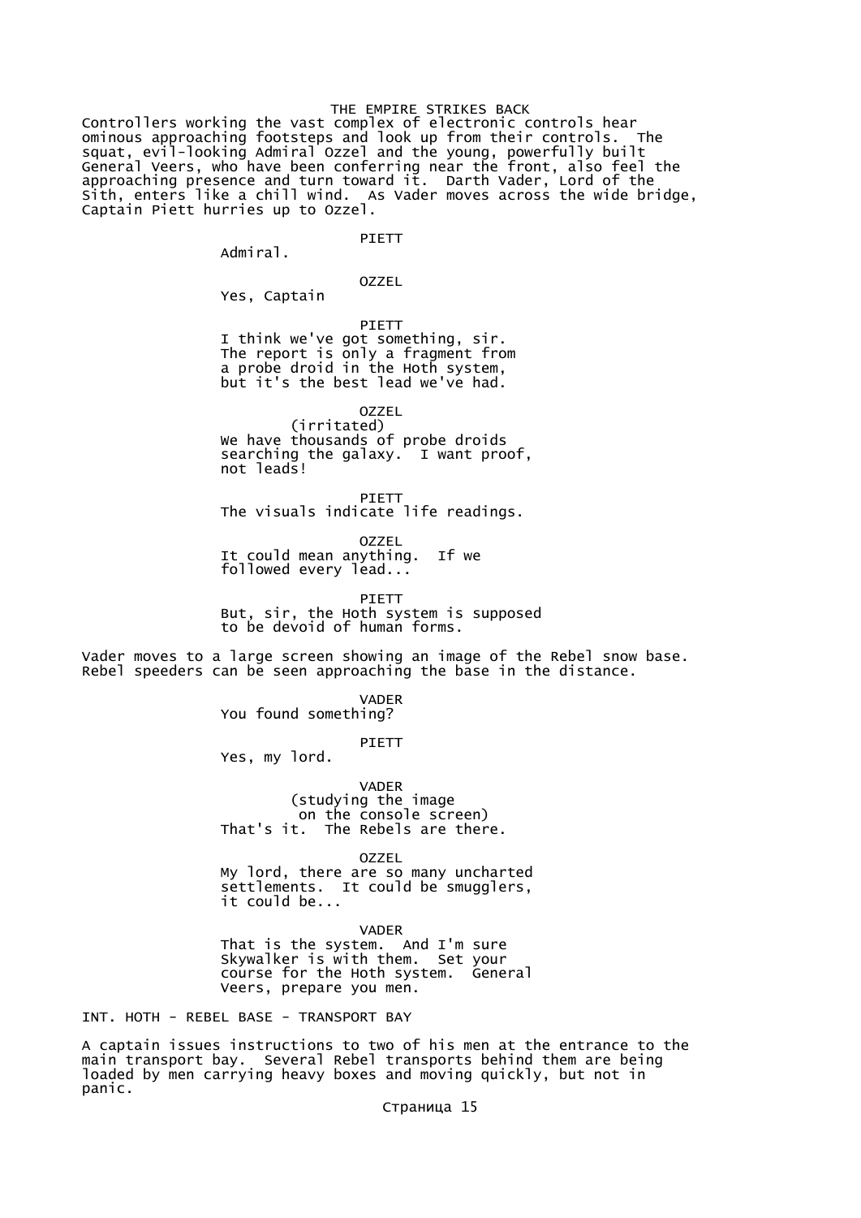Controllers working the vast complex of electronic controls hear ominous approaching footsteps and look up from their controls. The squat, evil-looking Admiral Ozzel and the young, powerfully built General Veers, who have been conferring near the front, also feel the approaching presence and turn toward it. Darth Vader, Lord of the Sith, enters like a chill wind. As Vader moves across the wide bridge, Captain Piett hurries up to Ozzel.

PIETT
Admiral.

OZZEL
Yes, Captain

PIETT
I think we've got something, sir. The report is only a fragment from a probe droid in the Hoth system, but it's the best lead we've had.

OZZEL
(irritated)
We have thousands of probe droids searching the galaxy. I want proof, not leads!

PIETT
The visuals indicate life readings.

OZZEL
It could mean anything. If we followed every lead...

PIETT
But, sir, the Hoth system is supposed to be devoid of human forms.

Vader moves to a large screen showing an image of the Rebel snow base. Rebel speeders can be seen approaching the base in the distance.

VADER
You found something?

PIETT
Yes, my lord.

VADER
(studying the image on the console screen)
That's it. The Rebels are there.

OZZEL
My lord, there are so many uncharted settlements. It could be smugglers, it could be...

VADER
That is the system. And I'm sure Skywalker is with them. Set your course for the Hoth system. General Veers, prepare you men.

INT. HOTH - REBEL BASE - TRANSPORT BAY

A captain issues instructions to two of his men at the entrance to the main transport bay. Several Rebel transports behind them are being loaded by men carrying heavy boxes and moving quickly, but not in panic.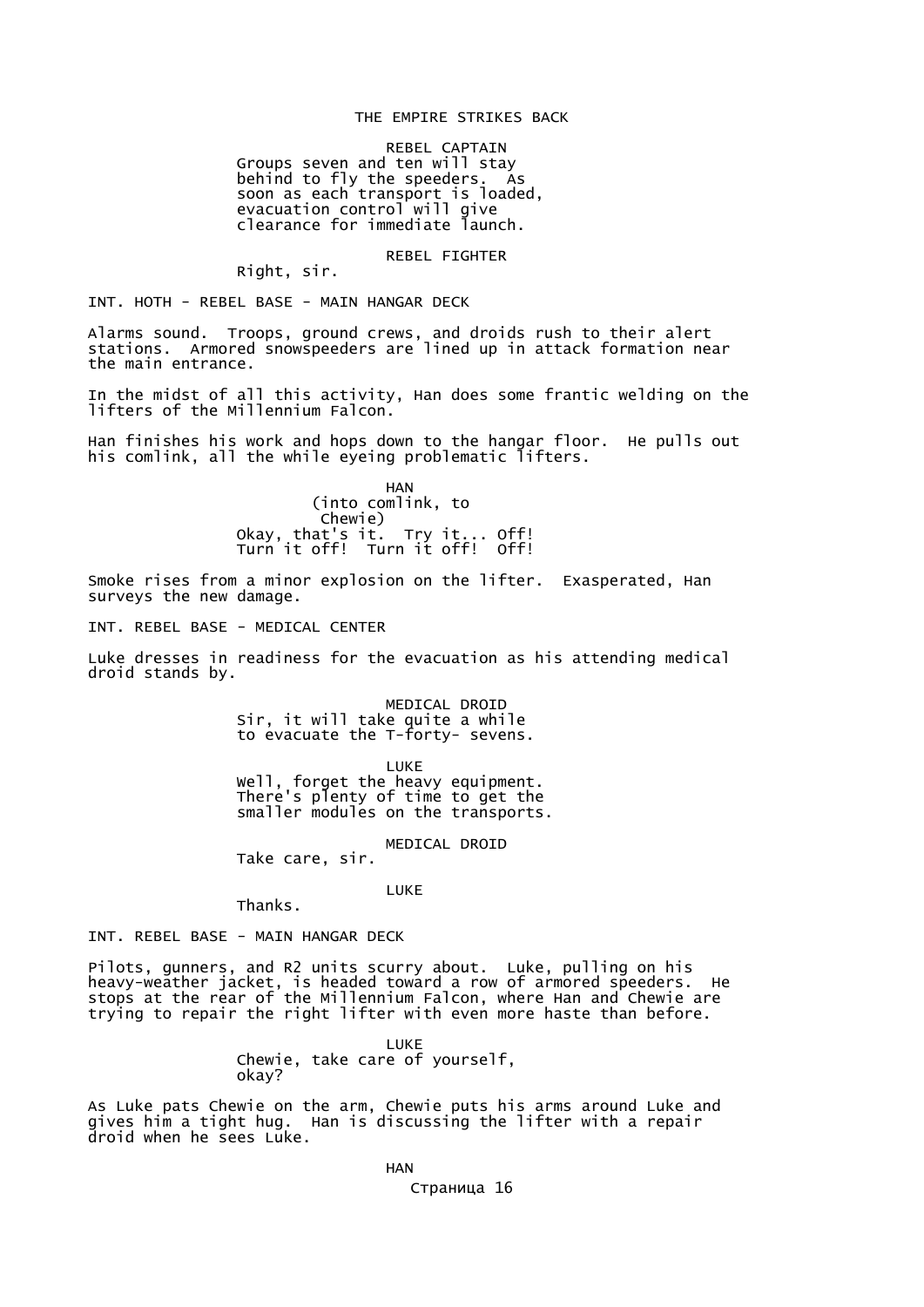REBEL CAPTAIN
Groups seven and ten will stay behind to fly the speeders. As soon as each transport is loaded, evacuation control will give clearance for immediate launch.

REBEL FIGHTER
Right, sir.

INT. HOTH - REBEL BASE - MAIN HANGAR DECK

Alarms sound. Troops, ground crews, and droids rush to their alert stations. Armored snowspeeders are lined up in attack formation near the main entrance.

In the midst of all this activity, Han does some frantic welding on the lifters of the Millennium Falcon.

Han finishes his work and hops down to the hangar floor. He pulls out his comlink, all the while eyeing problematic lifters.

HAN
(into comlink, to Chewie)
Okay, that's it. Try it... Off! Turn it off! Turn it off! Off!

Smoke rises from a minor explosion on the lifter. Exasperated, Han surveys the new damage.

INT. REBEL BASE - MEDICAL CENTER

Luke dresses in readiness for the evacuation as his attending medical droid stands by.

MEDICAL DROID
Sir, it will take quite a while to evacuate the T-forty- sevens.

LUKE
Well, forget the heavy equipment. There's plenty of time to get the smaller modules on the transports.

MEDICAL DROID
Take care, sir.

LUKE
Thanks.

INT. REBEL BASE - MAIN HANGAR DECK

Pilots, gunners, and R2 units scurry about. Luke, pulling on his heavy-weather jacket, is headed toward a row of armored speeders. He stops at the rear of the Millennium Falcon, where Han and Chewie are trying to repair the right lifter with even more haste than before.

LUKE
Chewie, take care of yourself, okay?

As Luke pats Chewie on the arm, Chewie puts his arms around Luke and gives him a tight hug. Han is discussing the lifter with a repair droid when he sees Luke.

HAN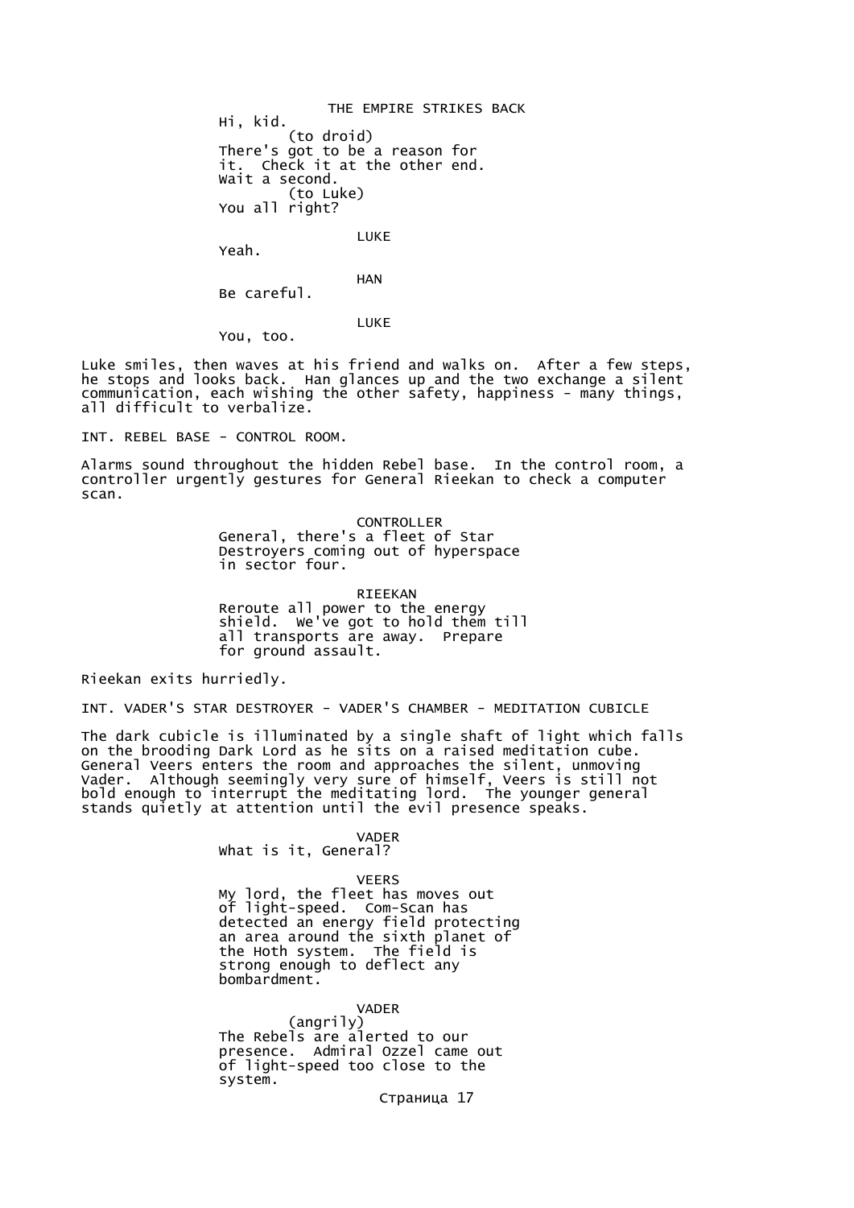Hi, kid.

(to droid)

There's got to be a reason for it. Check it at the other end. Wait a second.

(to Luke)

You all right?

LUKE

Yeah.

HAN

Be careful.

LUKE

You, too.

Luke smiles, then waves at his friend and walks on. After a few steps, he stops and looks back. Han glances up and the two exchange a silent communication, each wishing the other safety, happiness - many things, all difficult to verbalize.

INT. REBEL BASE - CONTROL ROOM.

Alarms sound throughout the hidden Rebel base. In the control room, a controller urgently gestures for General Rieekan to check a computer scan.

CONTROLLER

General, there's a fleet of Star Destroyers coming out of hyperspace in sector four.

RIEEKAN

Reroute all power to the energy shield. We've got to hold them till all transports are away. Prepare for ground assault.

Rieekan exits hurriedly.

INT. VADER'S STAR DESTROYER - VADER'S CHAMBER - MEDITATION CUBICLE

The dark cubicle is illuminated by a single shaft of light which falls on the brooding Dark Lord as he sits on a raised meditation cube. General Veers enters the room and approaches the silent, unmoving Vader. Although seemingly very sure of himself, Veers is still not bold enough to interrupt the meditating lord. The younger general stands quietly at attention until the evil presence speaks.

VADER

What is it, General?

VEERS

My lord, the fleet has moves out of light-speed. Com-Scan has detected an energy field protecting an area around the sixth planet of the Hoth system. The field is strong enough to deflect any bombardment.

VADER

(angrily)

The Rebels are alerted to our presence. Admiral Ozzel came out of light-speed too close to the system.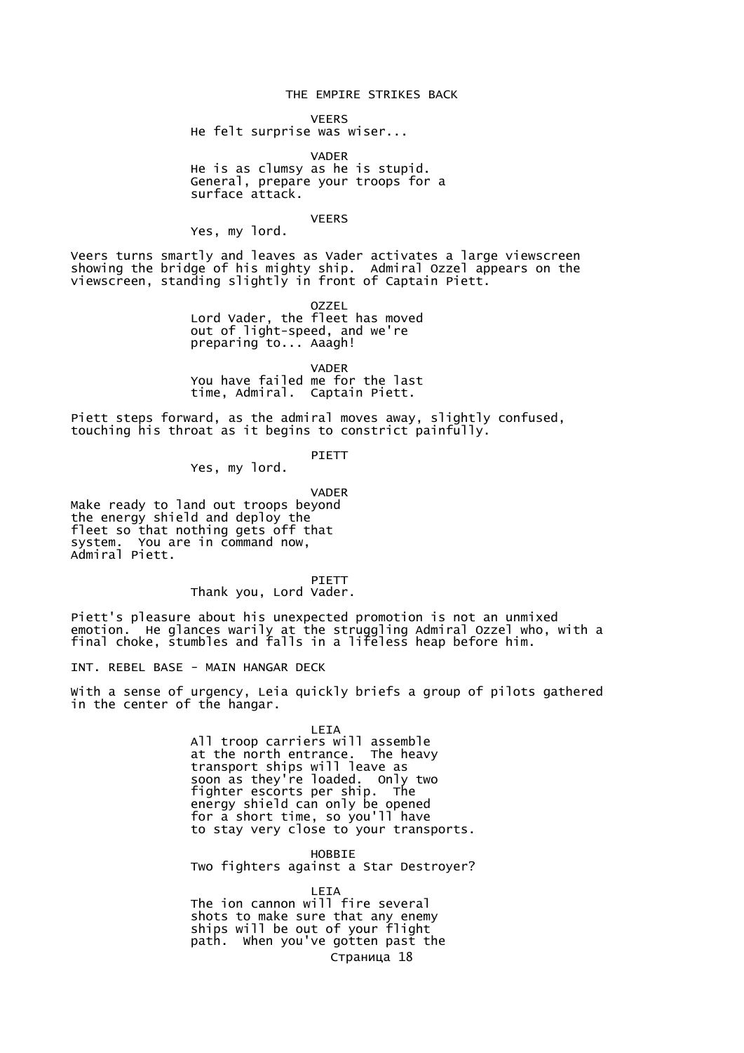VEERS
He felt surprise was wiser...

VADER
He is as clumsy as he is stupid. General, prepare your troops for a surface attack.

VEERS
Yes, my lord.

Veers turns smartly and leaves as Vader activates a large viewscreen showing the bridge of his mighty ship. Admiral Ozzel appears on the viewscreen, standing slightly in front of Captain Piett.

OZZEL
Lord Vader, the fleet has moved out of light-speed, and we're preparing to... Aaagh!

VADER
You have failed me for the last time, Admiral. Captain Piett.

Piett steps forward, as the admiral moves away, slightly confused, touching his throat as it begins to constrict painfully.

PIETT
Yes, my lord.

VADER
Make ready to land out troops beyond the energy shield and deploy the fleet so that nothing gets off that system. You are in command now, Admiral Piett.

PIETT
Thank you, Lord Vader.

Piett's pleasure about his unexpected promotion is not an unmixed emotion. He glances warily at the struggling Admiral Ozzel who, with a final choke, stumbles and falls in a lifeless heap before him.

INT. REBEL BASE - MAIN HANGAR DECK

With a sense of urgency, Leia quickly briefs a group of pilots gathered in the center of the hangar.

LEIA
All troop carriers will assemble at the north entrance. The heavy transport ships will leave as soon as they're loaded. Only two fighter escorts per ship. The energy shield can only be opened for a short time, so you'll have to stay very close to your transports.

HOBBIE
Two fighters against a Star Destroyer?

LEIA
The ion cannon will fire several shots to make sure that any enemy ships will be out of your flight path. When you've gotten past the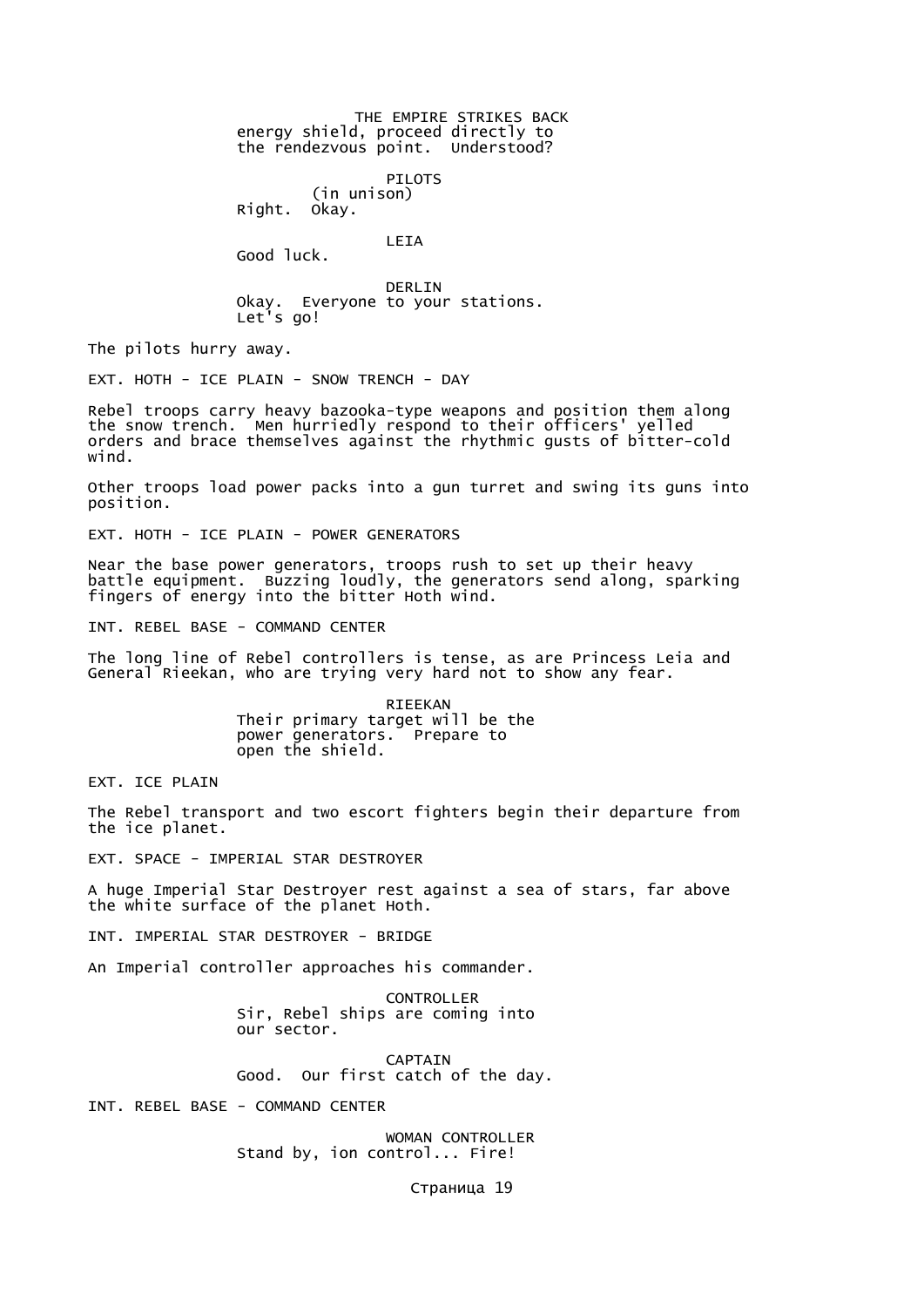energy shield, proceed directly to the rendezvous point. Understood?

PILOTS
(in unison)
Right. Okay.

LEIA
Good luck.

DERLIN
Okay. Everyone to your stations. Let's go!

The pilots hurry away.

EXT. HOTH - ICE PLAIN - SNOW TRENCH - DAY

Rebel troops carry heavy bazooka-type weapons and position them along the snow trench. Men hurriedly respond to their officers' yelled orders and brace themselves against the rhythmic gusts of bitter-cold wind.

Other troops load power packs into a gun turret and swing its guns into position.

EXT. HOTH - ICE PLAIN - POWER GENERATORS

Near the base power generators, troops rush to set up their heavy battle equipment. Buzzing loudly, the generators send along, sparking fingers of energy into the bitter Hoth wind.

INT. REBEL BASE - COMMAND CENTER

The long line of Rebel controllers is tense, as are Princess Leia and General Rieekan, who are trying very hard not to show any fear.

RIEEKAN
Their primary target will be the power generators. Prepare to open the shield.

EXT. ICE PLAIN

The Rebel transport and two escort fighters begin their departure from the ice planet.

EXT. SPACE - IMPERIAL STAR DESTROYER

A huge Imperial Star Destroyer rest against a sea of stars, far above the white surface of the planet Hoth.

INT. IMPERIAL STAR DESTROYER - BRIDGE

An Imperial controller approaches his commander.

CONTROLLER
Sir, Rebel ships are coming into our sector.

CAPTAIN
Good. Our first catch of the day.

INT. REBEL BASE - COMMAND CENTER

WOMAN CONTROLLER
Stand by, ion control... Fire!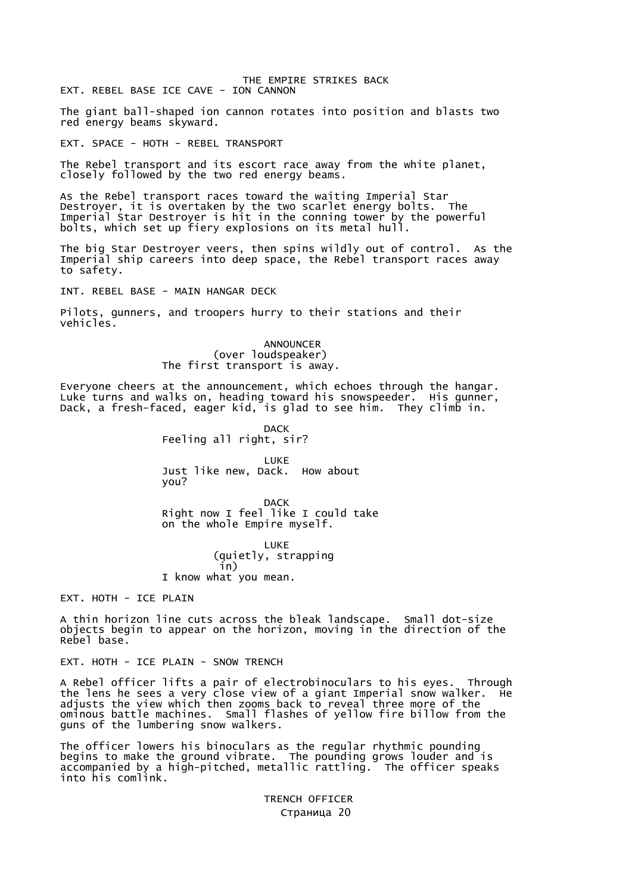EXT. REBEL BASE ICE CAVE - ION CANNON

The giant ball-shaped ion cannon rotates into position and blasts two red energy beams skyward.

EXT. SPACE - HOTH - REBEL TRANSPORT

The Rebel transport and its escort race away from the white planet, closely followed by the two red energy beams.

As the Rebel transport races toward the waiting Imperial Star Destroyer, it is overtaken by the two scarlet energy bolts. The Imperial Star Destroyer is hit in the conning tower by the powerful bolts, which set up fiery explosions on its metal hull.

The big Star Destroyer veers, then spins wildly out of control. As the Imperial ship careers into deep space, the Rebel transport races away to safety.

INT. REBEL BASE - MAIN HANGAR DECK

Pilots, gunners, and troopers hurry to their stations and their vehicles.

ANNOUNCER
(over loudspeaker)
The first transport is away.

Everyone cheers at the announcement, which echoes through the hangar. Luke turns and walks on, heading toward his snowspeeder. His gunner, Dack, a fresh-faced, eager kid, is glad to see him. They climb in.

DACK
Feeling all right, sir?

LUKE
Just like new, Dack. How about you?

DACK
Right now I feel like I could take on the whole Empire myself.

LUKE
(quietly, strapping in)
I know what you mean.

EXT. HOTH - ICE PLAIN

A thin horizon line cuts across the bleak landscape. Small dot-size objects begin to appear on the horizon, moving in the direction of the Rebel base.

EXT. HOTH - ICE PLAIN - SNOW TRENCH

A Rebel officer lifts a pair of electrobinoculars to his eyes. Through the lens he sees a very close view of a giant Imperial snow walker. He adjusts the view which then zooms back to reveal three more of the ominous battle machines. Small flashes of yellow fire billow from the guns of the lumbering snow walkers.

The officer lowers his binoculars as the regular rhythmic pounding begins to make the ground vibrate. The pounding grows louder and is accompanied by a high-pitched, metallic rattling. The officer speaks into his comlink.

TRENCH OFFICER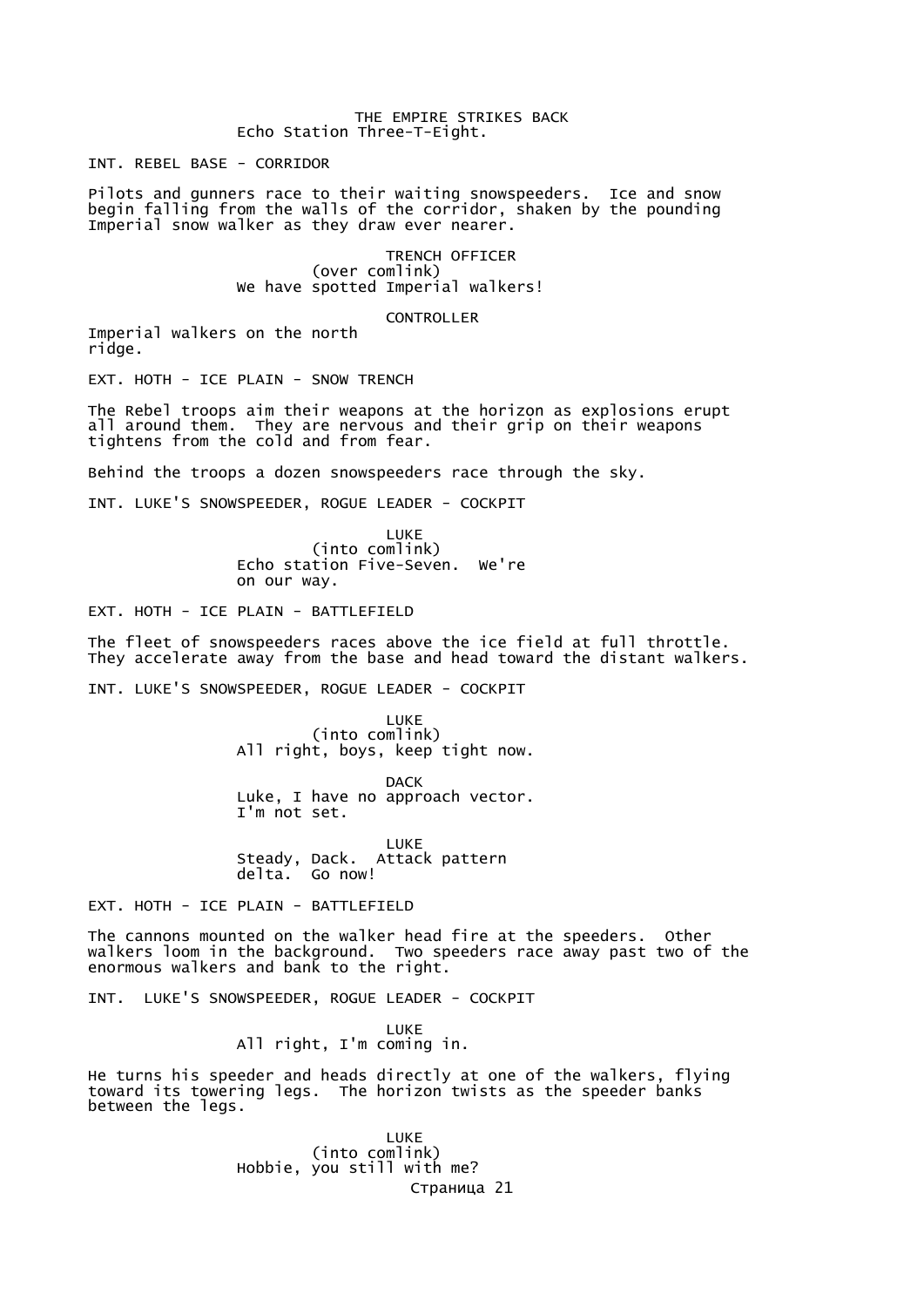Echo Station Three-T-Eight.

INT. REBEL BASE - CORRIDOR

Pilots and gunners race to their waiting snowspeeders. Ice and snow begin falling from the walls of the corridor, shaken by the pounding Imperial snow walker as they draw ever nearer.

TRENCH OFFICER
(over comlink)
We have spotted Imperial walkers!

CONTROLLER
Imperial walkers on the north ridge.

EXT. HOTH - ICE PLAIN - SNOW TRENCH

The Rebel troops aim their weapons at the horizon as explosions erupt all around them. They are nervous and their grip on their weapons tightens from the cold and from fear.

Behind the troops a dozen snowspeeders race through the sky.

INT. LUKE'S SNOWSPEEDER, ROGUE LEADER - COCKPIT

LUKE
(into comlink)
Echo station Five-Seven. We're on our way.

EXT. HOTH - ICE PLAIN - BATTLEFIELD

The fleet of snowspeeders races above the ice field at full throttle. They accelerate away from the base and head toward the distant walkers.

INT. LUKE'S SNOWSPEEDER, ROGUE LEADER - COCKPIT

LUKE
(into comlink)
All right, boys, keep tight now.

DACK
Luke, I have no approach vector. I'm not set.

LUKE
Steady, Dack. Attack pattern delta. Go now!

EXT. HOTH - ICE PLAIN - BATTLEFIELD

The cannons mounted on the walker head fire at the speeders. Other walkers loom in the background. Two speeders race away past two of the enormous walkers and bank to the right.

INT. LUKE'S SNOWSPEEDER, ROGUE LEADER - COCKPIT

LUKE
All right, I'm coming in.

He turns his speeder and heads directly at one of the walkers, flying toward its towering legs. The horizon twists as the speeder banks between the legs.

LUKE
(into comlink)
Hobbie, you still with me?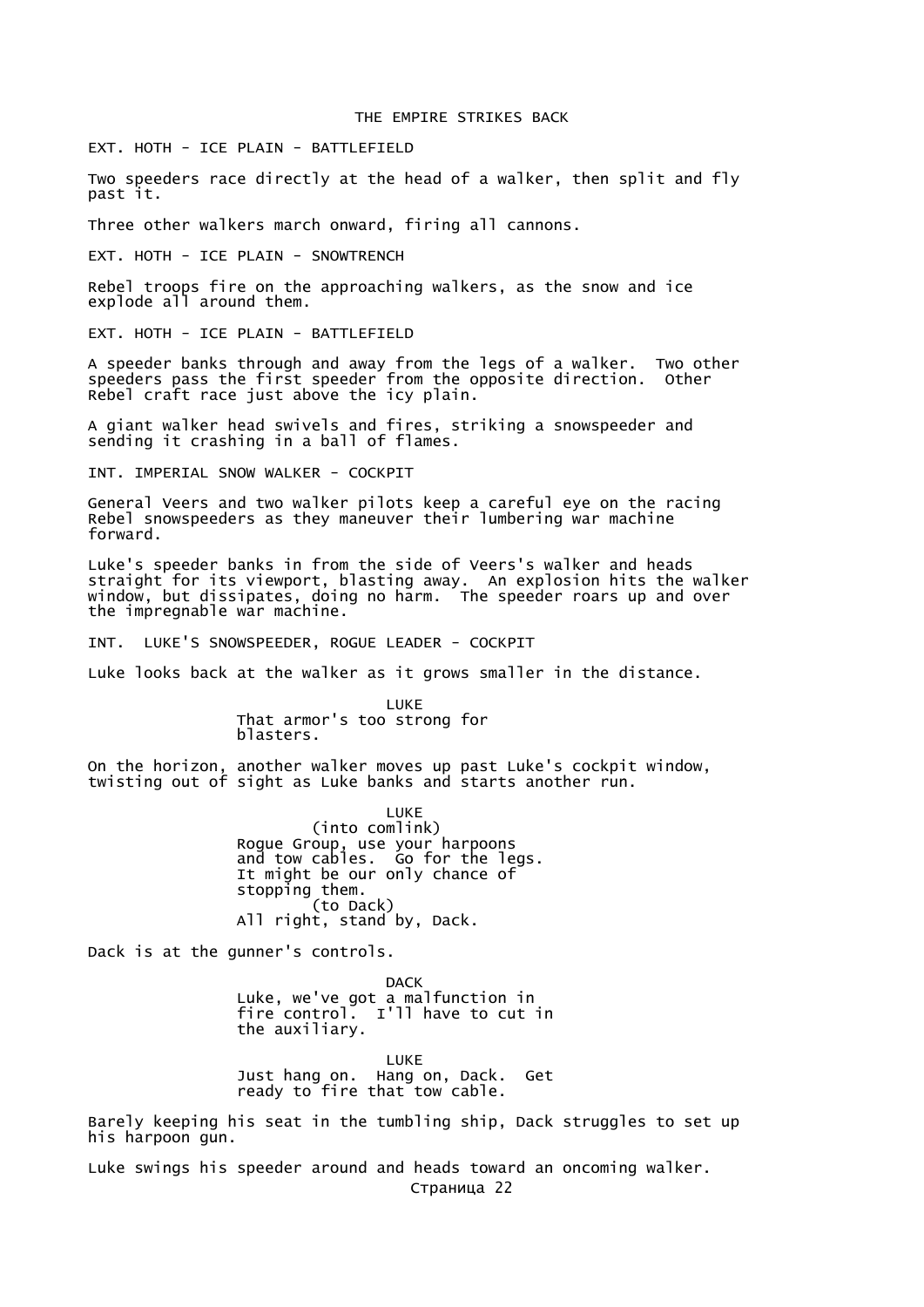THE EMPIRE STRIKES BACK

EXT. HOTH - ICE PLAIN - BATTLEFIELD

Two speeders race directly at the head of a walker, then split and fly past it.

Three other walkers march onward, firing all cannons.

EXT. HOTH - ICE PLAIN - SNOWTRENCH

Rebel troops fire on the approaching walkers, as the snow and ice explode all around them.

EXT. HOTH - ICE PLAIN - BATTLEFIELD

A speeder banks through and away from the legs of a walker. Two other speeders pass the first speeder from the opposite direction. Other Rebel craft race just above the icy plain.

A giant walker head swivels and fires, striking a snowspeeder and sending it crashing in a ball of flames.

INT. IMPERIAL SNOW WALKER - COCKPIT

General Veers and two walker pilots keep a careful eye on the racing Rebel snowspeeders as they maneuver their lumbering war machine forward.

Luke's speeder banks in from the side of Veers's walker and heads straight for its viewport, blasting away. An explosion hits the walker window, but dissipates, doing no harm. The speeder roars up and over the impregnable war machine.

INT. LUKE'S SNOWSPEEDER, ROGUE LEADER - COCKPIT

Luke looks back at the walker as it grows smaller in the distance.

LUKE
That armor's too strong for blasters.

On the horizon, another walker moves up past Luke's cockpit window, twisting out of sight as Luke banks and starts another run.

LUKE
(into comlink)
Rogue Group, use your harpoons and tow cables. Go for the legs. It might be our only chance of stopping them.
(to Dack)
All right, stand by, Dack.

Dack is at the gunner's controls.

DACK
Luke, we've got a malfunction in fire control. I'll have to cut in the auxiliary.

LUKE
Just hang on. Hang on, Dack. Get ready to fire that tow cable.

Barely keeping his seat in the tumbling ship, Dack struggles to set up his harpoon gun.

Luke swings his speeder around and heads toward an oncoming walker.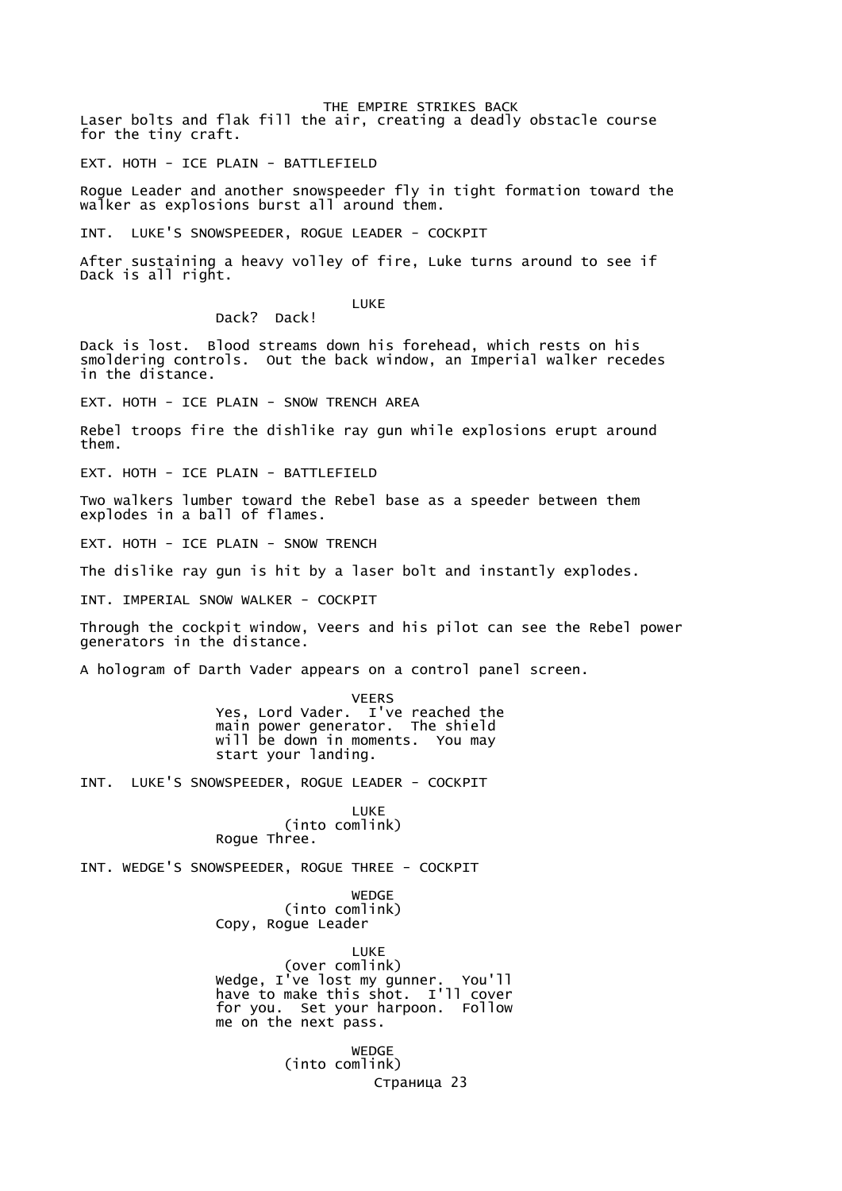Laser bolts and flak fill the air, creating a deadly obstacle course for the tiny craft.

EXT. HOTH - ICE PLAIN - BATTLEFIELD

Rogue Leader and another snowspeeder fly in tight formation toward the walker as explosions burst all around them.

INT.  LUKE'S SNOWSPEEDER, ROGUE LEADER - COCKPIT

After sustaining a heavy volley of fire, Luke turns around to see if Dack is all right.

LUKE
Dack?  Dack!

Dack is lost.  Blood streams down his forehead, which rests on his smoldering controls.  Out the back window, an Imperial walker recedes in the distance.

EXT. HOTH - ICE PLAIN - SNOW TRENCH AREA

Rebel troops fire the dishlike ray gun while explosions erupt around them.

EXT. HOTH - ICE PLAIN - BATTLEFIELD

Two walkers lumber toward the Rebel base as a speeder between them explodes in a ball of flames.

EXT. HOTH - ICE PLAIN - SNOW TRENCH

The dislike ray gun is hit by a laser bolt and instantly explodes.

INT. IMPERIAL SNOW WALKER - COCKPIT

Through the cockpit window, Veers and his pilot can see the Rebel power generators in the distance.

A hologram of Darth Vader appears on a control panel screen.

VEERS
Yes, Lord Vader.  I've reached the main power generator.  The shield will be down in moments.  You may start your landing.

INT.  LUKE'S SNOWSPEEDER, ROGUE LEADER - COCKPIT

LUKE
(into comlink)
Rogue Three.

INT. WEDGE'S SNOWSPEEDER, ROGUE THREE - COCKPIT

WEDGE
(into comlink)
Copy, Rogue Leader

LUKE
(over comlink)
Wedge, I've lost my gunner.  You'll have to make this shot.  I'll cover for you.  Set your harpoon.  Follow me on the next pass.

WEDGE
(into comlink)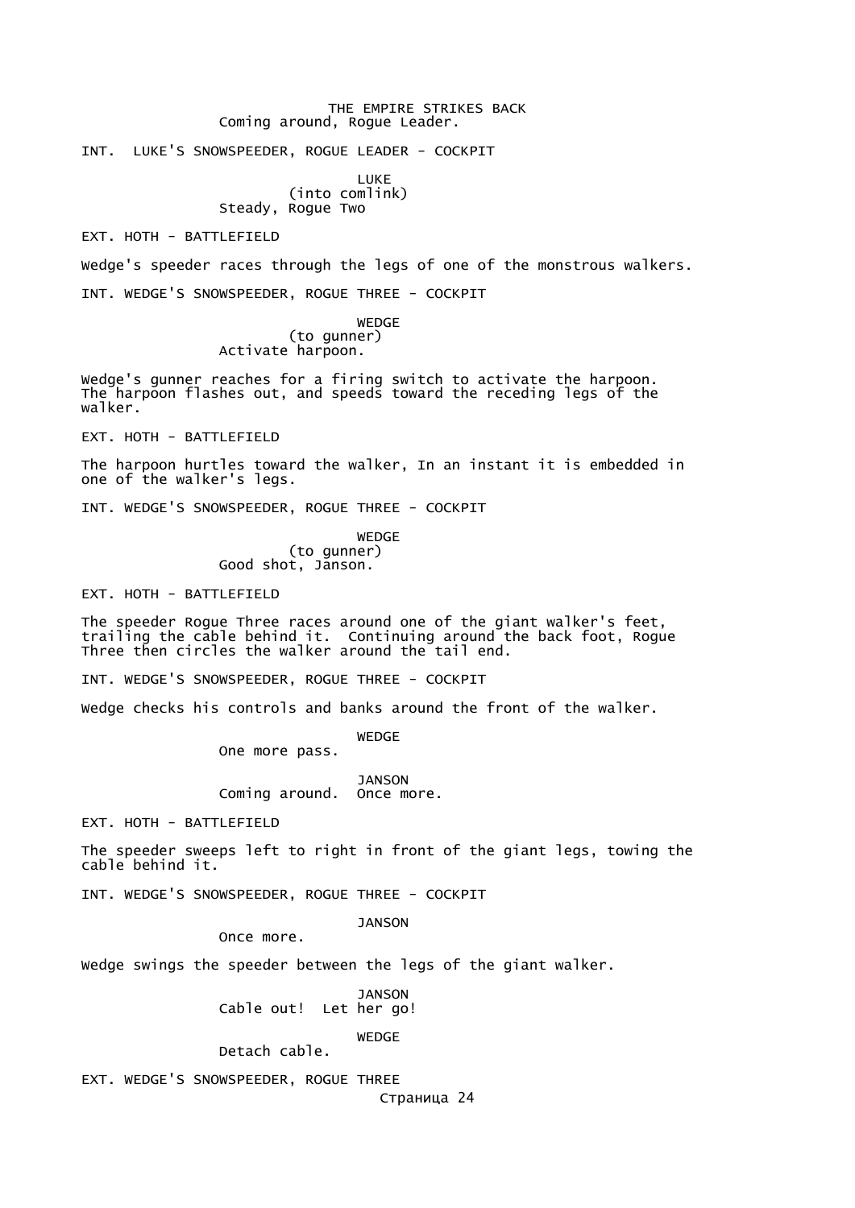Coming around, Rogue Leader.

INT. LUKE'S SNOWSPEEDER, ROGUE LEADER - COCKPIT

LUKE
(into comlink)
Steady, Rogue Two

EXT. HOTH - BATTLEFIELD

Wedge's speeder races through the legs of one of the monstrous walkers.

INT. WEDGE'S SNOWSPEEDER, ROGUE THREE - COCKPIT

WEDGE
(to gunner)
Activate harpoon.

Wedge's gunner reaches for a firing switch to activate the harpoon. The harpoon flashes out, and speeds toward the receding legs of the walker.

EXT. HOTH - BATTLEFIELD

The harpoon hurtles toward the walker, In an instant it is embedded in one of the walker's legs.

INT. WEDGE'S SNOWSPEEDER, ROGUE THREE - COCKPIT

WEDGE
(to gunner)
Good shot, Janson.

EXT. HOTH - BATTLEFIELD

The speeder Rogue Three races around one of the giant walker's feet, trailing the cable behind it. Continuing around the back foot, Rogue Three then circles the walker around the tail end.

INT. WEDGE'S SNOWSPEEDER, ROGUE THREE - COCKPIT

Wedge checks his controls and banks around the front of the walker.

WEDGE
One more pass.

JANSON
Coming around. Once more.

EXT. HOTH - BATTLEFIELD

The speeder sweeps left to right in front of the giant legs, towing the cable behind it.

INT. WEDGE'S SNOWSPEEDER, ROGUE THREE - COCKPIT

JANSON
Once more.

Wedge swings the speeder between the legs of the giant walker.

JANSON
Cable out! Let her go!

WEDGE
Detach cable.

EXT. WEDGE'S SNOWSPEEDER, ROGUE THREE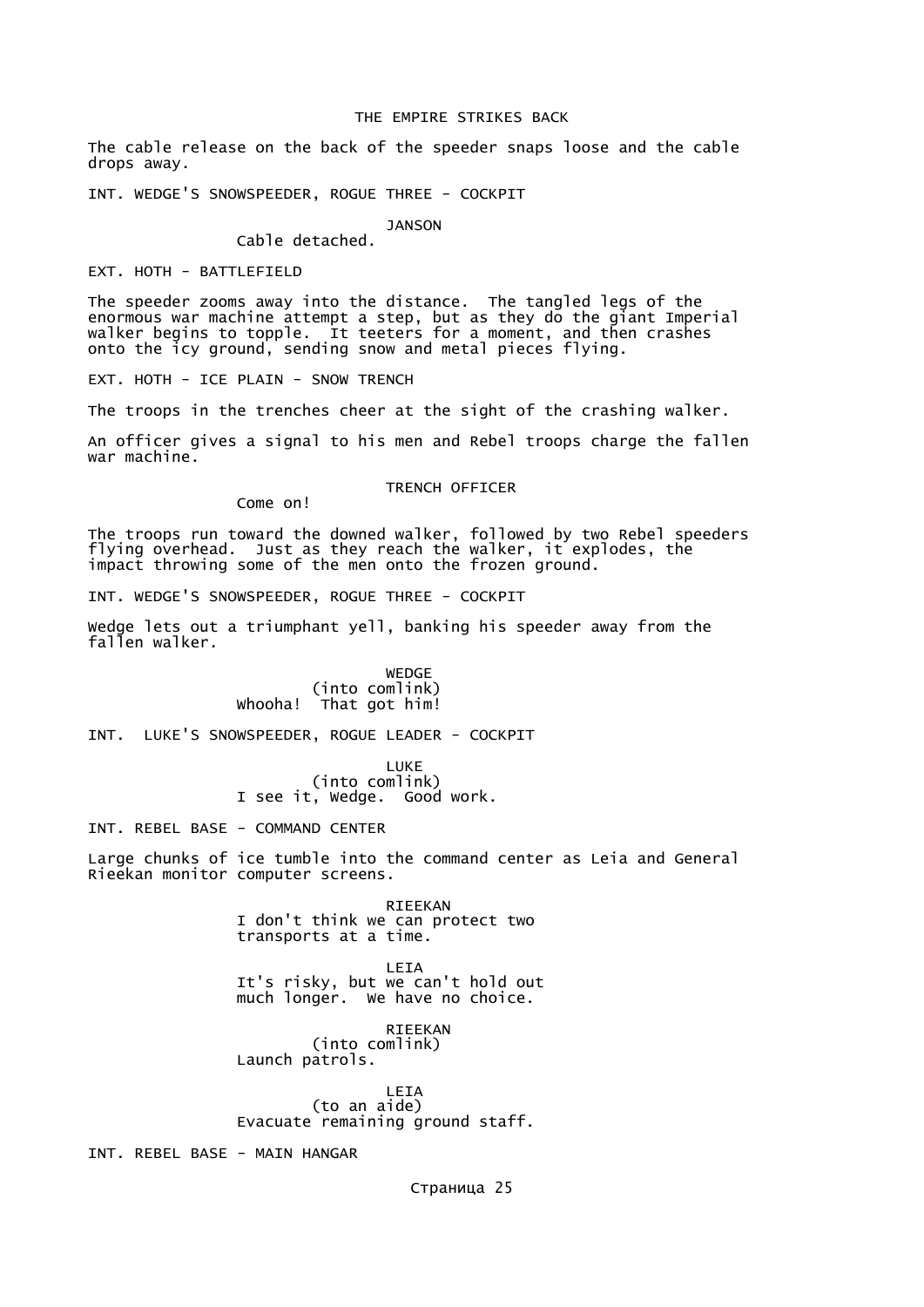The cable release on the back of the speeder snaps loose and the cable drops away.

INT. WEDGE'S SNOWSPEEDER, ROGUE THREE - COCKPIT

JANSON
Cable detached.

EXT. HOTH - BATTLEFIELD

The speeder zooms away into the distance. The tangled legs of the enormous war machine attempt a step, but as they do the giant Imperial walker begins to topple. It teeters for a moment, and then crashes onto the icy ground, sending snow and metal pieces flying.

EXT. HOTH - ICE PLAIN - SNOW TRENCH

The troops in the trenches cheer at the sight of the crashing walker.

An officer gives a signal to his men and Rebel troops charge the fallen war machine.

TRENCH OFFICER
Come on!

The troops run toward the downed walker, followed by two Rebel speeders flying overhead. Just as they reach the walker, it explodes, the impact throwing some of the men onto the frozen ground.

INT. WEDGE'S SNOWSPEEDER, ROGUE THREE - COCKPIT

Wedge lets out a triumphant yell, banking his speeder away from the fallen walker.

WEDGE
(into comlink)
Whooha! That got him!

INT. LUKE'S SNOWSPEEDER, ROGUE LEADER - COCKPIT

LUKE
(into comlink)
I see it, Wedge. Good work.

INT. REBEL BASE - COMMAND CENTER

Large chunks of ice tumble into the command center as Leia and General Rieekan monitor computer screens.

RIEEKAN
I don't think we can protect two transports at a time.

LEIA
It's risky, but we can't hold out much longer. We have no choice.

RIEEKAN
(into comlink)
Launch patrols.

LEIA
(to an aide)
Evacuate remaining ground staff.

INT. REBEL BASE - MAIN HANGAR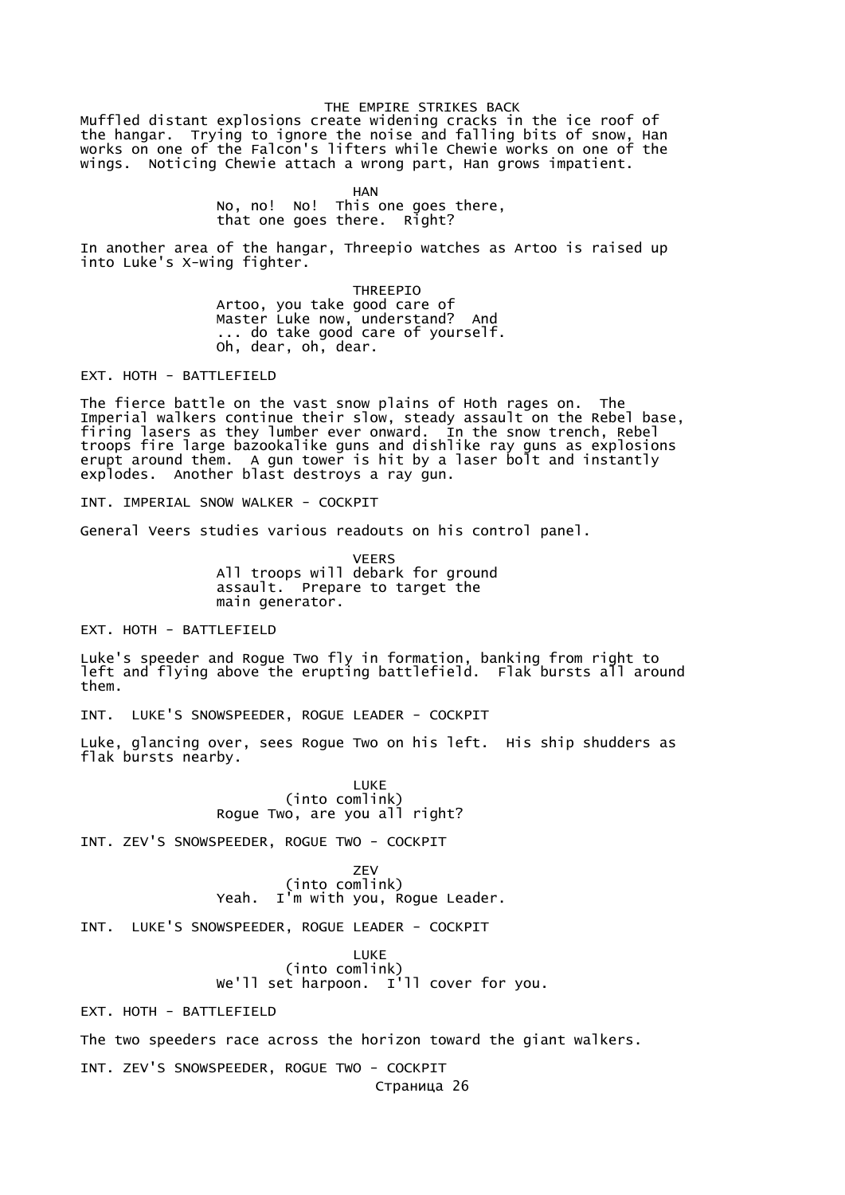Muffled distant explosions create widening cracks in the ice roof of the hangar. Trying to ignore the noise and falling bits of snow, Han works on one of the Falcon's lifters while Chewie works on one of the wings. Noticing Chewie attach a wrong part, Han grows impatient.

HAN
No, no! No! This one goes there, that one goes there. Right?

In another area of the hangar, Threepio watches as Artoo is raised up into Luke's X-wing fighter.

THREEPIO
Artoo, you take good care of Master Luke now, understand? And ... do take good care of yourself. Oh, dear, oh, dear.

EXT. HOTH - BATTLEFIELD

The fierce battle on the vast snow plains of Hoth rages on. The Imperial walkers continue their slow, steady assault on the Rebel base, firing lasers as they lumber ever onward. In the snow trench, Rebel troops fire large bazookalike guns and dishlike ray guns as explosions erupt around them. A gun tower is hit by a laser bolt and instantly explodes. Another blast destroys a ray gun.

INT. IMPERIAL SNOW WALKER - COCKPIT

General Veers studies various readouts on his control panel.

VEERS
All troops will debark for ground assault. Prepare to target the main generator.

EXT. HOTH - BATTLEFIELD

Luke's speeder and Rogue Two fly in formation, banking from right to left and flying above the erupting battlefield. Flak bursts all around them.

INT. LUKE'S SNOWSPEEDER, ROGUE LEADER - COCKPIT

Luke, glancing over, sees Rogue Two on his left. His ship shudders as flak bursts nearby.

LUKE
(into comlink)
Rogue Two, are you all right?

INT. ZEV'S SNOWSPEEDER, ROGUE TWO - COCKPIT

ZEV
(into comlink)
Yeah. I'm with you, Rogue Leader.

INT. LUKE'S SNOWSPEEDER, ROGUE LEADER - COCKPIT

LUKE
(into comlink)
We'll set harpoon. I'll cover for you.

EXT. HOTH - BATTLEFIELD

The two speeders race across the horizon toward the giant walkers.

INT. ZEV'S SNOWSPEEDER, ROGUE TWO - COCKPIT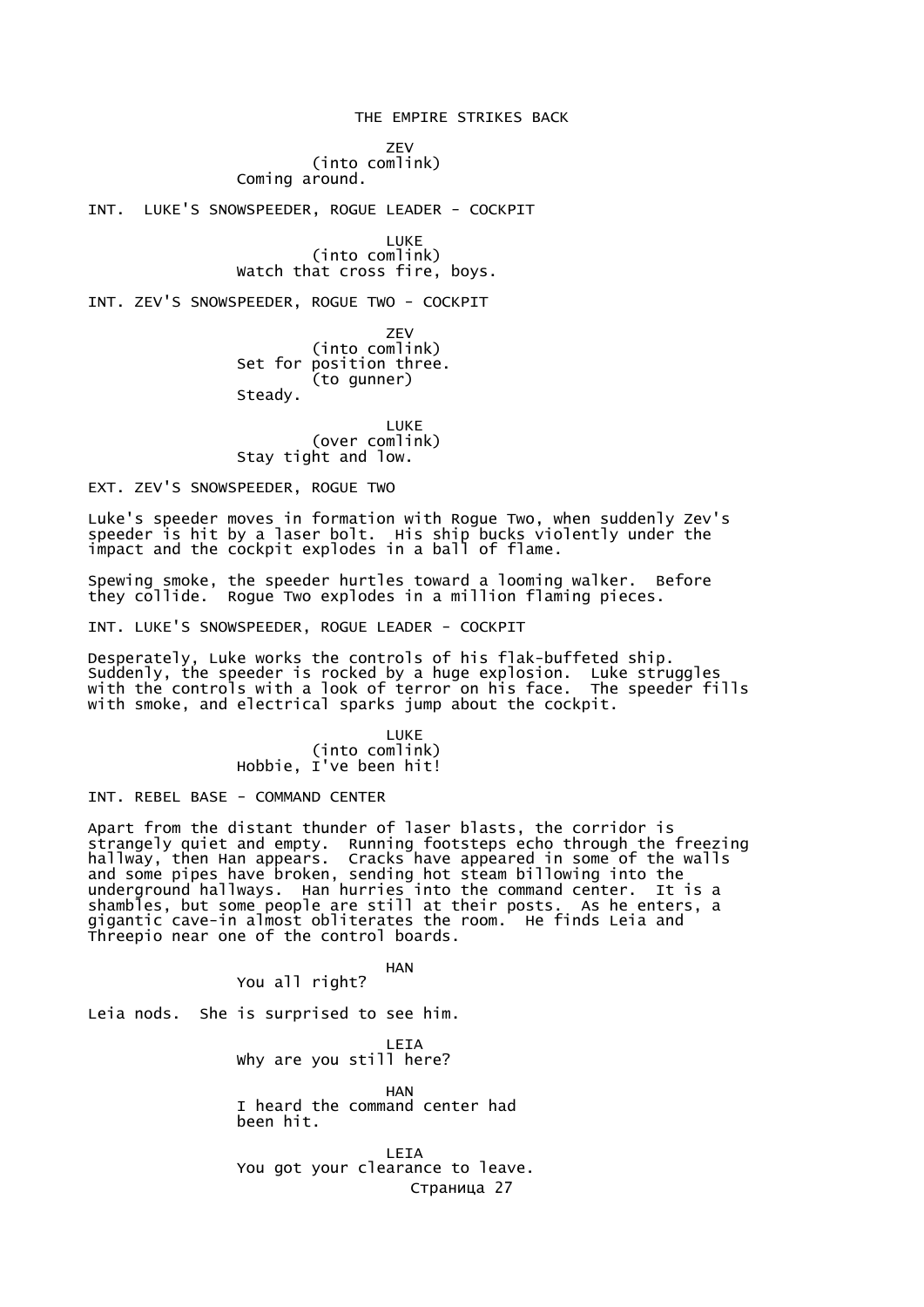ZEV
(into comlink)
Coming around.

INT. LUKE'S SNOWSPEEDER, ROGUE LEADER - COCKPIT

LUKE
(into comlink)
Watch that cross fire, boys.

INT. ZEV'S SNOWSPEEDER, ROGUE TWO - COCKPIT

ZEV
(into comlink)
Set for position three.
(to gunner)
Steady.

LUKE
(over comlink)
Stay tight and low.

EXT. ZEV'S SNOWSPEEDER, ROGUE TWO

Luke's speeder moves in formation with Rogue Two, when suddenly Zev's speeder is hit by a laser bolt. His ship bucks violently under the impact and the cockpit explodes in a ball of flame.

Spewing smoke, the speeder hurtles toward a looming walker. Before they collide. Rogue Two explodes in a million flaming pieces.

INT. LUKE'S SNOWSPEEDER, ROGUE LEADER - COCKPIT

Desperately, Luke works the controls of his flak-buffeted ship. Suddenly, the speeder is rocked by a huge explosion. Luke struggles with the controls with a look of terror on his face. The speeder fills with smoke, and electrical sparks jump about the cockpit.

LUKE
(into comlink)
Hobbie, I've been hit!

INT. REBEL BASE - COMMAND CENTER

Apart from the distant thunder of laser blasts, the corridor is strangely quiet and empty. Running footsteps echo through the freezing hallway, then Han appears. Cracks have appeared in some of the walls and some pipes have broken, sending hot steam billowing into the underground hallways. Han hurries into the command center. It is a shambles, but some people are still at their posts. As he enters, a gigantic cave-in almost obliterates the room. He finds Leia and Threepio near one of the control boards.

HAN
You all right?

Leia nods. She is surprised to see him.

LEIA
Why are you still here?

HAN
I heard the command center had been hit.

LEIA
You got your clearance to leave.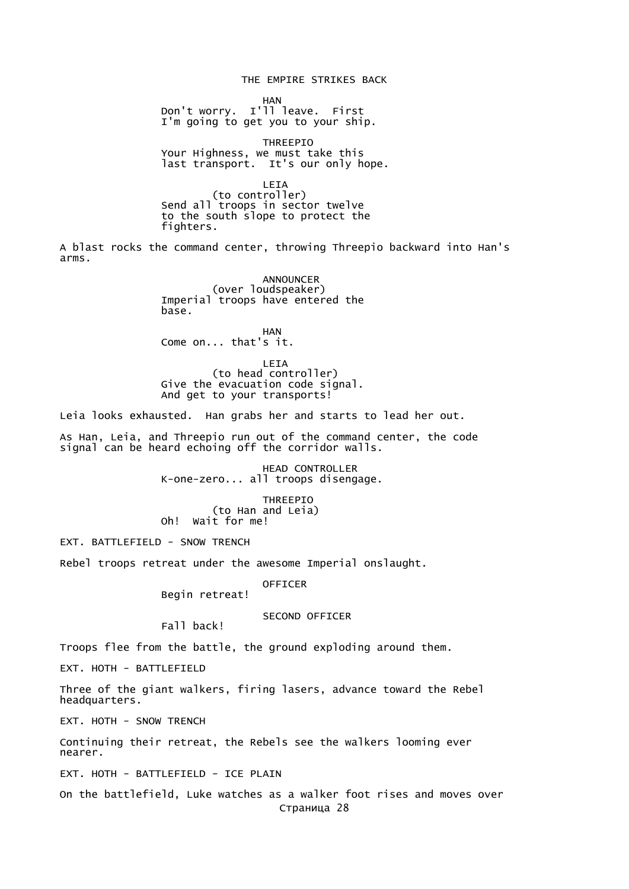HAN

Don't worry. I'll leave. First I'm going to get you to your ship.

THREEPIO

Your Highness, we must take this last transport. It's our only hope.

LEIA

(to controller)

Send all troops in sector twelve to the south slope to protect the fighters.

A blast rocks the command center, throwing Threepio backward into Han's arms.

ANNOUNCER

(over loudspeaker)

Imperial troops have entered the base.

HAN

Come on... that's it.

LEIA

(to head controller)

Give the evacuation code signal. And get to your transports!

Leia looks exhausted. Han grabs her and starts to lead her out.

As Han, Leia, and Threepio run out of the command center, the code signal can be heard echoing off the corridor walls.

HEAD CONTROLLER

K-one-zero... all troops disengage.

THREEPIO

(to Han and Leia)

Oh! Wait for me!

EXT. BATTLEFIELD - SNOW TRENCH

Rebel troops retreat under the awesome Imperial onslaught.

OFFICER

Begin retreat!

SECOND OFFICER

Fall back!

Troops flee from the battle, the ground exploding around them.

EXT. HOTH - BATTLEFIELD

Three of the giant walkers, firing lasers, advance toward the Rebel headquarters.

EXT. HOTH - SNOW TRENCH

Continuing their retreat, the Rebels see the walkers looming ever nearer.

EXT. HOTH - BATTLEFIELD - ICE PLAIN

On the battlefield, Luke watches as a walker foot rises and moves over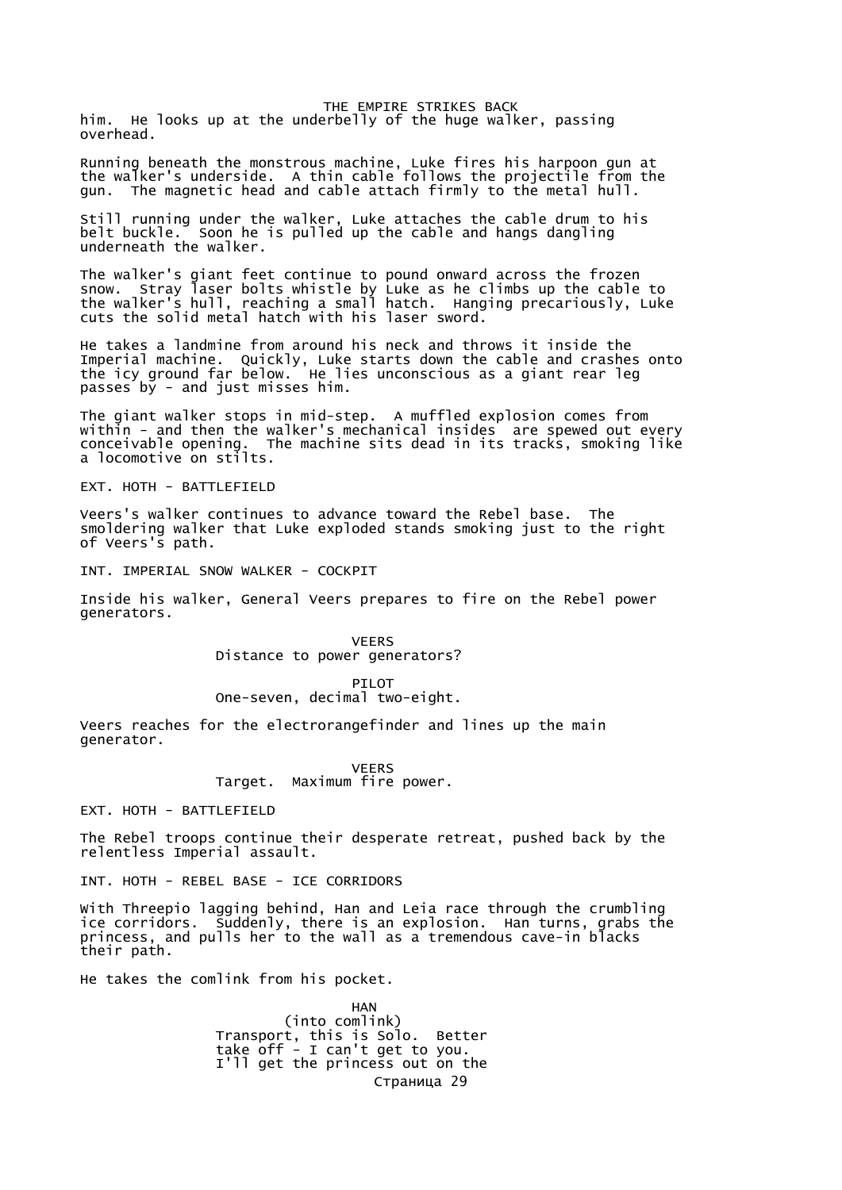him. He looks up at the underbelly of the huge walker, passing overhead.

Running beneath the monstrous machine, Luke fires his harpoon gun at the walker's underside. A thin cable follows the projectile from the gun. The magnetic head and cable attach firmly to the metal hull.

Still running under the walker, Luke attaches the cable drum to his belt buckle. Soon he is pulled up the cable and hangs dangling underneath the walker.

The walker's giant feet continue to pound onward across the frozen snow. Stray laser bolts whistle by Luke as he climbs up the cable to the walker's hull, reaching a small hatch. Hanging precariously, Luke cuts the solid metal hatch with his laser sword.

He takes a landmine from around his neck and throws it inside the Imperial machine. Quickly, Luke starts down the cable and crashes onto the icy ground far below. He lies unconscious as a giant rear leg passes by - and just misses him.

The giant walker stops in mid-step. A muffled explosion comes from within - and then the walker's mechanical insides are spewed out every conceivable opening. The machine sits dead in its tracks, smoking like a locomotive on stilts.

EXT. HOTH - BATTLEFIELD

Veers's walker continues to advance toward the Rebel base. The smoldering walker that Luke exploded stands smoking just to the right of Veers's path.

INT. IMPERIAL SNOW WALKER - COCKPIT

Inside his walker, General Veers prepares to fire on the Rebel power generators.

VEERS
Distance to power generators?

PILOT
One-seven, decimal two-eight.

Veers reaches for the electrorangefinder and lines up the main generator.

VEERS
Target. Maximum fire power.

EXT. HOTH - BATTLEFIELD

The Rebel troops continue their desperate retreat, pushed back by the relentless Imperial assault.

INT. HOTH - REBEL BASE - ICE CORRIDORS

With Threepio lagging behind, Han and Leia race through the crumbling ice corridors. Suddenly, there is an explosion. Han turns, grabs the princess, and pulls her to the wall as a tremendous cave-in blacks their path.

He takes the comlink from his pocket.

HAN
(into comlink)
Transport, this is Solo. Better take off - I can't get to you. I'll get the princess out on the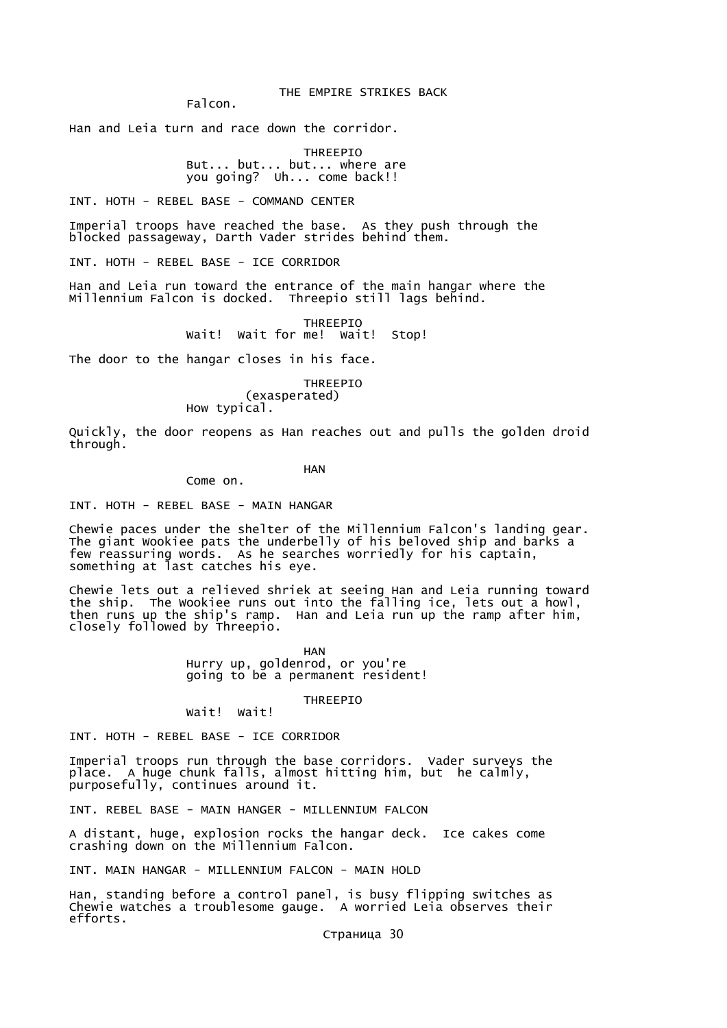Falcon.

Han and Leia turn and race down the corridor.

THREEPIO

But... but... but... where are you going? Uh... come back!!

INT. HOTH - REBEL BASE - COMMAND CENTER

Imperial troops have reached the base. As they push through the blocked passageway, Darth Vader strides behind them.

INT. HOTH - REBEL BASE - ICE CORRIDOR

Han and Leia run toward the entrance of the main hangar where the Millennium Falcon is docked. Threepio still lags behind.

THREEPIO

Wait! Wait for me! Wait! Stop!

The door to the hangar closes in his face.

THREEPIO

(exasperated)

How typical.

Quickly, the door reopens as Han reaches out and pulls the golden droid through.

HAN

Come on.

INT. HOTH - REBEL BASE - MAIN HANGAR

Chewie paces under the shelter of the Millennium Falcon's landing gear. The giant Wookiee pats the underbelly of his beloved ship and barks a few reassuring words. As he searches worriedly for his captain, something at last catches his eye.

Chewie lets out a relieved shriek at seeing Han and Leia running toward the ship. The Wookiee runs out into the falling ice, lets out a howl, then runs up the ship's ramp. Han and Leia run up the ramp after him, closely followed by Threepio.

HAN

Hurry up, goldenrod, or you're going to be a permanent resident!

THREEPIO

Wait! Wait!

INT. HOTH - REBEL BASE - ICE CORRIDOR

Imperial troops run through the base corridors. Vader surveys the place. A huge chunk falls, almost hitting him, but he calmly, purposefully, continues around it.

INT. REBEL BASE - MAIN HANGER - MILLENNIUM FALCON

A distant, huge, explosion rocks the hangar deck. Ice cakes come crashing down on the Millennium Falcon.

INT. MAIN HANGAR - MILLENNIUM FALCON - MAIN HOLD

Han, standing before a control panel, is busy flipping switches as Chewie watches a troublesome gauge. A worried Leia observes their efforts.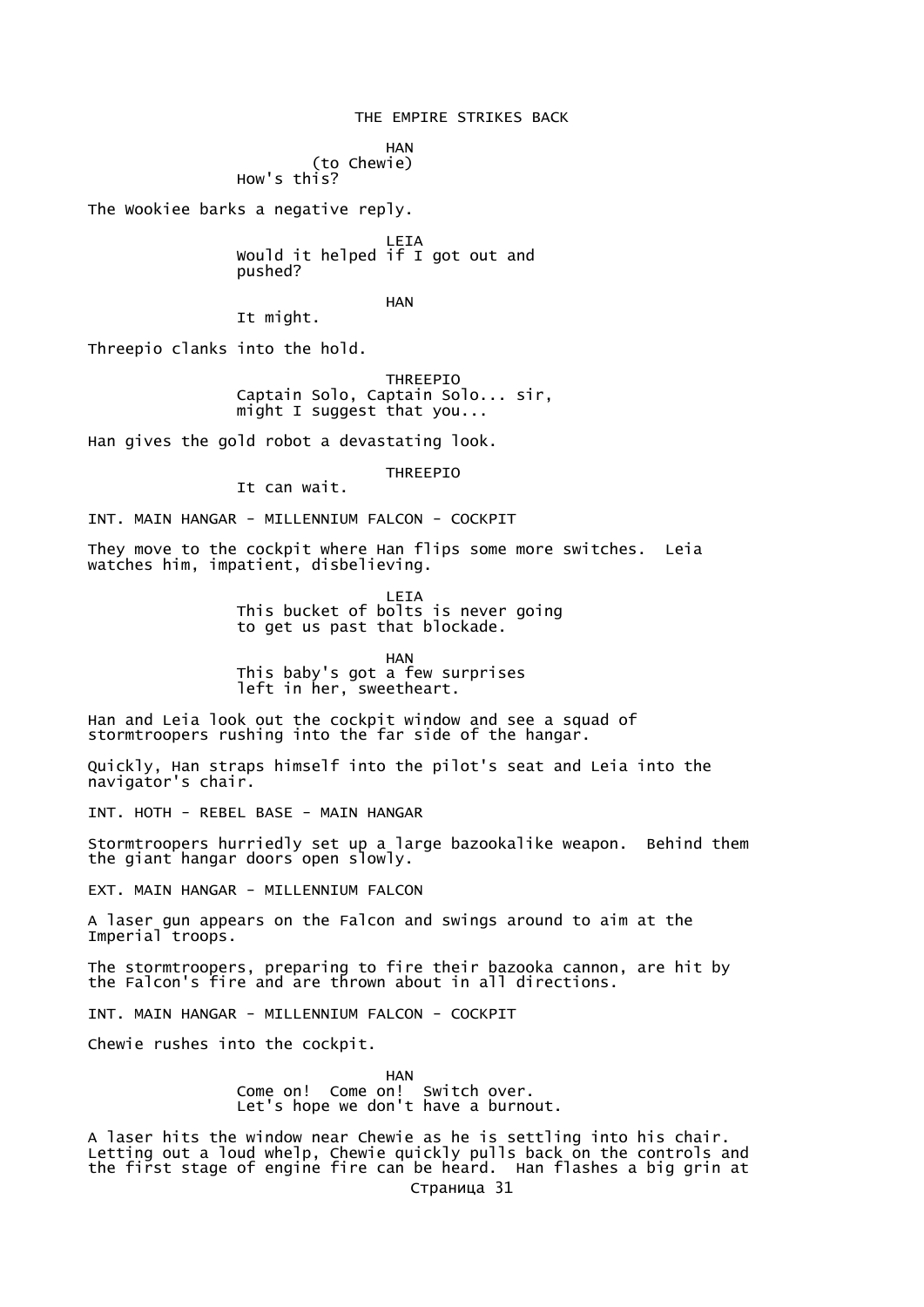HAN
(to Chewie)
How's this?

The Wookiee barks a negative reply.

LEIA
Would it helped if I got out and pushed?

HAN
It might.

Threepio clanks into the hold.

THREEPIO
Captain Solo, Captain Solo... sir, might I suggest that you...

Han gives the gold robot a devastating look.

THREEPIO
It can wait.

INT. MAIN HANGAR - MILLENNIUM FALCON - COCKPIT

They move to the cockpit where Han flips some more switches. Leia watches him, impatient, disbelieving.

LEIA
This bucket of bolts is never going to get us past that blockade.

HAN
This baby's got a few surprises left in her, sweetheart.

Han and Leia look out the cockpit window and see a squad of stormtroopers rushing into the far side of the hangar.

Quickly, Han straps himself into the pilot's seat and Leia into the navigator's chair.

INT. HOTH - REBEL BASE - MAIN HANGAR

Stormtroopers hurriedly set up a large bazookalike weapon. Behind them the giant hangar doors open slowly.

EXT. MAIN HANGAR - MILLENNIUM FALCON

A laser gun appears on the Falcon and swings around to aim at the Imperial troops.

The stormtroopers, preparing to fire their bazooka cannon, are hit by the Falcon's fire and are thrown about in all directions.

INT. MAIN HANGAR - MILLENNIUM FALCON - COCKPIT

Chewie rushes into the cockpit.

HAN
Come on! Come on! Switch over.
Let's hope we don't have a burnout.

A laser hits the window near Chewie as he is settling into his chair. Letting out a loud whelp, Chewie quickly pulls back on the controls and the first stage of engine fire can be heard. Han flashes a big grin at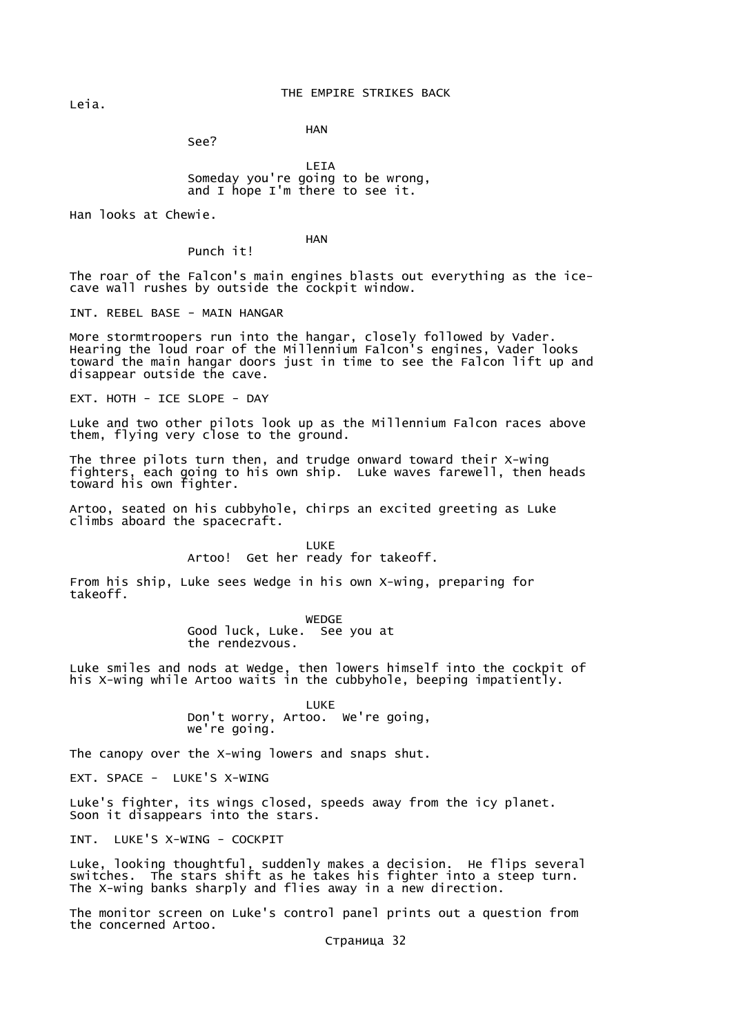Leia.

HAN
See?

LEIA
Someday you're going to be wrong,
and I hope I'm there to see it.

Han looks at Chewie.

HAN
Punch it!

The roar of the Falcon's main engines blasts out everything as the ice-cave wall rushes by outside the cockpit window.

INT. REBEL BASE - MAIN HANGAR

More stormtroopers run into the hangar, closely followed by Vader. Hearing the loud roar of the Millennium Falcon's engines, Vader looks toward the main hangar doors just in time to see the Falcon lift up and disappear outside the cave.

EXT. HOTH - ICE SLOPE - DAY

Luke and two other pilots look up as the Millennium Falcon races above them, flying very close to the ground.

The three pilots turn then, and trudge onward toward their X-wing fighters, each going to his own ship. Luke waves farewell, then heads toward his own fighter.

Artoo, seated on his cubbyhole, chirps an excited greeting as Luke climbs aboard the spacecraft.

LUKE
Artoo! Get her ready for takeoff.

From his ship, Luke sees Wedge in his own X-wing, preparing for takeoff.

WEDGE
Good luck, Luke. See you at
the rendezvous.

Luke smiles and nods at Wedge, then lowers himself into the cockpit of his X-wing while Artoo waits in the cubbyhole, beeping impatiently.

LUKE
Don't worry, Artoo. We're going,
we're going.

The canopy over the X-wing lowers and snaps shut.

EXT. SPACE - LUKE'S X-WING

Luke's fighter, its wings closed, speeds away from the icy planet. Soon it disappears into the stars.

INT. LUKE'S X-WING - COCKPIT

Luke, looking thoughtful, suddenly makes a decision. He flips several switches. The stars shift as he takes his fighter into a steep turn. The X-wing banks sharply and flies away in a new direction.

The monitor screen on Luke's control panel prints out a question from the concerned Artoo.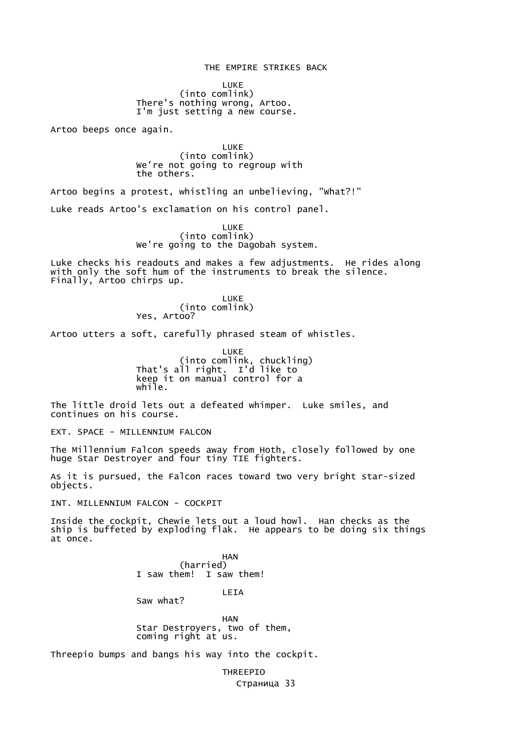LUKE
(into comlink)
There's nothing wrong, Artoo.
I'm just setting a new course.

Artoo beeps once again.

LUKE
(into comlink)
We're not going to regroup with
the others.

Artoo begins a protest, whistling an unbelieving, "What?!"

Luke reads Artoo's exclamation on his control panel.

LUKE
(into comlink)
We're going to the Dagobah system.

Luke checks his readouts and makes a few adjustments. He rides along with only the soft hum of the instruments to break the silence. Finally, Artoo chirps up.

LUKE
(into comlink)
Yes, Artoo?

Artoo utters a soft, carefully phrased steam of whistles.

LUKE
(into comlink, chuckling)
That's all right. I'd like to
keep it on manual control for a
while.

The little droid lets out a defeated whimper. Luke smiles, and continues on his course.

EXT. SPACE - MILLENNIUM FALCON

The Millennium Falcon speeds away from Hoth, closely followed by one huge Star Destroyer and four tiny TIE fighters.

As it is pursued, the Falcon races toward two very bright star-sized objects.

INT. MILLENNIUM FALCON - COCKPIT

Inside the cockpit, Chewie lets out a loud howl. Han checks as the ship is buffeted by exploding flak. He appears to be doing six things at once.

HAN
(harried)
I saw them! I saw them!

LEIA
Saw what?

HAN
Star Destroyers, two of them,
coming right at us.

Threepio bumps and bangs his way into the cockpit.

THREEPIO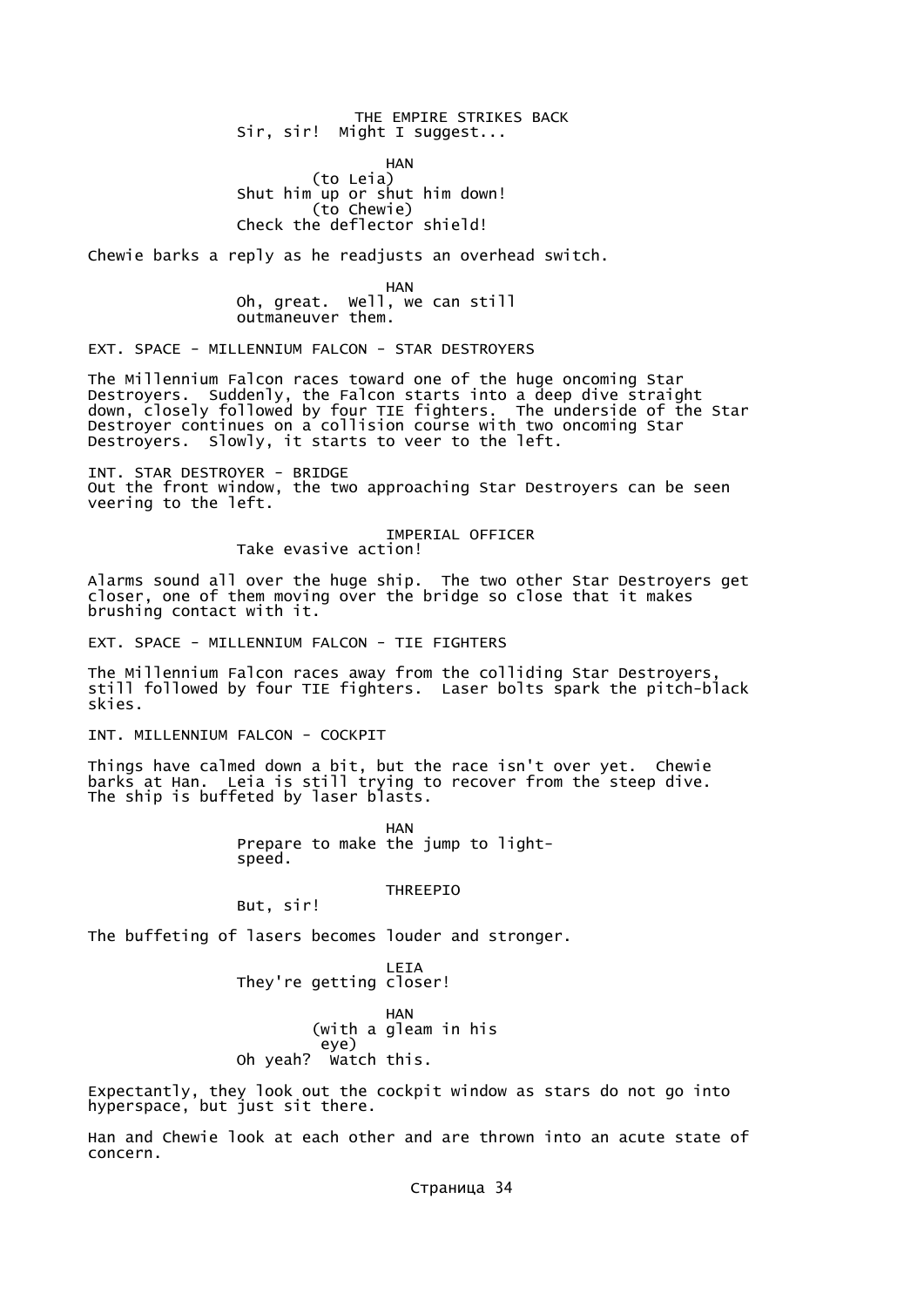Sir, sir!  Might I suggest...

HAN
(to Leia)
Shut him up or shut him down!
(to Chewie)
Check the deflector shield!

Chewie barks a reply as he readjusts an overhead switch.

HAN
Oh, great.  Well, we can still
outmaneuver them.

EXT. SPACE - MILLENNIUM FALCON - STAR DESTROYERS

The Millennium Falcon races toward one of the huge oncoming Star Destroyers.  Suddenly, the Falcon starts into a deep dive straight down, closely followed by four TIE fighters.  The underside of the Star Destroyer continues on a collision course with two oncoming Star Destroyers.  Slowly, it starts to veer to the left.

INT. STAR DESTROYER - BRIDGE
Out the front window, the two approaching Star Destroyers can be seen veering to the left.

IMPERIAL OFFICER
Take evasive action!

Alarms sound all over the huge ship.  The two other Star Destroyers get closer, one of them moving over the bridge so close that it makes brushing contact with it.

EXT. SPACE - MILLENNIUM FALCON - TIE FIGHTERS

The Millennium Falcon races away from the colliding Star Destroyers, still followed by four TIE fighters.  Laser bolts spark the pitch-black skies.

INT. MILLENNIUM FALCON - COCKPIT

Things have calmed down a bit, but the race isn't over yet.  Chewie barks at Han.  Leia is still trying to recover from the steep dive.  The ship is buffeted by laser blasts.

HAN
Prepare to make the jump to light-
speed.

THREEPIO
But, sir!

The buffeting of lasers becomes louder and stronger.

LEIA
They're getting closer!

HAN
(with a gleam in his
eye)
Oh yeah?  Watch this.

Expectantly, they look out the cockpit window as stars do not go into hyperspace, but just sit there.

Han and Chewie look at each other and are thrown into an acute state of concern.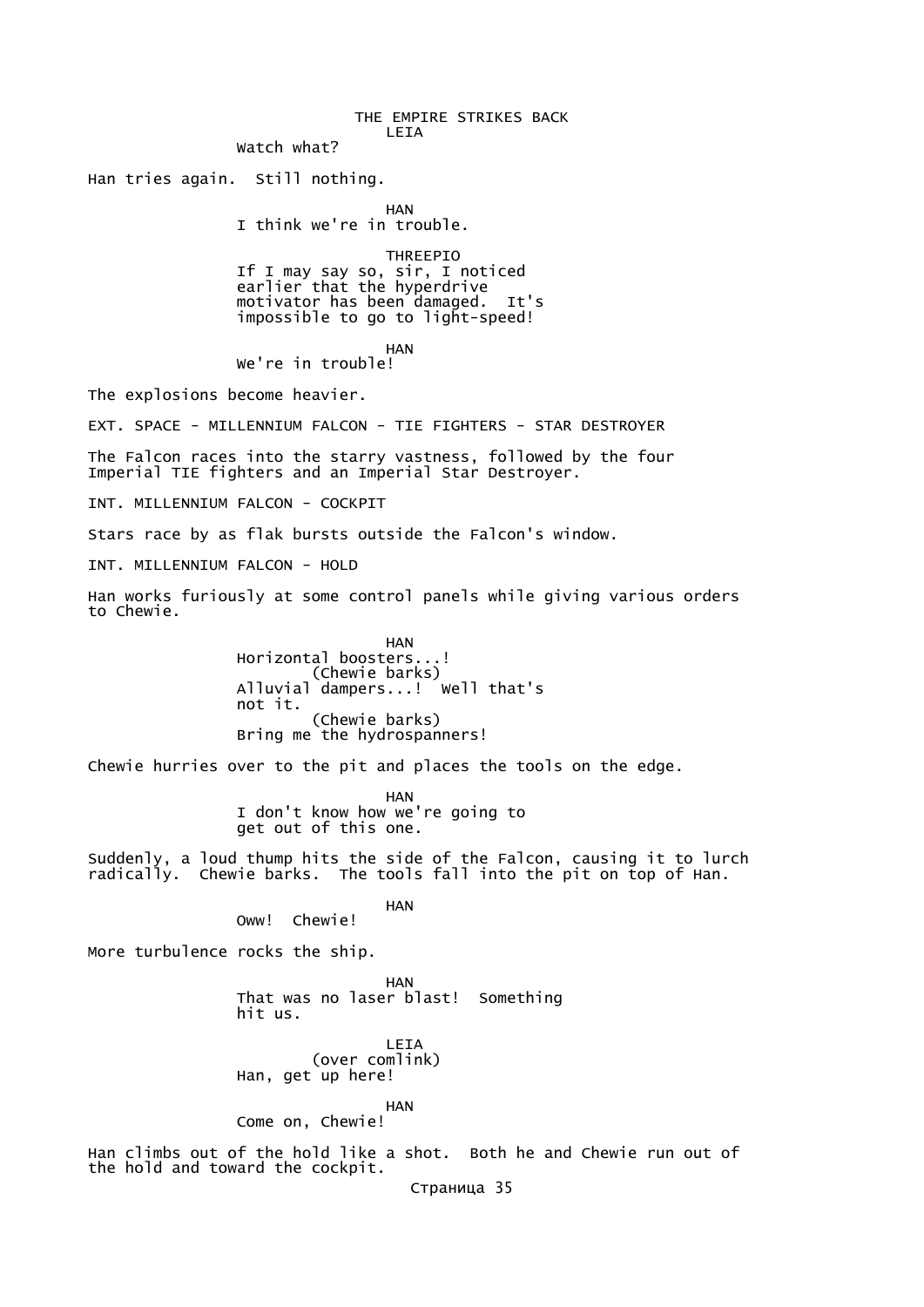LEIA

Watch what?

Han tries again. Still nothing.

HAN

I think we're in trouble.

THREEPIO

If I may say so, sir, I noticed earlier that the hyperdrive motivator has been damaged. It's impossible to go to light-speed!

HAN

We're in trouble!

The explosions become heavier.

EXT. SPACE - MILLENNIUM FALCON - TIE FIGHTERS - STAR DESTROYER

The Falcon races into the starry vastness, followed by the four Imperial TIE fighters and an Imperial Star Destroyer.

INT. MILLENNIUM FALCON - COCKPIT

Stars race by as flak bursts outside the Falcon's window.

INT. MILLENNIUM FALCON - HOLD

Han works furiously at some control panels while giving various orders to Chewie.

HAN

Horizontal boosters...!
(Chewie barks)
Alluvial dampers...! Well that's not it.
(Chewie barks)
Bring me the hydrospanners!

Chewie hurries over to the pit and places the tools on the edge.

HAN

I don't know how we're going to get out of this one.

Suddenly, a loud thump hits the side of the Falcon, causing it to lurch radically. Chewie barks. The tools fall into the pit on top of Han.

HAN

Oww! Chewie!

More turbulence rocks the ship.

HAN

That was no laser blast! Something hit us.

LEIA
(over comlink)
Han, get up here!

HAN

Come on, Chewie!

Han climbs out of the hold like a shot. Both he and Chewie run out of the hold and toward the cockpit.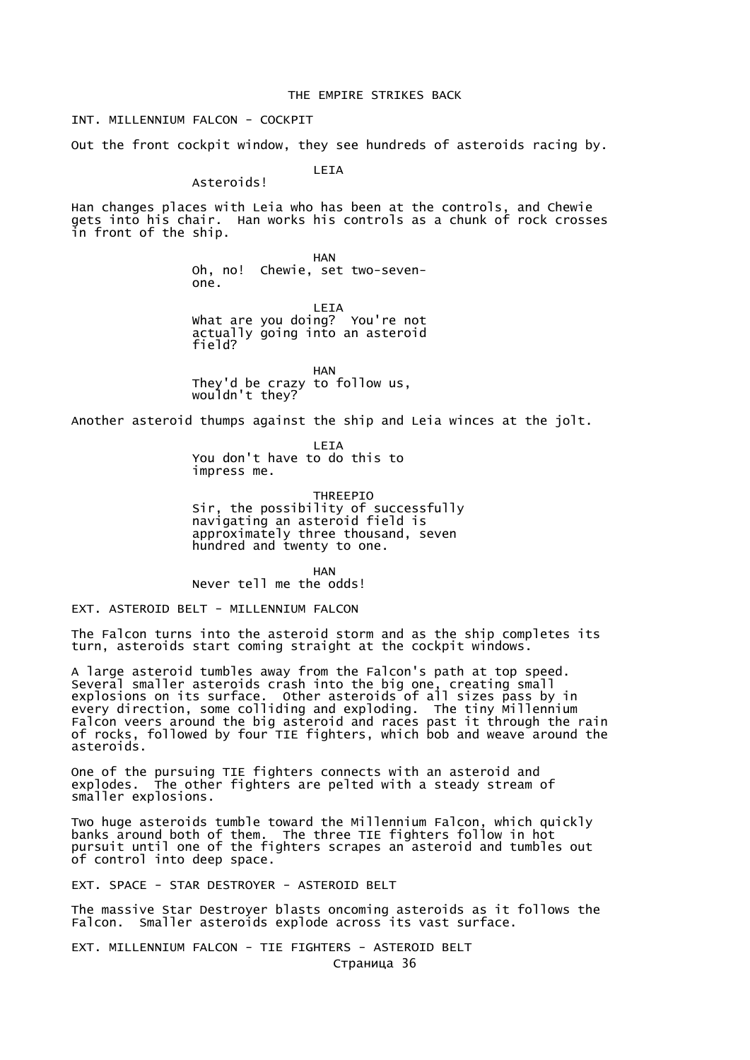THE EMPIRE STRIKES BACK

INT. MILLENNIUM FALCON - COCKPIT

Out the front cockpit window, they see hundreds of asteroids racing by.

LEIA
Asteroids!

Han changes places with Leia who has been at the controls, and Chewie gets into his chair. Han works his controls as a chunk of rock crosses in front of the ship.

HAN
Oh, no! Chewie, set two-seven-one.

LEIA
What are you doing? You're not actually going into an asteroid field?

HAN
They'd be crazy to follow us, wouldn't they?

Another asteroid thumps against the ship and Leia winces at the jolt.

LEIA
You don't have to do this to impress me.

THREEPIO
Sir, the possibility of successfully navigating an asteroid field is approximately three thousand, seven hundred and twenty to one.

HAN
Never tell me the odds!

EXT. ASTEROID BELT - MILLENNIUM FALCON

The Falcon turns into the asteroid storm and as the ship completes its turn, asteroids start coming straight at the cockpit windows.

A large asteroid tumbles away from the Falcon's path at top speed. Several smaller asteroids crash into the big one, creating small explosions on its surface. Other asteroids of all sizes pass by in every direction, some colliding and exploding. The tiny Millennium Falcon veers around the big asteroid and races past it through the rain of rocks, followed by four TIE fighters, which bob and weave around the asteroids.

One of the pursuing TIE fighters connects with an asteroid and explodes. The other fighters are pelted with a steady stream of smaller explosions.

Two huge asteroids tumble toward the Millennium Falcon, which quickly banks around both of them. The three TIE fighters follow in hot pursuit until one of the fighters scrapes an asteroid and tumbles out of control into deep space.

EXT. SPACE - STAR DESTROYER - ASTEROID BELT

The massive Star Destroyer blasts oncoming asteroids as it follows the Falcon. Smaller asteroids explode across its vast surface.

EXT. MILLENNIUM FALCON - TIE FIGHTERS - ASTEROID BELT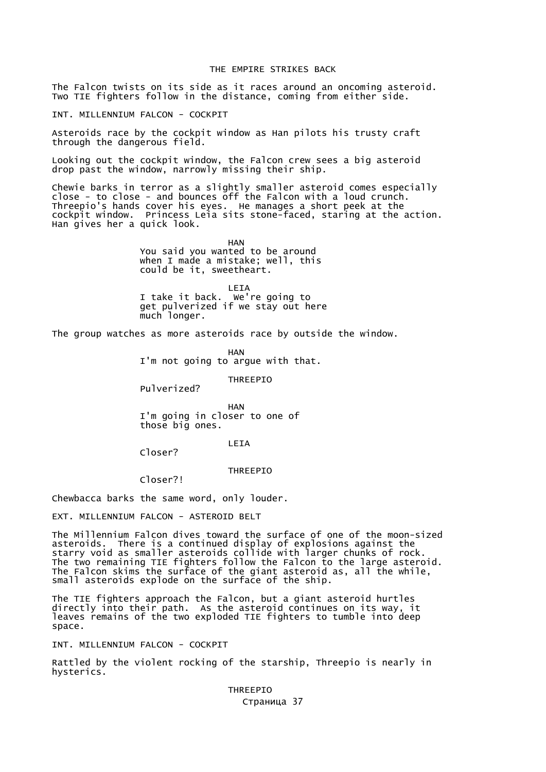The Falcon twists on its side as it races around an oncoming asteroid. Two TIE fighters follow in the distance, coming from either side.

INT. MILLENNIUM FALCON - COCKPIT

Asteroids race by the cockpit window as Han pilots his trusty craft through the dangerous field.

Looking out the cockpit window, the Falcon crew sees a big asteroid drop past the window, narrowly missing their ship.

Chewie barks in terror as a slightly smaller asteroid comes especially close - to close - and bounces off the Falcon with a loud crunch. Threepio's hands cover his eyes. He manages a short peek at the cockpit window. Princess Leia sits stone-faced, staring at the action. Han gives her a quick look.

HAN
You said you wanted to be around when I made a mistake; well, this could be it, sweetheart.

LEIA
I take it back. We're going to get pulverized if we stay out here much longer.

The group watches as more asteroids race by outside the window.

HAN
I'm not going to argue with that.

THREEPIO
Pulverized?

HAN
I'm going in closer to one of those big ones.

LEIA
Closer?

THREEPIO
Closer?!

Chewbacca barks the same word, only louder.

EXT. MILLENNIUM FALCON - ASTEROID BELT

The Millennium Falcon dives toward the surface of one of the moon-sized asteroids. There is a continued display of explosions against the starry void as smaller asteroids collide with larger chunks of rock. The two remaining TIE fighters follow the Falcon to the large asteroid. The Falcon skims the surface of the giant asteroid as, all the while, small asteroids explode on the surface of the ship.

The TIE fighters approach the Falcon, but a giant asteroid hurtles directly into their path. As the asteroid continues on its way, it leaves remains of the two exploded TIE fighters to tumble into deep space.

INT. MILLENNIUM FALCON - COCKPIT

Rattled by the violent rocking of the starship, Threepio is nearly in hysterics.

THREEPIO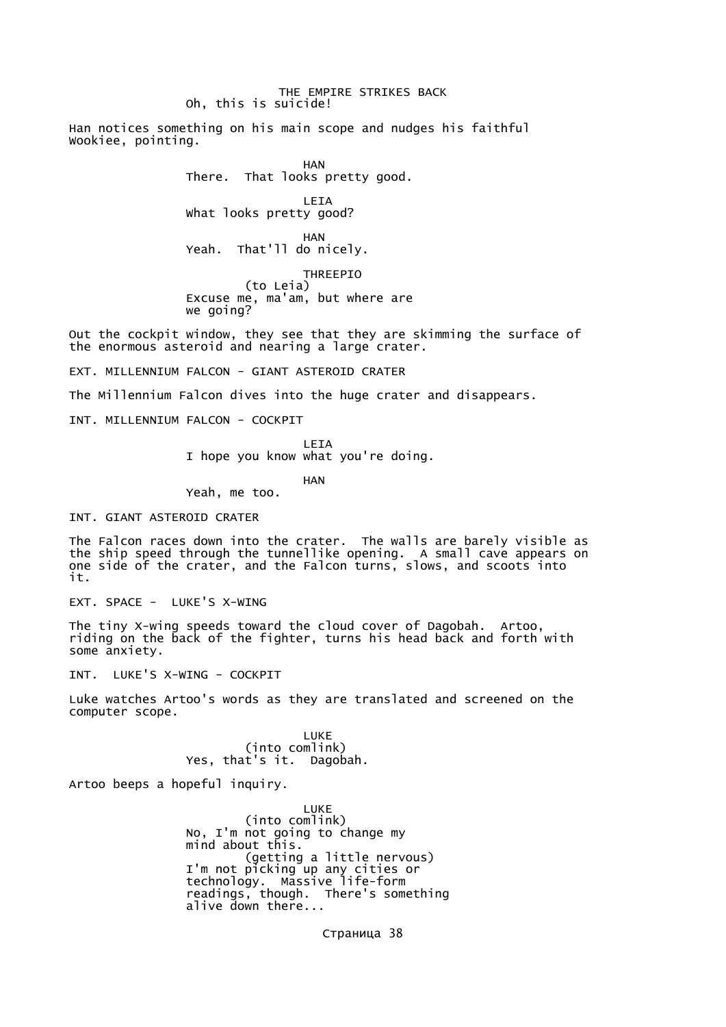Oh, this is suicide!

Han notices something on his main scope and nudges his faithful Wookiee, pointing.

HAN
There. That looks pretty good.

LEIA
What looks pretty good?

HAN
Yeah. That'll do nicely.

THREEPIO
(to Leia)
Excuse me, ma'am, but where are we going?

Out the cockpit window, they see that they are skimming the surface of the enormous asteroid and nearing a large crater.

EXT. MILLENNIUM FALCON - GIANT ASTEROID CRATER

The Millennium Falcon dives into the huge crater and disappears.

INT. MILLENNIUM FALCON - COCKPIT

LEIA
I hope you know what you're doing.

HAN
Yeah, me too.

INT. GIANT ASTEROID CRATER

The Falcon races down into the crater. The walls are barely visible as the ship speed through the tunnellike opening. A small cave appears on one side of the crater, and the Falcon turns, slows, and scoots into it.

EXT. SPACE - LUKE'S X-WING

The tiny X-wing speeds toward the cloud cover of Dagobah. Artoo, riding on the back of the fighter, turns his head back and forth with some anxiety.

INT. LUKE'S X-WING - COCKPIT

Luke watches Artoo's words as they are translated and screened on the computer scope.

LUKE
(into comlink)
Yes, that's it. Dagobah.

Artoo beeps a hopeful inquiry.

LUKE
(into comlink)
No, I'm not going to change my mind about this.
(getting a little nervous)
I'm not picking up any cities or technology. Massive life-form readings, though. There's something alive down there...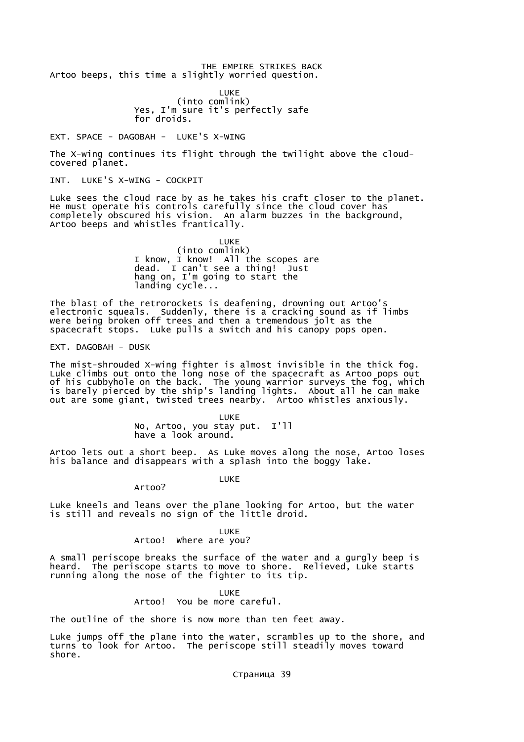Artoo beeps, this time a slightly worried question.

LUKE
(into comlink)
Yes, I'm sure it's perfectly safe for droids.

EXT. SPACE - DAGOBAH - LUKE'S X-WING

The X-wing continues its flight through the twilight above the cloud-covered planet.

INT. LUKE'S X-WING - COCKPIT

Luke sees the cloud race by as he takes his craft closer to the planet. He must operate his controls carefully since the cloud cover has completely obscured his vision. An alarm buzzes in the background, Artoo beeps and whistles frantically.

LUKE
(into comlink)
I know, I know! All the scopes are dead. I can't see a thing! Just hang on, I'm going to start the landing cycle...

The blast of the retrorockets is deafening, drowning out Artoo's electronic squeals. Suddenly, there is a cracking sound as if limbs were being broken off trees and then a tremendous jolt as the spacecraft stops. Luke pulls a switch and his canopy pops open.

EXT. DAGOBAH - DUSK

The mist-shrouded X-wing fighter is almost invisible in the thick fog. Luke climbs out onto the long nose of the spacecraft as Artoo pops out of his cubbyhole on the back. The young warrior surveys the fog, which is barely pierced by the ship's landing lights. About all he can make out are some giant, twisted trees nearby. Artoo whistles anxiously.

LUKE
No, Artoo, you stay put. I'll have a look around.

Artoo lets out a short beep. As Luke moves along the nose, Artoo loses his balance and disappears with a splash into the boggy lake.

LUKE
Artoo?

Luke kneels and leans over the plane looking for Artoo, but the water is still and reveals no sign of the little droid.

LUKE
Artoo! Where are you?

A small periscope breaks the surface of the water and a gurgly beep is heard. The periscope starts to move to shore. Relieved, Luke starts running along the nose of the fighter to its tip.

LUKE
Artoo! You be more careful.

The outline of the shore is now more than ten feet away.

Luke jumps off the plane into the water, scrambles up to the shore, and turns to look for Artoo. The periscope still steadily moves toward shore.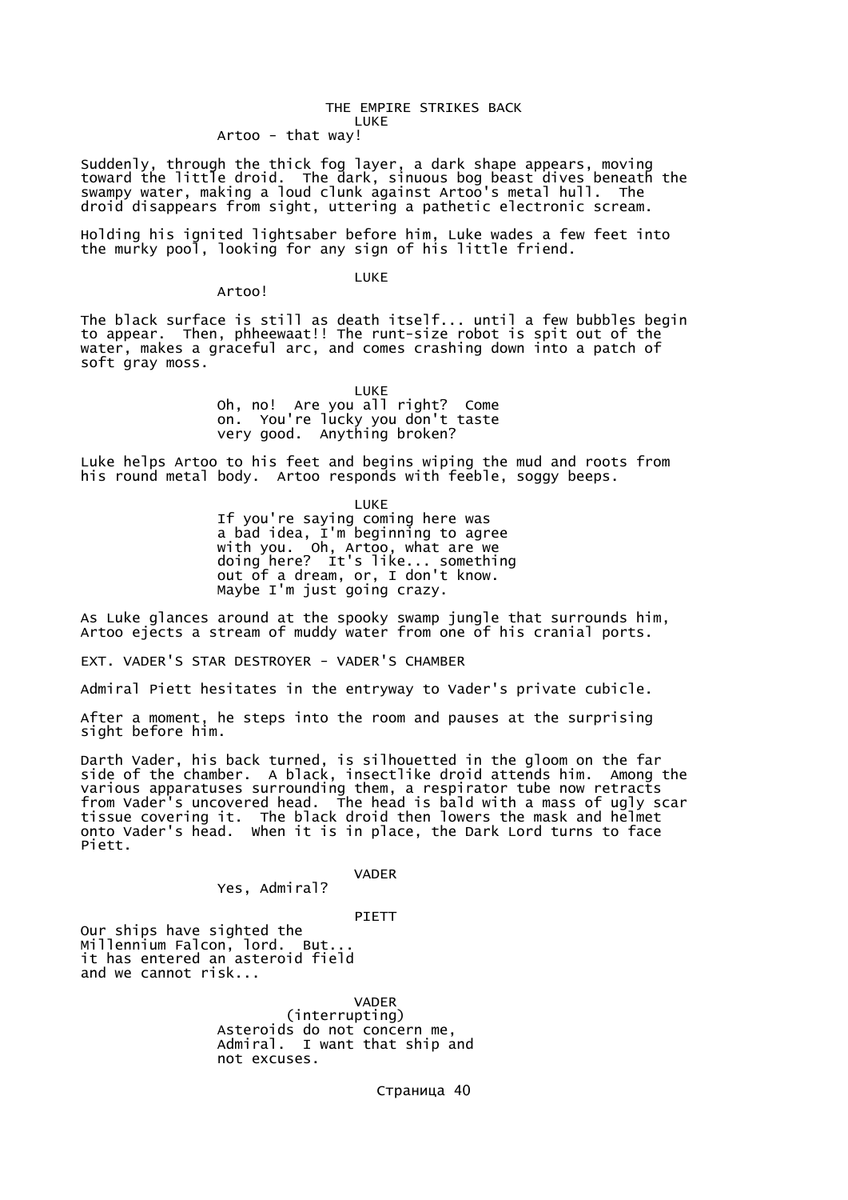LUKE

Artoo - that way!

Suddenly, through the thick fog layer, a dark shape appears, moving toward the little droid. The dark, sinuous bog beast dives beneath the swampy water, making a loud clunk against Artoo's metal hull. The droid disappears from sight, uttering a pathetic electronic scream.

Holding his ignited lightsaber before him, Luke wades a few feet into the murky pool, looking for any sign of his little friend.

LUKE

Artoo!

The black surface is still as death itself... until a few bubbles begin to appear. Then, phheewaat!! The runt-size robot is spit out of the water, makes a graceful arc, and comes crashing down into a patch of soft gray moss.

LUKE

Oh, no! Are you all right? Come on. You're lucky you don't taste very good. Anything broken?

Luke helps Artoo to his feet and begins wiping the mud and roots from his round metal body. Artoo responds with feeble, soggy beeps.

LUKE

If you're saying coming here was a bad idea, I'm beginning to agree with you. Oh, Artoo, what are we doing here? It's like... something out of a dream, or, I don't know. Maybe I'm just going crazy.

As Luke glances around at the spooky swamp jungle that surrounds him, Artoo ejects a stream of muddy water from one of his cranial ports.

EXT. VADER'S STAR DESTROYER - VADER'S CHAMBER

Admiral Piett hesitates in the entryway to Vader's private cubicle.

After a moment, he steps into the room and pauses at the surprising sight before him.

Darth Vader, his back turned, is silhouetted in the gloom on the far side of the chamber. A black, insectlike droid attends him. Among the various apparatuses surrounding them, a respirator tube now retracts from Vader's uncovered head. The head is bald with a mass of ugly scar tissue covering it. The black droid then lowers the mask and helmet onto Vader's head. When it is in place, the Dark Lord turns to face Piett.

VADER

Yes, Admiral?

PIETT

Our ships have sighted the Millennium Falcon, lord. But... it has entered an asteroid field and we cannot risk...

VADER

(interrupting)

Asteroids do not concern me, Admiral. I want that ship and not excuses.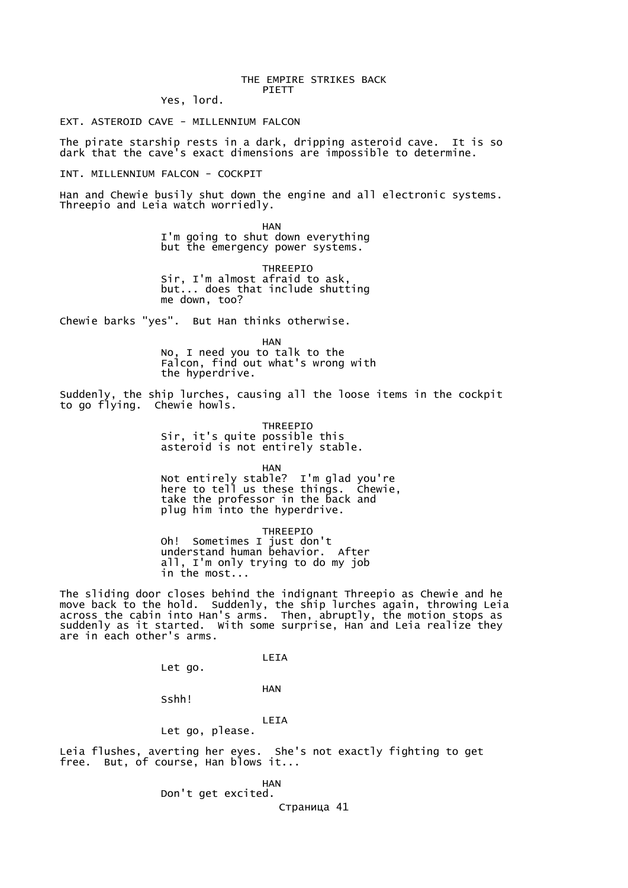PIETT

Yes, lord.

EXT. ASTEROID CAVE - MILLENNIUM FALCON

The pirate starship rests in a dark, dripping asteroid cave. It is so dark that the cave's exact dimensions are impossible to determine.

INT. MILLENNIUM FALCON - COCKPIT

Han and Chewie busily shut down the engine and all electronic systems. Threepio and Leia watch worriedly.

HAN

I'm going to shut down everything but the emergency power systems.

THREEPIO

Sir, I'm almost afraid to ask, but... does that include shutting me down, too?

Chewie barks "yes". But Han thinks otherwise.

HAN

No, I need you to talk to the Falcon, find out what's wrong with the hyperdrive.

Suddenly, the ship lurches, causing all the loose items in the cockpit to go flying. Chewie howls.

THREEPIO

Sir, it's quite possible this asteroid is not entirely stable.

HAN

Not entirely stable? I'm glad you're here to tell us these things. Chewie, take the professor in the back and plug him into the hyperdrive.

THREEPIO

Oh! Sometimes I just don't understand human behavior. After all, I'm only trying to do my job in the most...

The sliding door closes behind the indignant Threepio as Chewie and he move back to the hold. Suddenly, the ship lurches again, throwing Leia across the cabin into Han's arms. Then, abruptly, the motion stops as suddenly as it started. With some surprise, Han and Leia realize they are in each other's arms.

LEIA

Let go.

HAN

Sshh!

LEIA

Let go, please.

Leia flushes, averting her eyes. She's not exactly fighting to get free. But, of course, Han blows it...

HAN

Don't get excited.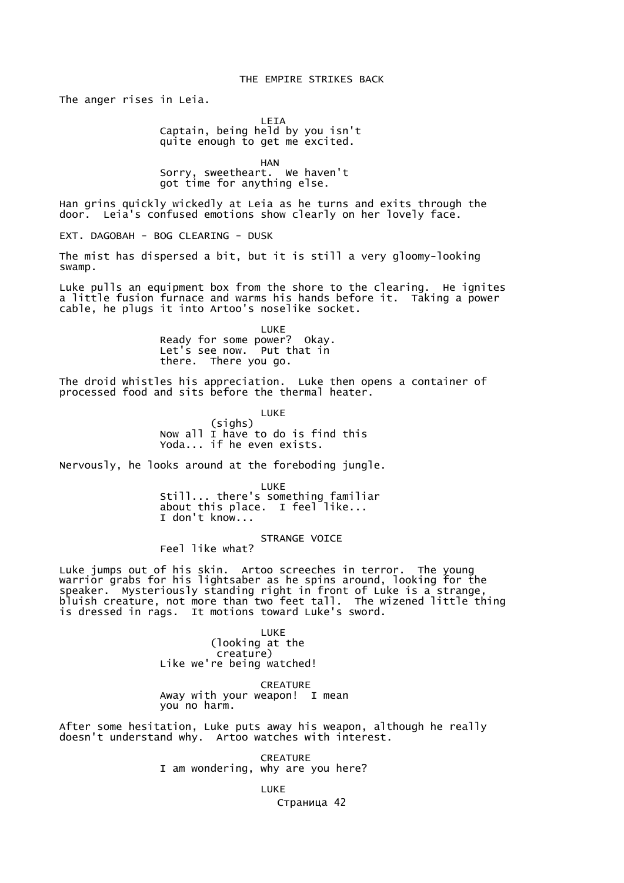The anger rises in Leia.

LEIA
Captain, being held by you isn't quite enough to get me excited.

HAN
Sorry, sweetheart. We haven't got time for anything else.

Han grins quickly wickedly at Leia as he turns and exits through the door. Leia's confused emotions show clearly on her lovely face.

EXT. DAGOBAH - BOG CLEARING - DUSK

The mist has dispersed a bit, but it is still a very gloomy-looking swamp.

Luke pulls an equipment box from the shore to the clearing. He ignites a little fusion furnace and warms his hands before it. Taking a power cable, he plugs it into Artoo's noselike socket.

LUKE
Ready for some power? Okay. Let's see now. Put that in there. There you go.

The droid whistles his appreciation. Luke then opens a container of processed food and sits before the thermal heater.

LUKE
(sighs)
Now all I have to do is find this Yoda... if he even exists.

Nervously, he looks around at the foreboding jungle.

LUKE
Still... there's something familiar about this place. I feel like... I don't know...

STRANGE VOICE
Feel like what?

Luke jumps out of his skin. Artoo screeches in terror. The young warrior grabs for his lightsaber as he spins around, looking for the speaker. Mysteriously standing right in front of Luke is a strange, bluish creature, not more than two feet tall. The wizened little thing is dressed in rags. It motions toward Luke's sword.

LUKE
(looking at the creature)
Like we're being watched!

CREATURE
Away with your weapon! I mean you no harm.

After some hesitation, Luke puts away his weapon, although he really doesn't understand why. Artoo watches with interest.

CREATURE
I am wondering, why are you here?

LUKE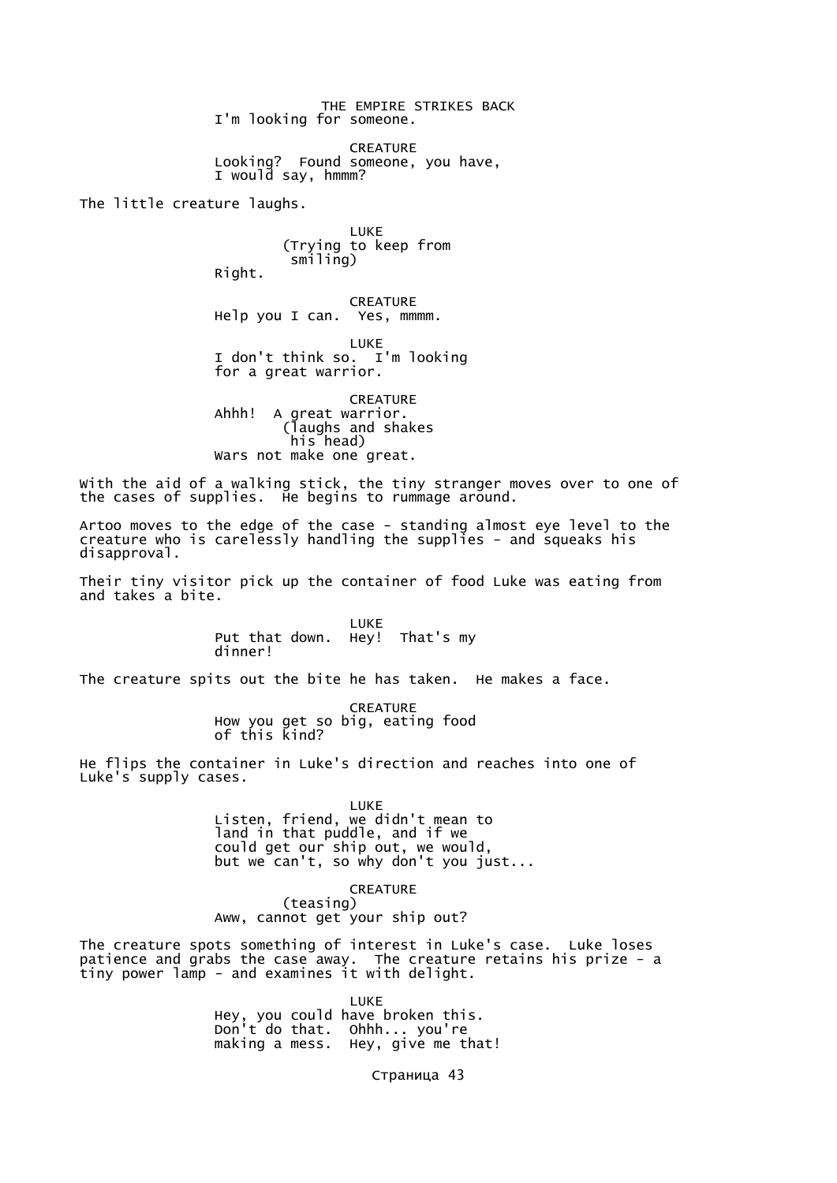I'm looking for someone.

CREATURE
Looking? Found someone, you have, I would say, hmmm?

The little creature laughs.

LUKE
(Trying to keep from smiling)
Right.

CREATURE
Help you I can. Yes, mmmm.

LUKE
I don't think so. I'm looking for a great warrior.

CREATURE
Ahhh! A great warrior.
(laughs and shakes his head)
Wars not make one great.

With the aid of a walking stick, the tiny stranger moves over to one of the cases of supplies. He begins to rummage around.

Artoo moves to the edge of the case - standing almost eye level to the creature who is carelessly handling the supplies - and squeaks his disapproval.

Their tiny visitor pick up the container of food Luke was eating from and takes a bite.

LUKE
Put that down. Hey! That's my dinner!

The creature spits out the bite he has taken. He makes a face.

CREATURE
How you get so big, eating food of this kind?

He flips the container in Luke's direction and reaches into one of Luke's supply cases.

LUKE
Listen, friend, we didn't mean to land in that puddle, and if we could get our ship out, we would, but we can't, so why don't you just...

CREATURE
(teasing)
Aww, cannot get your ship out?

The creature spots something of interest in Luke's case. Luke loses patience and grabs the case away. The creature retains his prize - a tiny power lamp - and examines it with delight.

LUKE
Hey, you could have broken this. Don't do that. Ohhh... you're making a mess. Hey, give me that!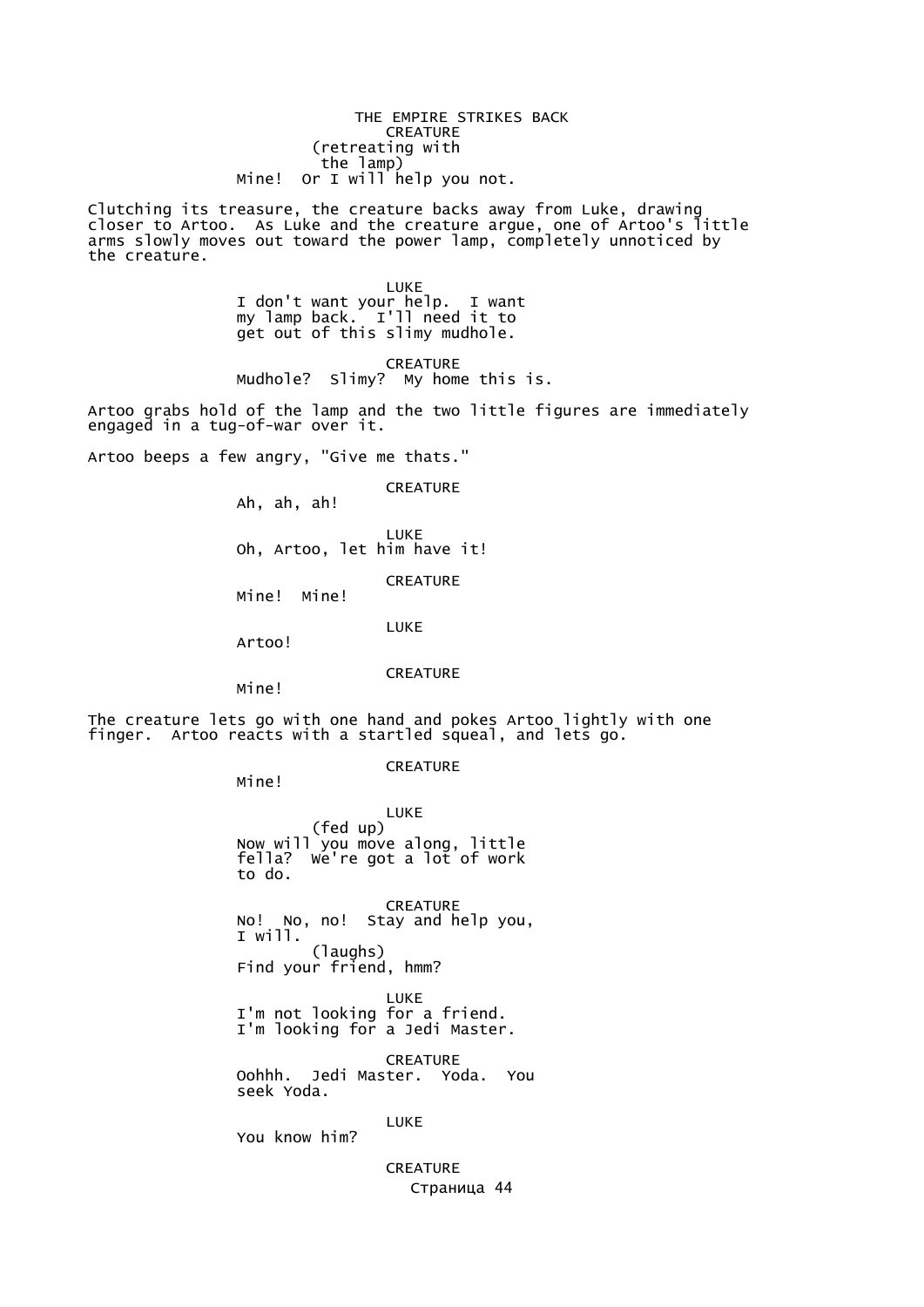CREATURE
(retreating with the lamp)
Mine! Or I will help you not.

Clutching its treasure, the creature backs away from Luke, drawing closer to Artoo. As Luke and the creature argue, one of Artoo's little arms slowly moves out toward the power lamp, completely unnoticed by the creature.

LUKE
I don't want your help. I want my lamp back. I'll need it to get out of this slimy mudhole.

CREATURE
Mudhole? Slimy? My home this is.

Artoo grabs hold of the lamp and the two little figures are immediately engaged in a tug-of-war over it.

Artoo beeps a few angry, "Give me thats."

CREATURE
Ah, ah, ah!

LUKE
Oh, Artoo, let him have it!

CREATURE
Mine! Mine!

LUKE
Artoo!

CREATURE
Mine!

The creature lets go with one hand and pokes Artoo lightly with one finger. Artoo reacts with a startled squeal, and lets go.

CREATURE
Mine!

LUKE
(fed up)
Now will you move along, little fella? We're got a lot of work to do.

CREATURE
No! No, no! Stay and help you, I will.
(laughs)
Find your friend, hmm?

LUKE
I'm not looking for a friend. I'm looking for a Jedi Master.

CREATURE
Oohhh. Jedi Master. Yoda. You seek Yoda.

LUKE
You know him?

CREATURE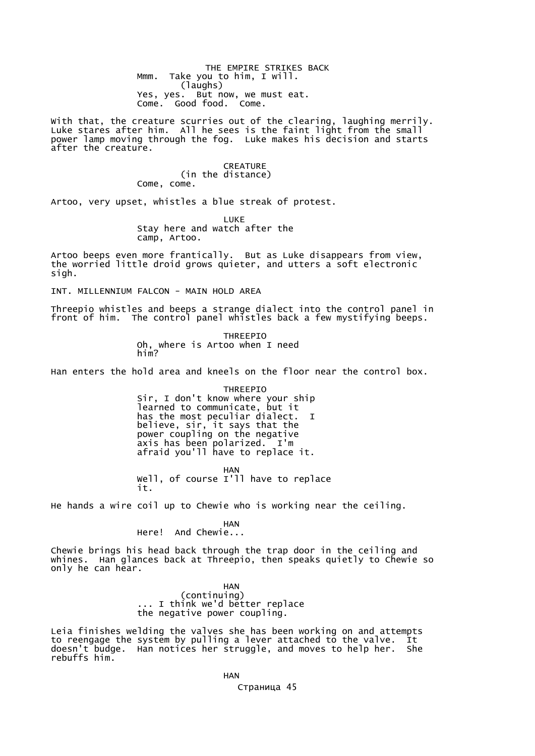Mmm. Take you to him, I will.
(laughs)
Yes, yes. But now, we must eat.
Come. Good food. Come.

With that, the creature scurries out of the clearing, laughing merrily. Luke stares after him. All he sees is the faint light from the small power lamp moving through the fog. Luke makes his decision and starts after the creature.

CREATURE
(in the distance)
Come, come.

Artoo, very upset, whistles a blue streak of protest.

LUKE
Stay here and watch after the camp, Artoo.

Artoo beeps even more frantically. But as Luke disappears from view, the worried little droid grows quieter, and utters a soft electronic sigh.

INT. MILLENNIUM FALCON - MAIN HOLD AREA

Threepio whistles and beeps a strange dialect into the control panel in front of him. The control panel whistles back a few mystifying beeps.

THREEPIO
Oh, where is Artoo when I need him?

Han enters the hold area and kneels on the floor near the control box.

THREEPIO
Sir, I don't know where your ship learned to communicate, but it has the most peculiar dialect. I believe, sir, it says that the power coupling on the negative axis has been polarized. I'm afraid you'll have to replace it.

HAN
Well, of course I'll have to replace it.

He hands a wire coil up to Chewie who is working near the ceiling.

HAN
Here! And Chewie...

Chewie brings his head back through the trap door in the ceiling and whines. Han glances back at Threepio, then speaks quietly to Chewie so only he can hear.

HAN
(continuing)
... I think we'd better replace the negative power coupling.

Leia finishes welding the valves she has been working on and attempts to reengage the system by pulling a lever attached to the valve. It doesn't budge. Han notices her struggle, and moves to help her. She rebuffs him.

HAN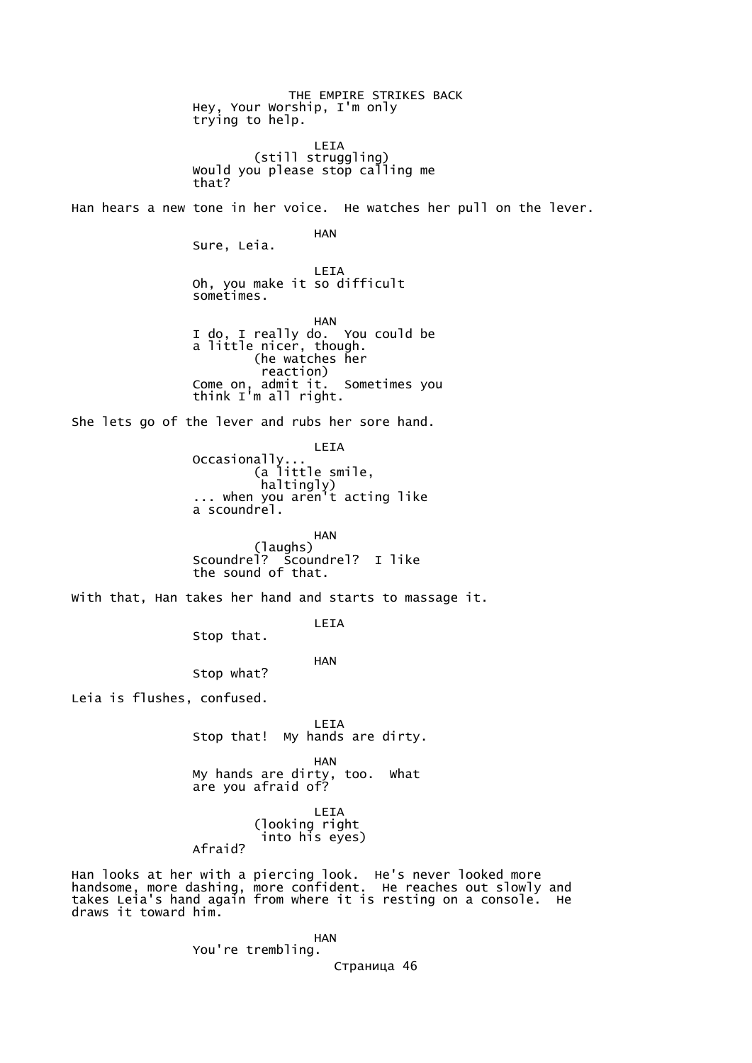Hey, Your Worship, I'm only
trying to help.

LEIA
(still struggling)
Would you please stop calling me
that?

Han hears a new tone in her voice. He watches her pull on the lever.

HAN
Sure, Leia.

LEIA
Oh, you make it so difficult
sometimes.

HAN
I do, I really do. You could be
a little nicer, though.
(he watches her
reaction)
Come on, admit it. Sometimes you
think I'm all right.

She lets go of the lever and rubs her sore hand.

LEIA
Occasionally...
(a little smile,
haltingly)
... when you aren't acting like
a scoundrel.

HAN
(laughs)
Scoundrel? Scoundrel? I like
the sound of that.

With that, Han takes her hand and starts to massage it.

LEIA
Stop that.

HAN
Stop what?

Leia is flushes, confused.

LEIA
Stop that! My hands are dirty.

HAN
My hands are dirty, too. What
are you afraid of?

LEIA
(looking right
into his eyes)
Afraid?

Han looks at her with a piercing look. He's never looked more
handsome, more dashing, more confident. He reaches out slowly and
takes Leia's hand again from where it is resting on a console. He
draws it toward him.

HAN
You're trembling.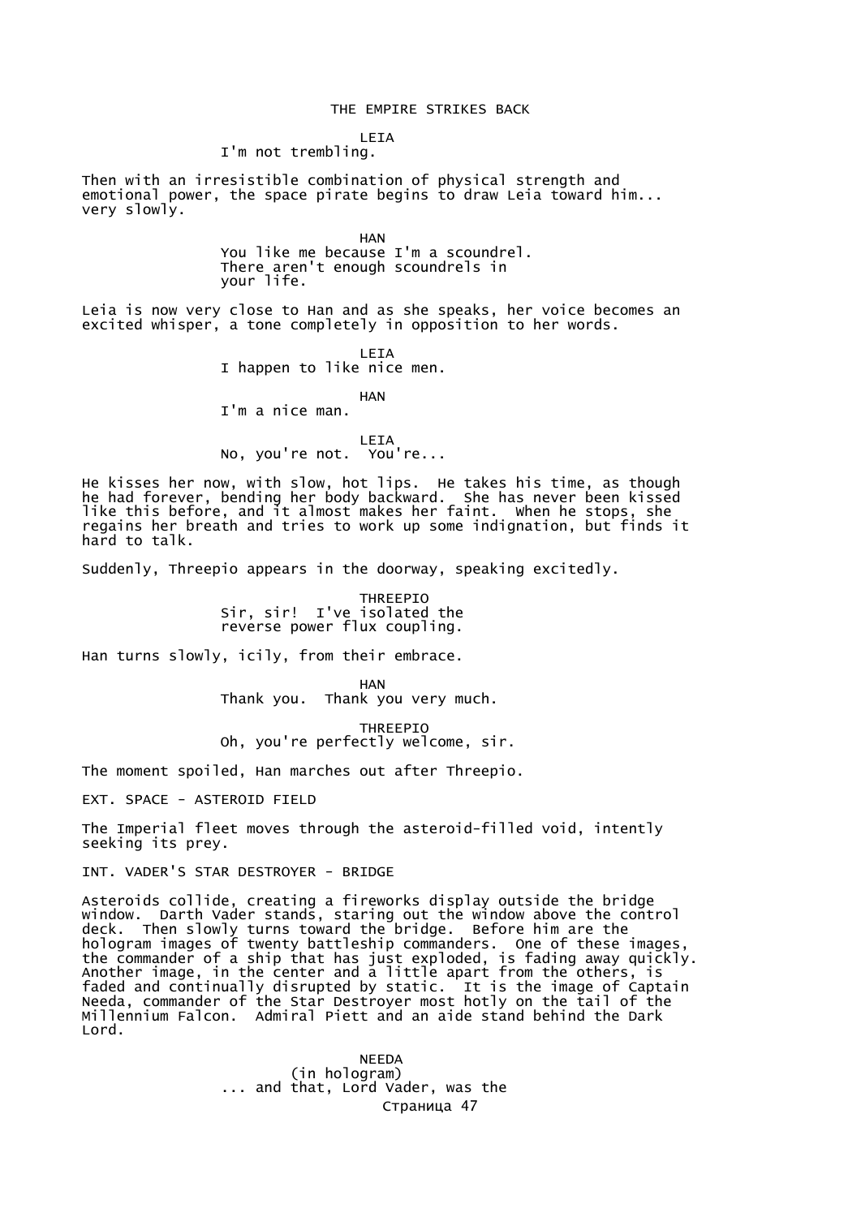LEIA

I'm not trembling.

Then with an irresistible combination of physical strength and emotional power, the space pirate begins to draw Leia toward him... very slowly.

HAN

You like me because I'm a scoundrel. There aren't enough scoundrels in your life.

Leia is now very close to Han and as she speaks, her voice becomes an excited whisper, a tone completely in opposition to her words.

LEIA

I happen to like nice men.

HAN

I'm a nice man.

LEIA

No, you're not. You're...

He kisses her now, with slow, hot lips. He takes his time, as though he had forever, bending her body backward. She has never been kissed like this before, and it almost makes her faint. When he stops, she regains her breath and tries to work up some indignation, but finds it hard to talk.

Suddenly, Threepio appears in the doorway, speaking excitedly.

THREEPIO

Sir, sir! I've isolated the reverse power flux coupling.

Han turns slowly, icily, from their embrace.

HAN

Thank you. Thank you very much.

THREEPIO

Oh, you're perfectly welcome, sir.

The moment spoiled, Han marches out after Threepio.

EXT. SPACE - ASTEROID FIELD

The Imperial fleet moves through the asteroid-filled void, intently seeking its prey.

INT. VADER'S STAR DESTROYER - BRIDGE

Asteroids collide, creating a fireworks display outside the bridge window. Darth Vader stands, staring out the window above the control deck. Then slowly turns toward the bridge. Before him are the hologram images of twenty battleship commanders. One of these images, the commander of a ship that has just exploded, is fading away quickly. Another image, in the center and a little apart from the others, is faded and continually disrupted by static. It is the image of Captain Needa, commander of the Star Destroyer most hotly on the tail of the Millennium Falcon. Admiral Piett and an aide stand behind the Dark Lord.

NEEDA

(in hologram)

... and that, Lord Vader, was the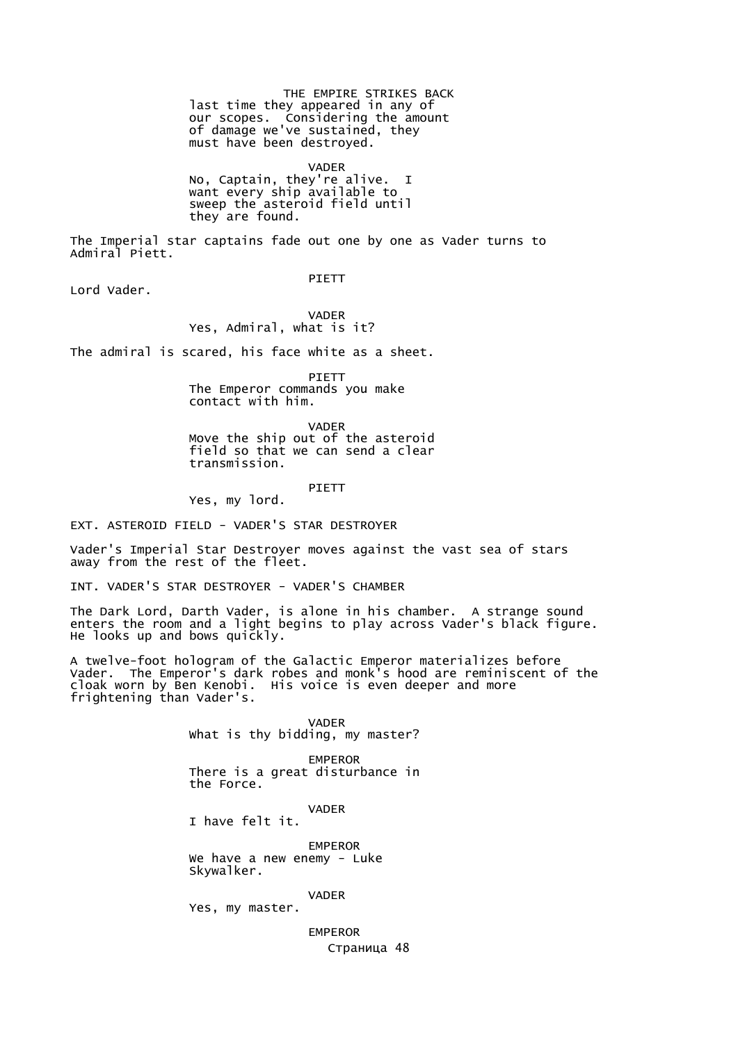last time they appeared in any of our scopes. Considering the amount of damage we've sustained, they must have been destroyed.

VADER
No, Captain, they're alive. I want every ship available to sweep the asteroid field until they are found.

The Imperial star captains fade out one by one as Vader turns to Admiral Piett.

PIETT
Lord Vader.

VADER
Yes, Admiral, what is it?

The admiral is scared, his face white as a sheet.

PIETT
The Emperor commands you make contact with him.

VADER
Move the ship out of the asteroid field so that we can send a clear transmission.

PIETT
Yes, my lord.

EXT. ASTEROID FIELD - VADER'S STAR DESTROYER

Vader's Imperial Star Destroyer moves against the vast sea of stars away from the rest of the fleet.

INT. VADER'S STAR DESTROYER - VADER'S CHAMBER

The Dark Lord, Darth Vader, is alone in his chamber. A strange sound enters the room and a light begins to play across Vader's black figure. He looks up and bows quickly.

A twelve-foot hologram of the Galactic Emperor materializes before Vader. The Emperor's dark robes and monk's hood are reminiscent of the cloak worn by Ben Kenobi. His voice is even deeper and more frightening than Vader's.

VADER
What is thy bidding, my master?

EMPEROR
There is a great disturbance in the Force.

VADER
I have felt it.

EMPEROR
We have a new enemy - Luke Skywalker.

VADER
Yes, my master.

EMPEROR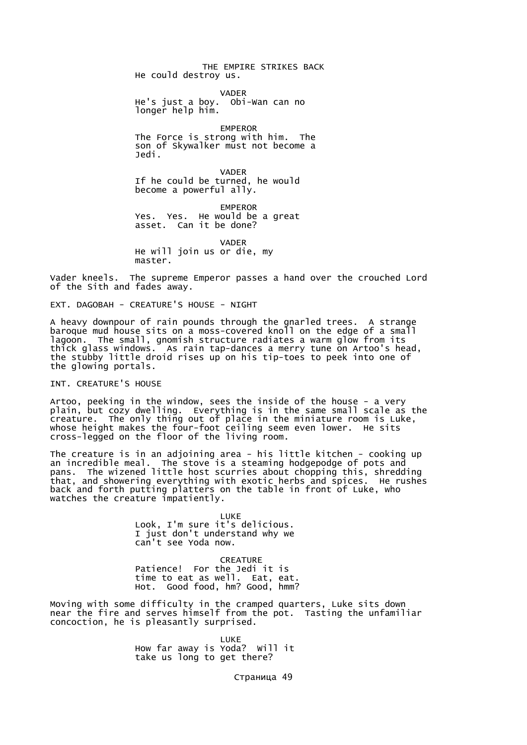He could destroy us.

VADER

He's just a boy. Obi-Wan can no longer help him.

EMPEROR

The Force is strong with him. The son of Skywalker must not become a Jedi.

VADER

If he could be turned, he would become a powerful ally.

EMPEROR

Yes. Yes. He would be a great asset. Can it be done?

VADER

He will join us or die, my master.

Vader kneels. The supreme Emperor passes a hand over the crouched Lord of the Sith and fades away.

EXT. DAGOBAH - CREATURE'S HOUSE - NIGHT

A heavy downpour of rain pounds through the gnarled trees. A strange baroque mud house sits on a moss-covered knoll on the edge of a small lagoon. The small, gnomish structure radiates a warm glow from its thick glass windows. As rain tap-dances a merry tune on Artoo's head, the stubby little droid rises up on his tip-toes to peek into one of the glowing portals.

INT. CREATURE'S HOUSE

Artoo, peeking in the window, sees the inside of the house - a very plain, but cozy dwelling. Everything is in the same small scale as the creature. The only thing out of place in the miniature room is Luke, whose height makes the four-foot ceiling seem even lower. He sits cross-legged on the floor of the living room.

The creature is in an adjoining area - his little kitchen - cooking up an incredible meal. The stove is a steaming hodgepodge of pots and pans. The wizened little host scurries about chopping this, shredding that, and showering everything with exotic herbs and spices. He rushes back and forth putting platters on the table in front of Luke, who watches the creature impatiently.

LUKE

Look, I'm sure it's delicious. I just don't understand why we can't see Yoda now.

CREATURE

Patience! For the Jedi it is time to eat as well. Eat, eat. Hot. Good food, hm? Good, hmm?

Moving with some difficulty in the cramped quarters, Luke sits down near the fire and serves himself from the pot. Tasting the unfamiliar concoction, he is pleasantly surprised.

LUKE

How far away is Yoda? Will it take us long to get there?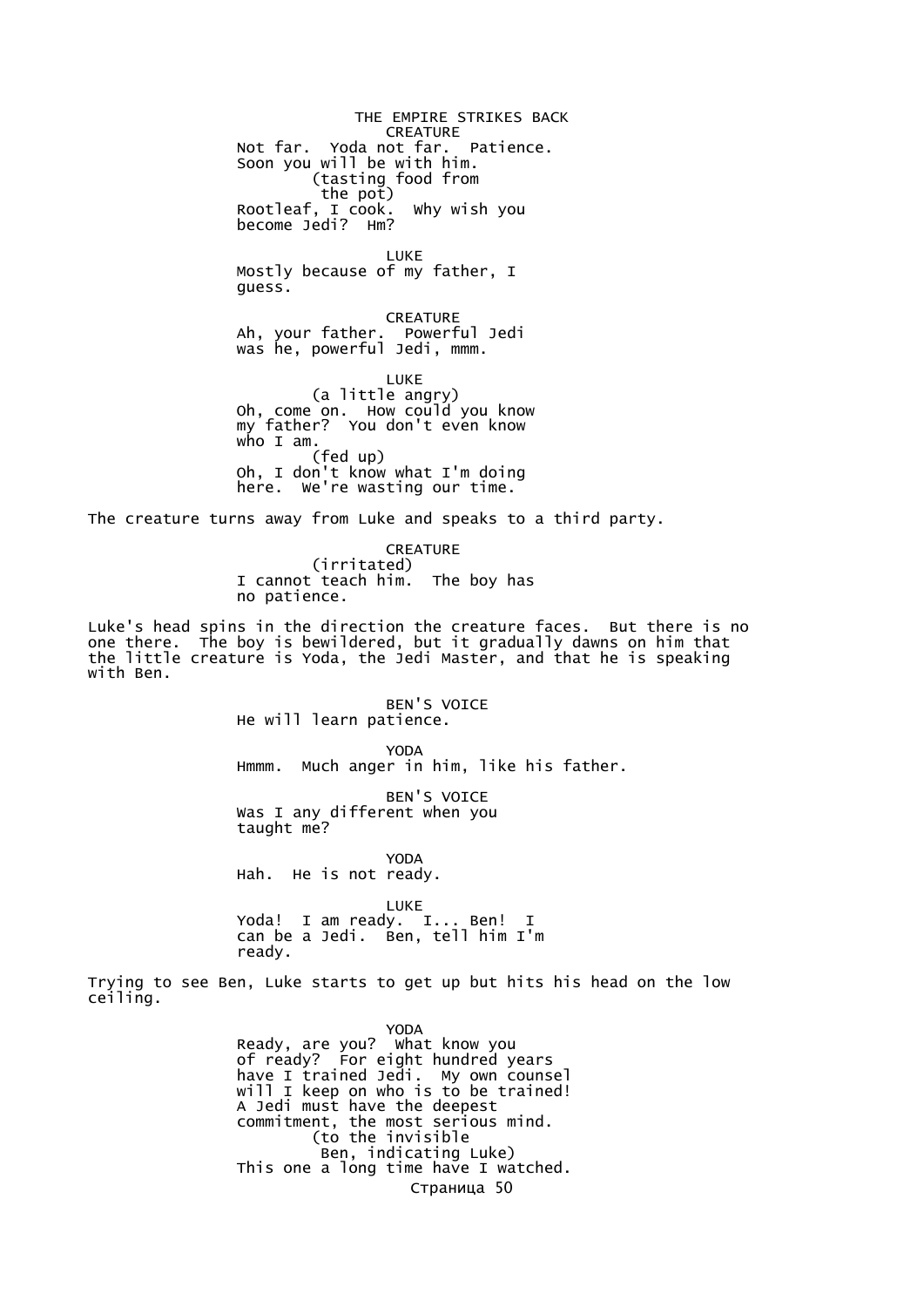CREATURE
Not far. Yoda not far. Patience.
Soon you will be with him.
(tasting food from the pot)
Rootleaf, I cook. Why wish you
become Jedi? Hm?

LUKE
Mostly because of my father, I
guess.

CREATURE
Ah, your father. Powerful Jedi
was he, powerful Jedi, mmm.

LUKE
(a little angry)
Oh, come on. How could you know
my father? You don't even know
who I am.
(fed up)
Oh, I don't know what I'm doing
here. We're wasting our time.

The creature turns away from Luke and speaks to a third party.

CREATURE
(irritated)
I cannot teach him. The boy has
no patience.

Luke's head spins in the direction the creature faces. But there is no one there. The boy is bewildered, but it gradually dawns on him that the little creature is Yoda, the Jedi Master, and that he is speaking with Ben.

BEN'S VOICE
He will learn patience.

YODA
Hmmm. Much anger in him, like his father.

BEN'S VOICE
Was I any different when you
taught me?

YODA
Hah. He is not ready.

LUKE
Yoda! I am ready. I... Ben! I
can be a Jedi. Ben, tell him I'm
ready.

Trying to see Ben, Luke starts to get up but hits his head on the low ceiling.

YODA
Ready, are you? What know you
of ready? For eight hundred years
have I trained Jedi. My own counsel
will I keep on who is to be trained!
A Jedi must have the deepest
commitment, the most serious mind.
(to the invisible Ben, indicating Luke)
This one a long time have I watched.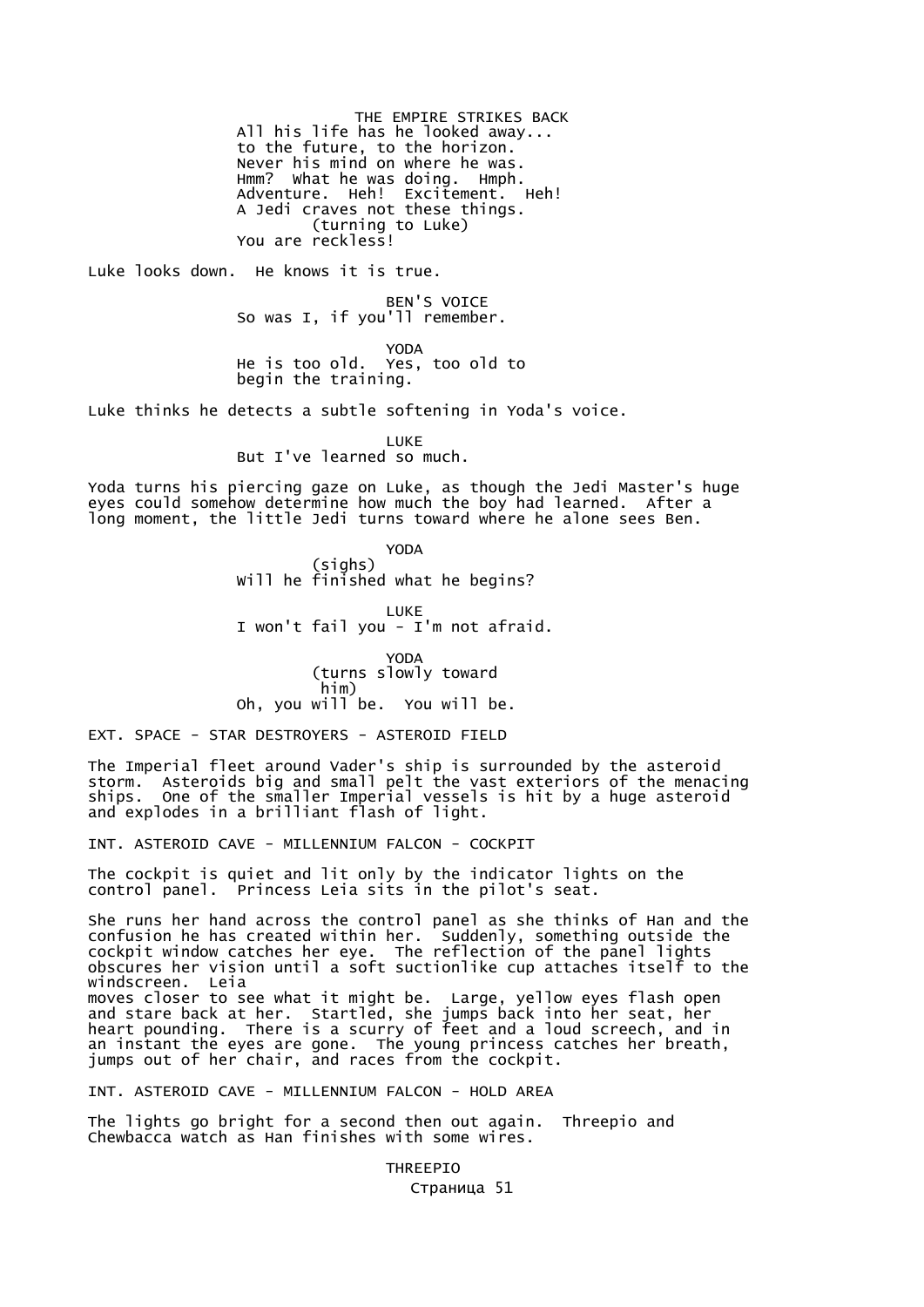All his life has he looked away...
to the future, to the horizon.
Never his mind on where he was.
Hmm? What he was doing. Hmph.
Adventure. Heh! Excitement. Heh!
A Jedi craves not these things.
(turning to Luke)
You are reckless!

Luke looks down. He knows it is true.

BEN'S VOICE
So was I, if you'll remember.

YODA
He is too old. Yes, too old to
begin the training.

Luke thinks he detects a subtle softening in Yoda's voice.

LUKE
But I've learned so much.

Yoda turns his piercing gaze on Luke, as though the Jedi Master's huge eyes could somehow determine how much the boy had learned. After a long moment, the little Jedi turns toward where he alone sees Ben.

YODA
(sighs)
Will he finished what he begins?

LUKE
I won't fail you - I'm not afraid.

YODA
(turns slowly toward
him)
Oh, you will be. You will be.

EXT. SPACE - STAR DESTROYERS - ASTEROID FIELD

The Imperial fleet around Vader's ship is surrounded by the asteroid storm. Asteroids big and small pelt the vast exteriors of the menacing ships. One of the smaller Imperial vessels is hit by a huge asteroid and explodes in a brilliant flash of light.

INT. ASTEROID CAVE - MILLENNIUM FALCON - COCKPIT

The cockpit is quiet and lit only by the indicator lights on the control panel. Princess Leia sits in the pilot's seat.

She runs her hand across the control panel as she thinks of Han and the confusion he has created within her. Suddenly, something outside the cockpit window catches her eye. The reflection of the panel lights obscures her vision until a soft suctionlike cup attaches itself to the windscreen. Leia
moves closer to see what it might be. Large, yellow eyes flash open and stare back at her. Startled, she jumps back into her seat, her heart pounding. There is a scurry of feet and a loud screech, and in an instant the eyes are gone. The young princess catches her breath, jumps out of her chair, and races from the cockpit.

INT. ASTEROID CAVE - MILLENNIUM FALCON - HOLD AREA

The lights go bright for a second then out again. Threepio and Chewbacca watch as Han finishes with some wires.

THREEPIO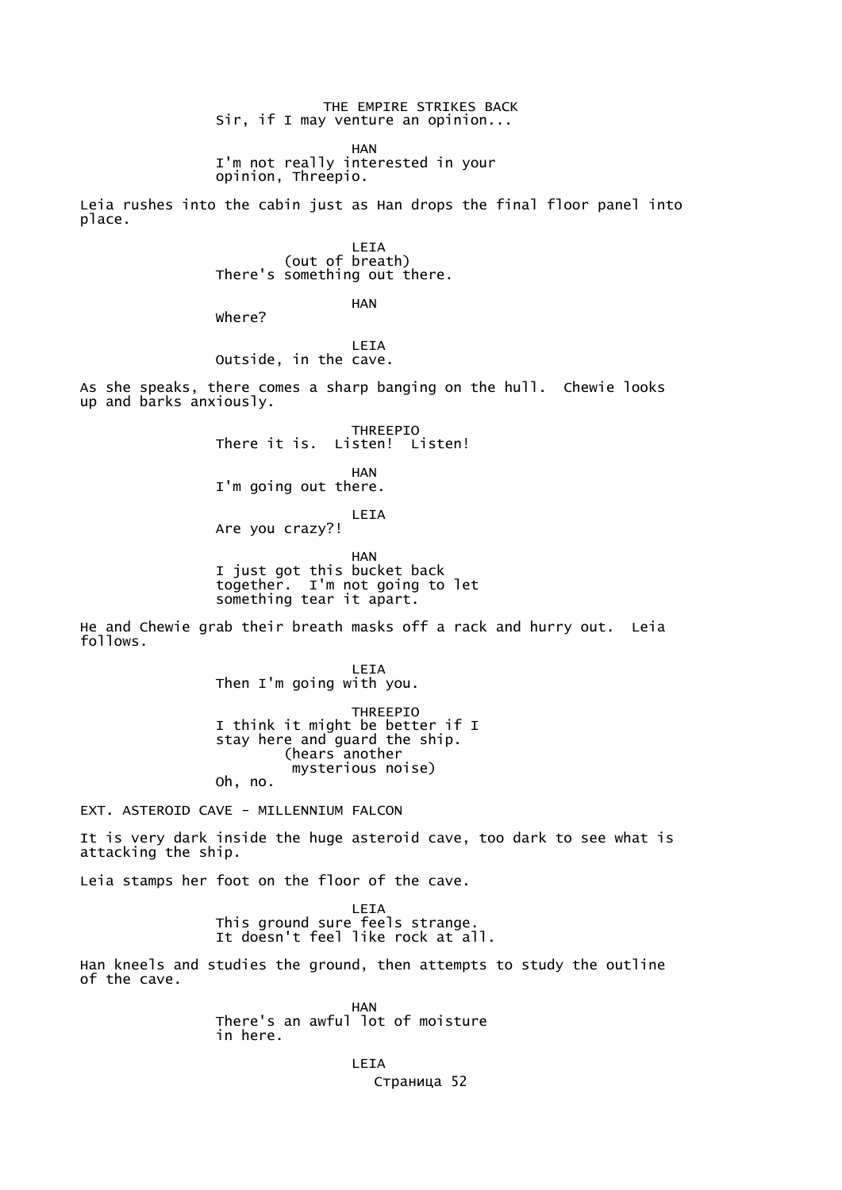Sir, if I may venture an opinion...

HAN
I'm not really interested in your opinion, Threepio.

Leia rushes into the cabin just as Han drops the final floor panel into place.

LEIA
(out of breath)
There's something out there.

HAN
Where?

LEIA
Outside, in the cave.

As she speaks, there comes a sharp banging on the hull. Chewie looks up and barks anxiously.

THREEPIO
There it is. Listen! Listen!

HAN
I'm going out there.

LEIA
Are you crazy?!

HAN
I just got this bucket back together. I'm not going to let something tear it apart.

He and Chewie grab their breath masks off a rack and hurry out. Leia follows.

LEIA
Then I'm going with you.

THREEPIO
I think it might be better if I stay here and guard the ship.
(hears another mysterious noise)
Oh, no.

EXT. ASTEROID CAVE - MILLENNIUM FALCON

It is very dark inside the huge asteroid cave, too dark to see what is attacking the ship.

Leia stamps her foot on the floor of the cave.

LEIA
This ground sure feels strange. It doesn't feel like rock at all.

Han kneels and studies the ground, then attempts to study the outline of the cave.

HAN
There's an awful lot of moisture in here.

LEIA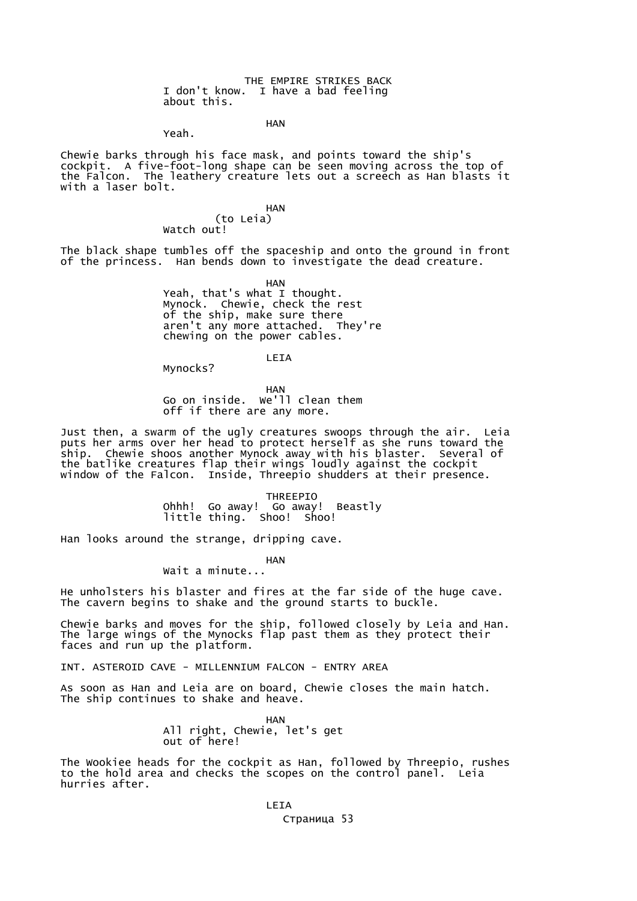I don't know. I have a bad feeling about this.

HAN

Yeah.

Chewie barks through his face mask, and points toward the ship's cockpit. A five-foot-long shape can be seen moving across the top of the Falcon. The leathery creature lets out a screech as Han blasts it with a laser bolt.

HAN
(to Leia)

Watch out!

The black shape tumbles off the spaceship and onto the ground in front of the princess. Han bends down to investigate the dead creature.

HAN

Yeah, that's what I thought. Mynock. Chewie, check the rest of the ship, make sure there aren't any more attached. They're chewing on the power cables.

LEIA

Mynocks?

HAN

Go on inside. We'll clean them off if there are any more.

Just then, a swarm of the ugly creatures swoops through the air. Leia puts her arms over her head to protect herself as she runs toward the ship. Chewie shoos another Mynock away with his blaster. Several of the batlike creatures flap their wings loudly against the cockpit window of the Falcon. Inside, Threepio shudders at their presence.

THREEPIO

Ohhh! Go away! Go away! Beastly little thing. Shoo! Shoo!

Han looks around the strange, dripping cave.

HAN

Wait a minute...

He unholsters his blaster and fires at the far side of the huge cave. The cavern begins to shake and the ground starts to buckle.

Chewie barks and moves for the ship, followed closely by Leia and Han. The large wings of the Mynocks flap past them as they protect their faces and run up the platform.

INT. ASTEROID CAVE - MILLENNIUM FALCON - ENTRY AREA

As soon as Han and Leia are on board, Chewie closes the main hatch. The ship continues to shake and heave.

HAN

All right, Chewie, let's get out of here!

The Wookiee heads for the cockpit as Han, followed by Threepio, rushes to the hold area and checks the scopes on the control panel. Leia hurries after.

LEIA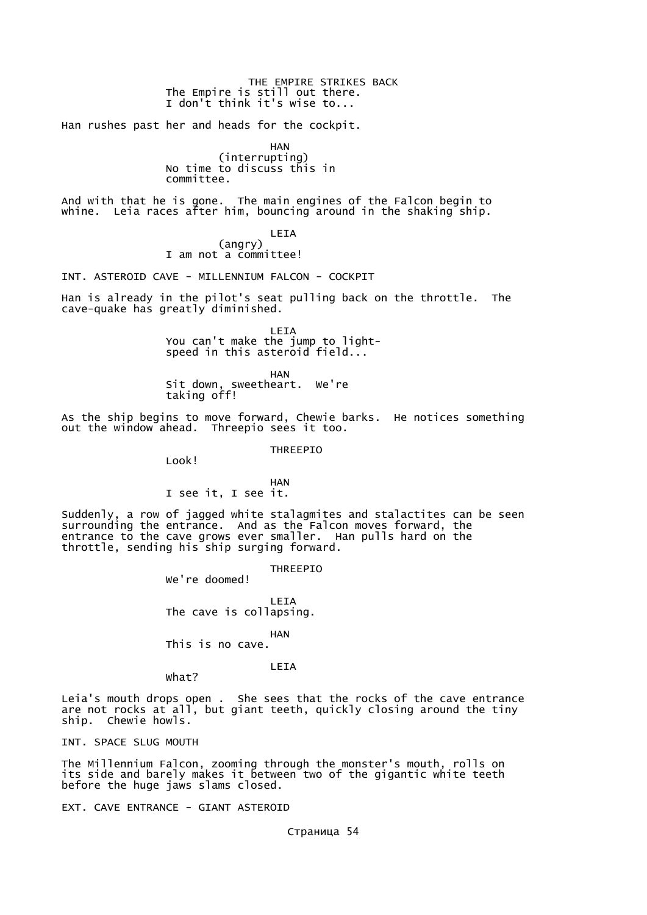The Empire is still out there.
I don't think it's wise to...

Han rushes past her and heads for the cockpit.

HAN
(interrupting)
No time to discuss this in
committee.

And with that he is gone. The main engines of the Falcon begin to whine. Leia races after him, bouncing around in the shaking ship.

LEIA
(angry)
I am not a committee!

INT. ASTEROID CAVE - MILLENNIUM FALCON - COCKPIT

Han is already in the pilot's seat pulling back on the throttle. The cave-quake has greatly diminished.

LEIA
You can't make the jump to light-
speed in this asteroid field...

HAN
Sit down, sweetheart. We're
taking off!

As the ship begins to move forward, Chewie barks. He notices something out the window ahead. Threepio sees it too.

THREEPIO
Look!

HAN
I see it, I see it.

Suddenly, a row of jagged white stalagmites and stalactites can be seen surrounding the entrance. And as the Falcon moves forward, the entrance to the cave grows ever smaller. Han pulls hard on the throttle, sending his ship surging forward.

THREEPIO
We're doomed!

LEIA
The cave is collapsing.

HAN
This is no cave.

LEIA
What?

Leia's mouth drops open . She sees that the rocks of the cave entrance are not rocks at all, but giant teeth, quickly closing around the tiny ship. Chewie howls.

INT. SPACE SLUG MOUTH

The Millennium Falcon, zooming through the monster's mouth, rolls on its side and barely makes it between two of the gigantic white teeth before the huge jaws slams closed.

EXT. CAVE ENTRANCE - GIANT ASTEROID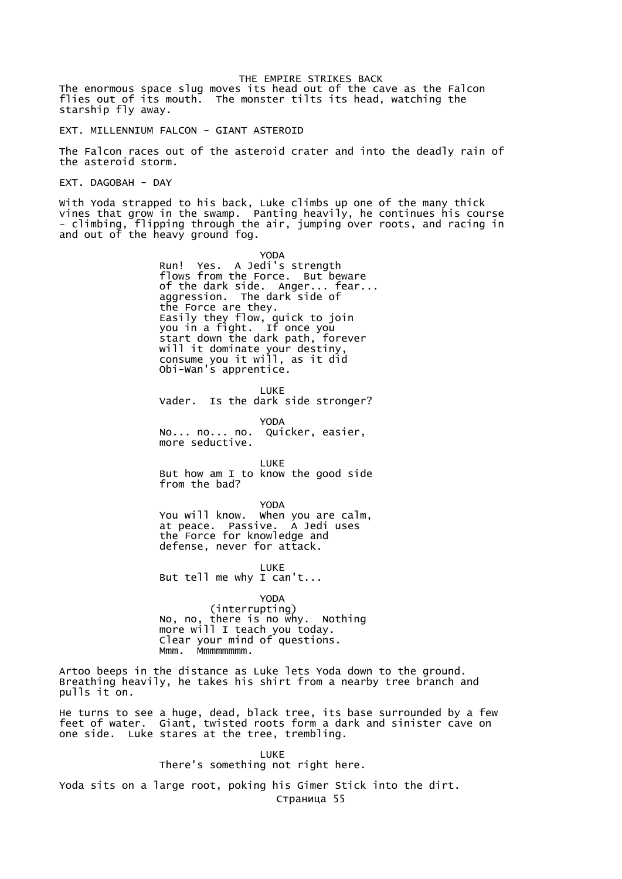The enormous space slug moves its head out of the cave as the Falcon flies out of its mouth. The monster tilts its head, watching the starship fly away.

EXT. MILLENNIUM FALCON - GIANT ASTEROID

The Falcon races out of the asteroid crater and into the deadly rain of the asteroid storm.

EXT. DAGOBAH - DAY

With Yoda strapped to his back, Luke climbs up one of the many thick vines that grow in the swamp. Panting heavily, he continues his course - climbing, flipping through the air, jumping over roots, and racing in and out of the heavy ground fog.

YODA
Run! Yes. A Jedi's strength flows from the Force. But beware of the dark side. Anger... fear... aggression. The dark side of the Force are they. Easily they flow, quick to join you in a fight. If once you start down the dark path, forever will it dominate your destiny, consume you it will, as it did Obi-Wan's apprentice.

LUKE
Vader. Is the dark side stronger?

YODA
No... no... no. Quicker, easier, more seductive.

LUKE
But how am I to know the good side from the bad?

YODA
You will know. When you are calm, at peace. Passive. A Jedi uses the Force for knowledge and defense, never for attack.

LUKE
But tell me why I can't...

YODA
(interrupting)
No, no, there is no why. Nothing more will I teach you today. Clear your mind of questions. Mmm. Mmmmmmmm.

Artoo beeps in the distance as Luke lets Yoda down to the ground. Breathing heavily, he takes his shirt from a nearby tree branch and pulls it on.

He turns to see a huge, dead, black tree, its base surrounded by a few feet of water. Giant, twisted roots form a dark and sinister cave on one side. Luke stares at the tree, trembling.

LUKE
There's something not right here.

Yoda sits on a large root, poking his Gimer Stick into the dirt.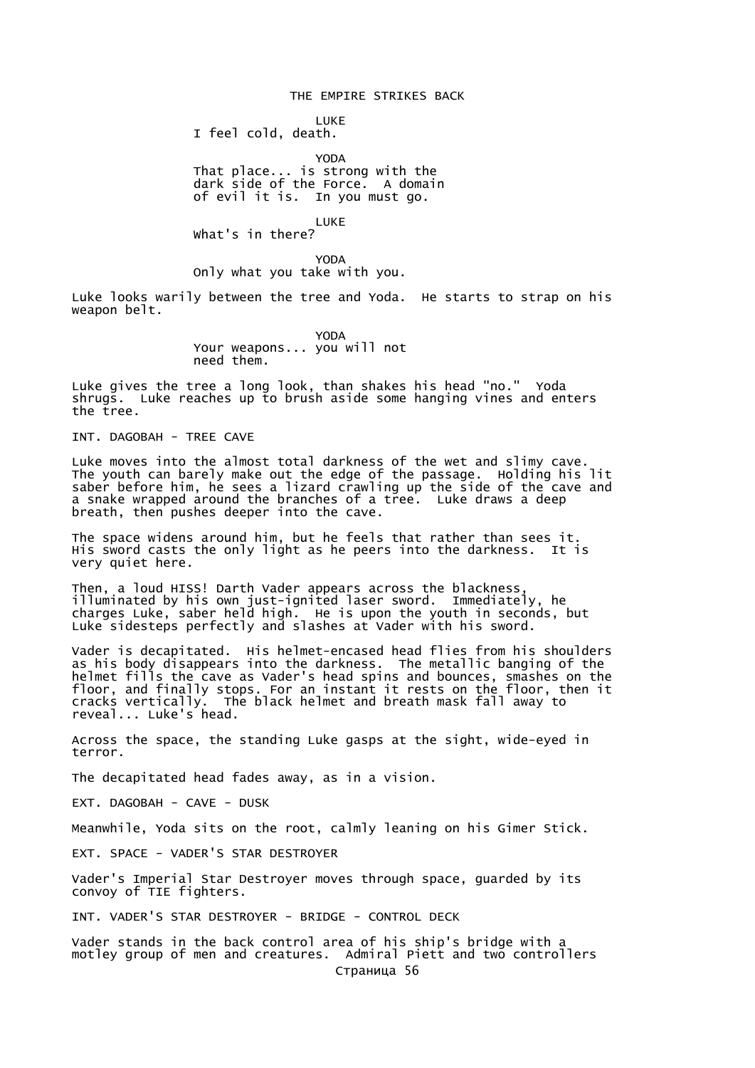LUKE

I feel cold, death.

YODA

That place... is strong with the dark side of the Force. A domain of evil it is. In you must go.

LUKE

What's in there?

YODA

Only what you take with you.

Luke looks warily between the tree and Yoda. He starts to strap on his weapon belt.

YODA

Your weapons... you will not need them.

Luke gives the tree a long look, than shakes his head "no." Yoda shrugs. Luke reaches up to brush aside some hanging vines and enters the tree.

INT. DAGOBAH - TREE CAVE

Luke moves into the almost total darkness of the wet and slimy cave. The youth can barely make out the edge of the passage. Holding his lit saber before him, he sees a lizard crawling up the side of the cave and a snake wrapped around the branches of a tree. Luke draws a deep breath, then pushes deeper into the cave.

The space widens around him, but he feels that rather than sees it. His sword casts the only light as he peers into the darkness. It is very quiet here.

Then, a loud HISS! Darth Vader appears across the blackness, illuminated by his own just-ignited laser sword. Immediately, he charges Luke, saber held high. He is upon the youth in seconds, but Luke sidesteps perfectly and slashes at Vader with his sword.

Vader is decapitated. His helmet-encased head flies from his shoulders as his body disappears into the darkness. The metallic banging of the helmet fills the cave as Vader's head spins and bounces, smashes on the floor, and finally stops. For an instant it rests on the floor, then it cracks vertically. The black helmet and breath mask fall away to reveal... Luke's head.

Across the space, the standing Luke gasps at the sight, wide-eyed in terror.

The decapitated head fades away, as in a vision.

EXT. DAGOBAH - CAVE - DUSK

Meanwhile, Yoda sits on the root, calmly leaning on his Gimer Stick.

EXT. SPACE - VADER'S STAR DESTROYER

Vader's Imperial Star Destroyer moves through space, guarded by its convoy of TIE fighters.

INT. VADER'S STAR DESTROYER - BRIDGE - CONTROL DECK

Vader stands in the back control area of his ship's bridge with a motley group of men and creatures. Admiral Piett and two controllers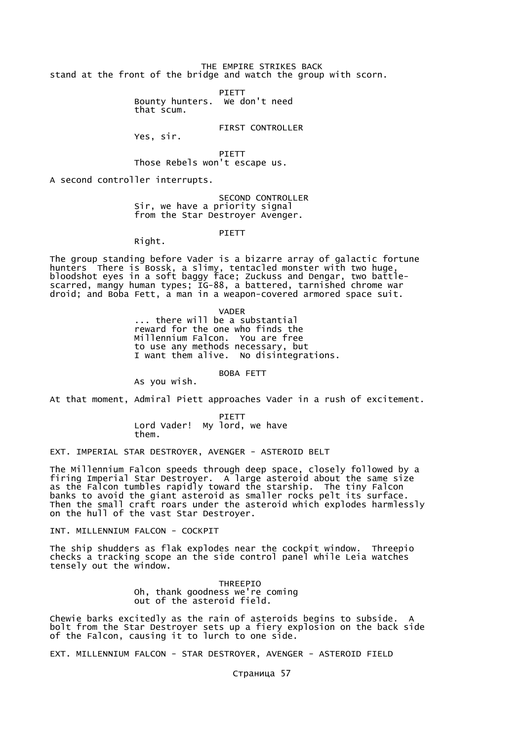stand at the front of the bridge and watch the group with scorn.

PIETT
Bounty hunters. We don't need that scum.

FIRST CONTROLLER
Yes, sir.

PIETT
Those Rebels won't escape us.

A second controller interrupts.

SECOND CONTROLLER
Sir, we have a priority signal from the Star Destroyer Avenger.

PIETT
Right.

The group standing before Vader is a bizarre array of galactic fortune hunters There is Bossk, a slimy, tentacled monster with two huge, bloodshot eyes in a soft baggy face; Zuckuss and Dengar, two battle-scarred, mangy human types; IG-88, a battered, tarnished chrome war droid; and Boba Fett, a man in a weapon-covered armored space suit.

VADER
... there will be a substantial reward for the one who finds the Millennium Falcon. You are free to use any methods necessary, but I want them alive. No disintegrations.

BOBA FETT
As you wish.

At that moment, Admiral Piett approaches Vader in a rush of excitement.

PIETT
Lord Vader! My lord, we have them.

EXT. IMPERIAL STAR DESTROYER, AVENGER - ASTEROID BELT

The Millennium Falcon speeds through deep space, closely followed by a firing Imperial Star Destroyer. A large asteroid about the same size as the Falcon tumbles rapidly toward the starship. The tiny Falcon banks to avoid the giant asteroid as smaller rocks pelt its surface. Then the small craft roars under the asteroid which explodes harmlessly on the hull of the vast Star Destroyer.

INT. MILLENNIUM FALCON - COCKPIT

The ship shudders as flak explodes near the cockpit window. Threepio checks a tracking scope an the side control panel while Leia watches tensely out the window.

THREEPIO
Oh, thank goodness we're coming out of the asteroid field.

Chewie barks excitedly as the rain of asteroids begins to subside. A bolt from the Star Destroyer sets up a fiery explosion on the back side of the Falcon, causing it to lurch to one side.

EXT. MILLENNIUM FALCON - STAR DESTROYER, AVENGER - ASTEROID FIELD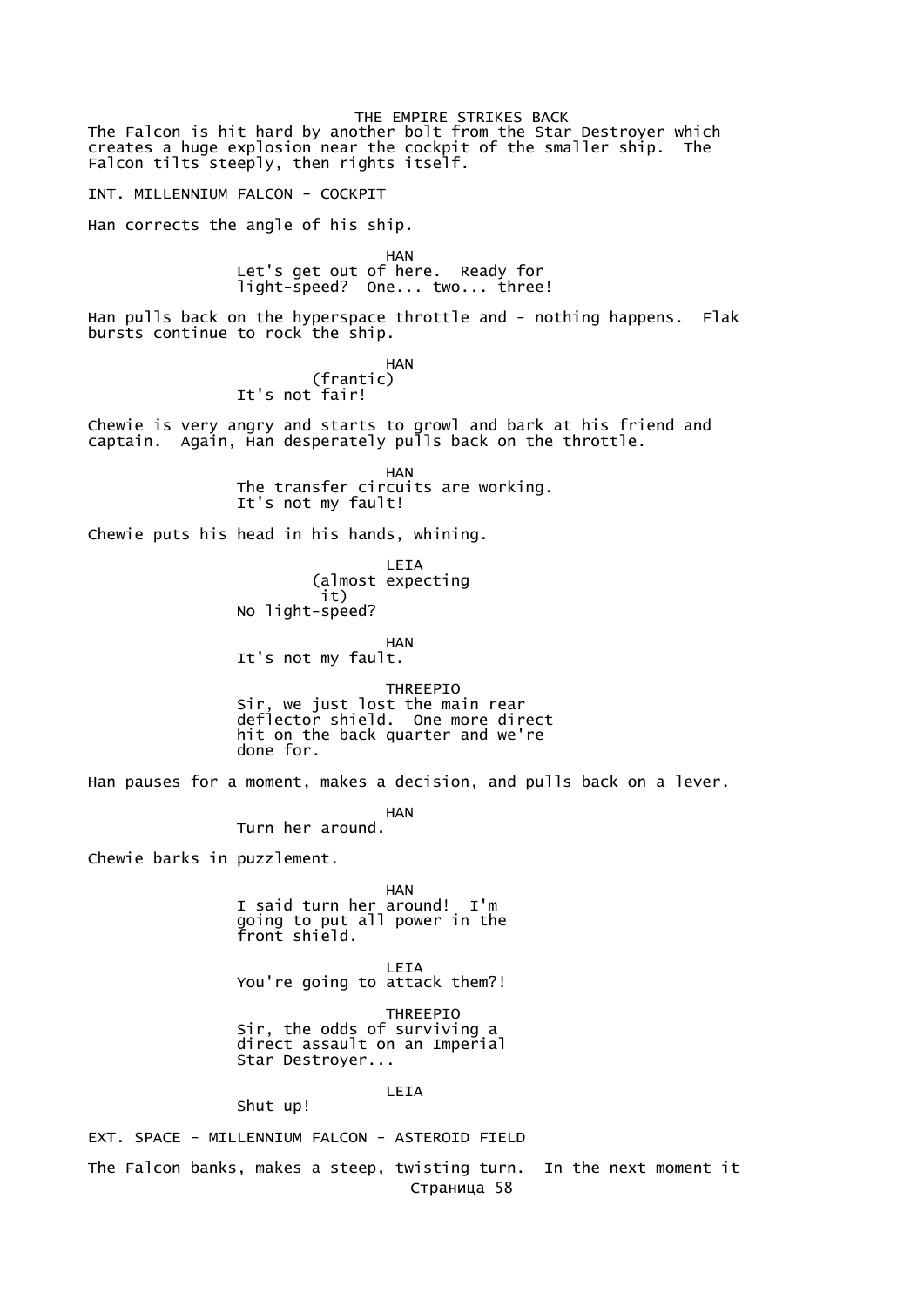The Falcon is hit hard by another bolt from the Star Destroyer which creates a huge explosion near the cockpit of the smaller ship. The Falcon tilts steeply, then rights itself.

INT. MILLENNIUM FALCON - COCKPIT

Han corrects the angle of his ship.

HAN
Let's get out of here. Ready for light-speed? One... two... three!

Han pulls back on the hyperspace throttle and - nothing happens. Flak bursts continue to rock the ship.

HAN
(frantic)
It's not fair!

Chewie is very angry and starts to growl and bark at his friend and captain. Again, Han desperately pulls back on the throttle.

HAN
The transfer circuits are working. It's not my fault!

Chewie puts his head in his hands, whining.

LEIA
(almost expecting it)
No light-speed?

HAN
It's not my fault.

THREEPIO
Sir, we just lost the main rear deflector shield. One more direct hit on the back quarter and we're done for.

Han pauses for a moment, makes a decision, and pulls back on a lever.

HAN
Turn her around.

Chewie barks in puzzlement.

HAN
I said turn her around! I'm going to put all power in the front shield.

LEIA
You're going to attack them?!

THREEPIO
Sir, the odds of surviving a direct assault on an Imperial Star Destroyer...

LEIA
Shut up!

EXT. SPACE - MILLENNIUM FALCON - ASTEROID FIELD

The Falcon banks, makes a steep, twisting turn. In the next moment it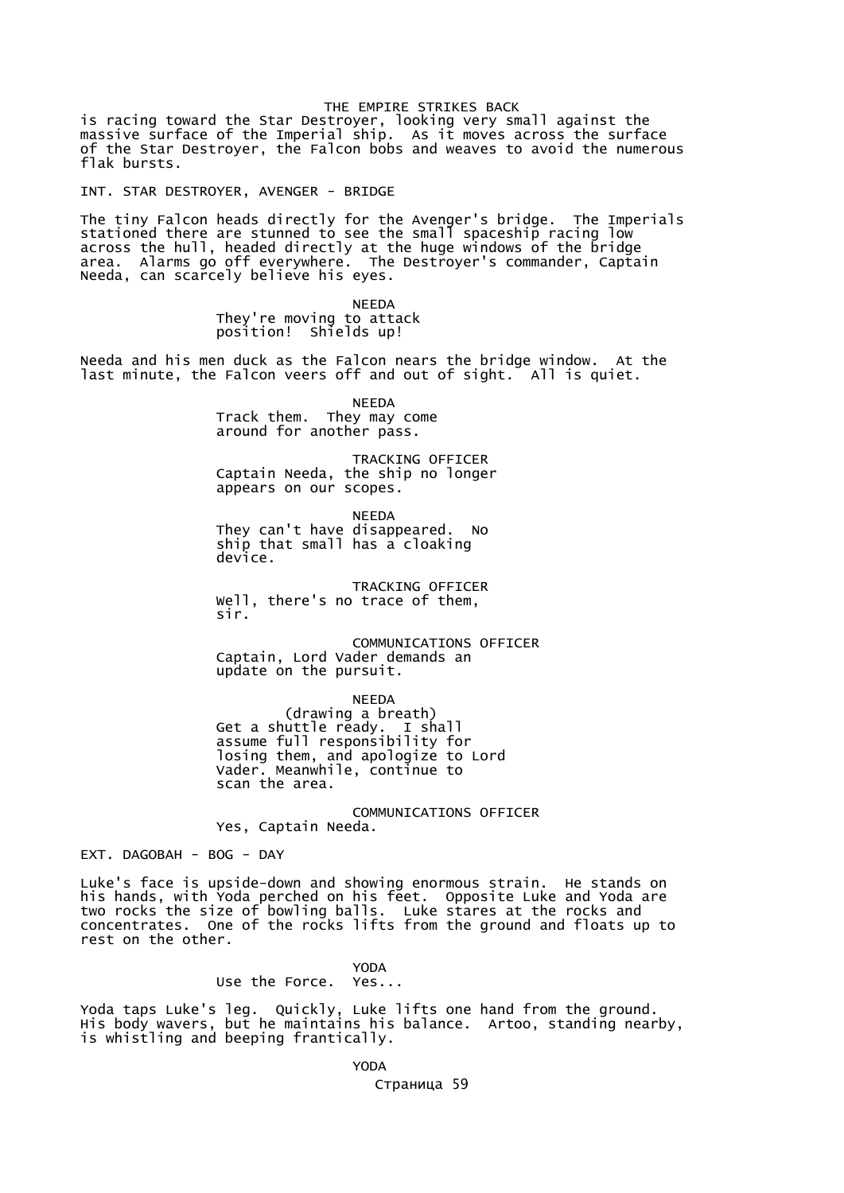is racing toward the Star Destroyer, looking very small against the massive surface of the Imperial ship. As it moves across the surface of the Star Destroyer, the Falcon bobs and weaves to avoid the numerous flak bursts.

INT. STAR DESTROYER, AVENGER - BRIDGE

The tiny Falcon heads directly for the Avenger's bridge. The Imperials stationed there are stunned to see the small spaceship racing low across the hull, headed directly at the huge windows of the bridge area. Alarms go off everywhere. The Destroyer's commander, Captain Needa, can scarcely believe his eyes.

NEEDA
They're moving to attack position! Shields up!

Needa and his men duck as the Falcon nears the bridge window. At the last minute, the Falcon veers off and out of sight. All is quiet.

NEEDA
Track them. They may come around for another pass.

TRACKING OFFICER
Captain Needa, the ship no longer appears on our scopes.

NEEDA
They can't have disappeared. No ship that small has a cloaking device.

TRACKING OFFICER
Well, there's no trace of them, sir.

COMMUNICATIONS OFFICER
Captain, Lord Vader demands an update on the pursuit.

NEEDA
(drawing a breath)
Get a shuttle ready. I shall assume full responsibility for losing them, and apologize to Lord Vader. Meanwhile, continue to scan the area.

COMMUNICATIONS OFFICER
Yes, Captain Needa.

EXT. DAGOBAH - BOG - DAY

Luke's face is upside-down and showing enormous strain. He stands on his hands, with Yoda perched on his feet. Opposite Luke and Yoda are two rocks the size of bowling balls. Luke stares at the rocks and concentrates. One of the rocks lifts from the ground and floats up to rest on the other.

YODA
Use the Force. Yes...

Yoda taps Luke's leg. Quickly, Luke lifts one hand from the ground. His body wavers, but he maintains his balance. Artoo, standing nearby, is whistling and beeping frantically.

YODA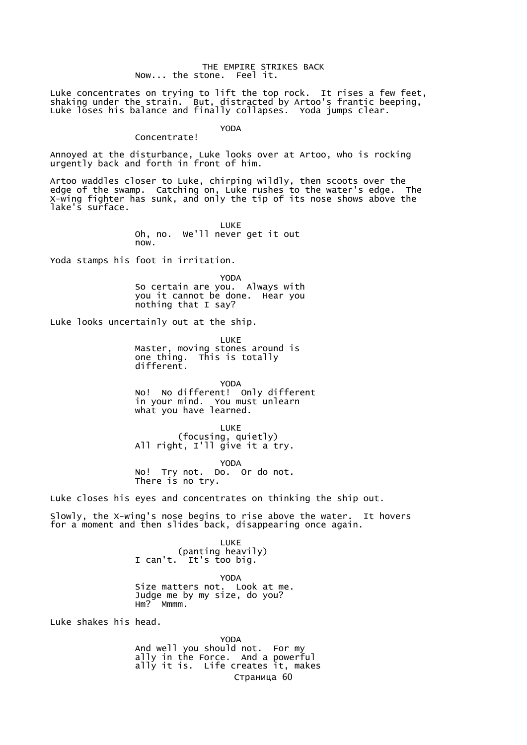Now... the stone. Feel it.

Luke concentrates on trying to lift the top rock. It rises a few feet, shaking under the strain. But, distracted by Artoo's frantic beeping, Luke loses his balance and finally collapses. Yoda jumps clear.

YODA

Concentrate!

Annoyed at the disturbance, Luke looks over at Artoo, who is rocking urgently back and forth in front of him.

Artoo waddles closer to Luke, chirping wildly, then scoots over the edge of the swamp. Catching on, Luke rushes to the water's edge. The X-wing fighter has sunk, and only the tip of its nose shows above the lake's surface.

LUKE

Oh, no. We'll never get it out now.

Yoda stamps his foot in irritation.

YODA

So certain are you. Always with you it cannot be done. Hear you nothing that I say?

Luke looks uncertainly out at the ship.

LUKE

Master, moving stones around is one thing. This is totally different.

YODA

No! No different! Only different in your mind. You must unlearn what you have learned.

LUKE

(focusing, quietly)

All right, I'll give it a try.

YODA

No! Try not. Do. Or do not. There is no try.

Luke closes his eyes and concentrates on thinking the ship out.

Slowly, the X-wing's nose begins to rise above the water. It hovers for a moment and then slides back, disappearing once again.

LUKE

(panting heavily)

I can't. It's too big.

YODA

Size matters not. Look at me. Judge me by my size, do you? Hm? Mmmm.

Luke shakes his head.

YODA

And well you should not. For my ally in the Force. And a powerful ally it is. Life creates it, makes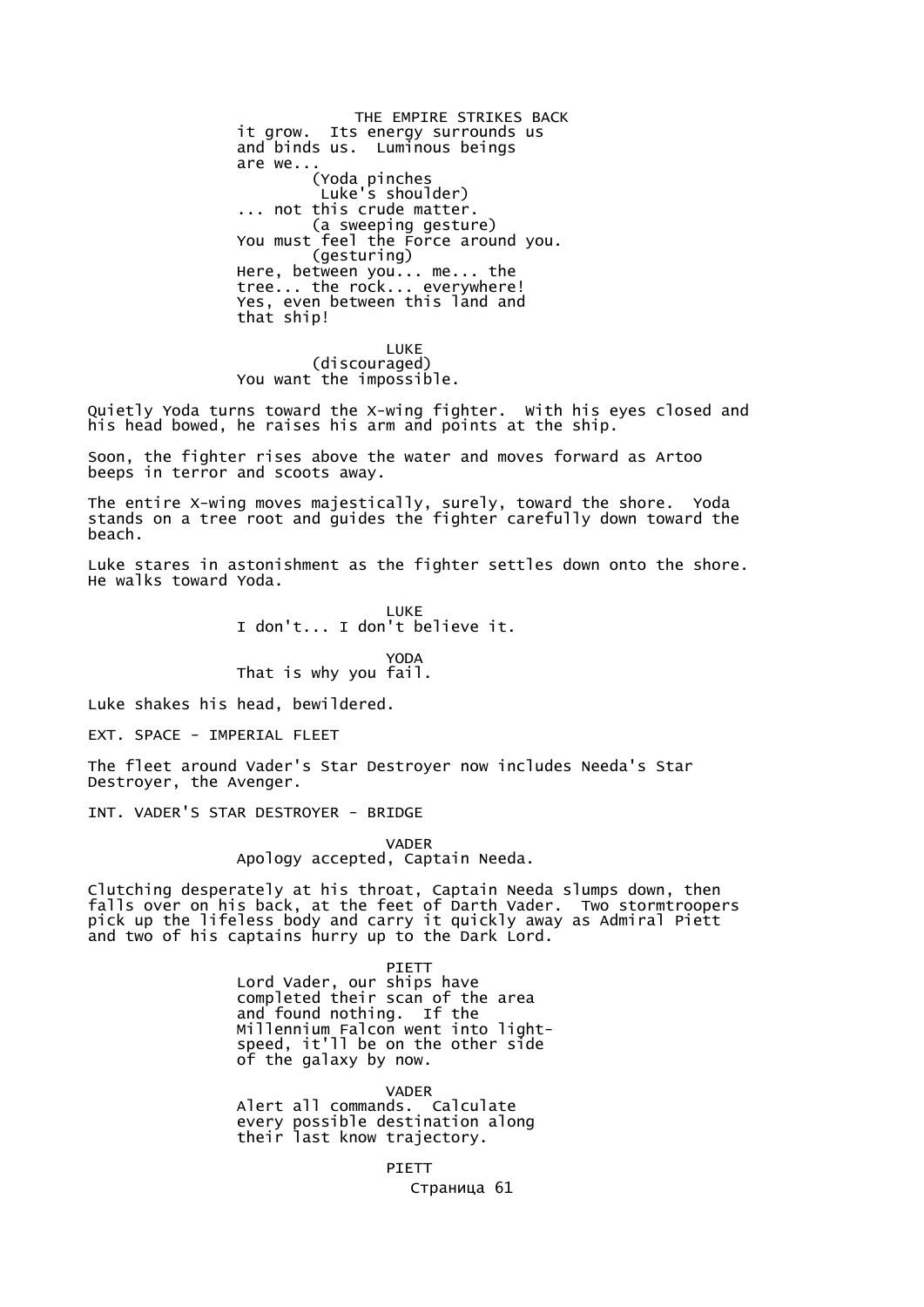it grow. Its energy surrounds us
and binds us. Luminous beings
are we...
(Yoda pinches
Luke's shoulder)
... not this crude matter.
(a sweeping gesture)
You must feel the Force around you.
(gesturing)
Here, between you... me... the
tree... the rock... everywhere!
Yes, even between this land and
that ship!

LUKE
(discouraged)
You want the impossible.

Quietly Yoda turns toward the X-wing fighter. With his eyes closed and his head bowed, he raises his arm and points at the ship.

Soon, the fighter rises above the water and moves forward as Artoo beeps in terror and scoots away.

The entire X-wing moves majestically, surely, toward the shore. Yoda stands on a tree root and guides the fighter carefully down toward the beach.

Luke stares in astonishment as the fighter settles down onto the shore. He walks toward Yoda.

LUKE
I don't... I don't believe it.

YODA
That is why you fail.

Luke shakes his head, bewildered.

EXT. SPACE - IMPERIAL FLEET

The fleet around Vader's Star Destroyer now includes Needa's Star Destroyer, the Avenger.

INT. VADER'S STAR DESTROYER - BRIDGE

VADER
Apology accepted, Captain Needa.

Clutching desperately at his throat, Captain Needa slumps down, then falls over on his back, at the feet of Darth Vader. Two stormtroopers pick up the lifeless body and carry it quickly away as Admiral Piett and two of his captains hurry up to the Dark Lord.

PIETT
Lord Vader, our ships have
completed their scan of the area
and found nothing. If the
Millennium Falcon went into light-
speed, it'll be on the other side
of the galaxy by now.

VADER
Alert all commands. Calculate
every possible destination along
their last know trajectory.

PIETT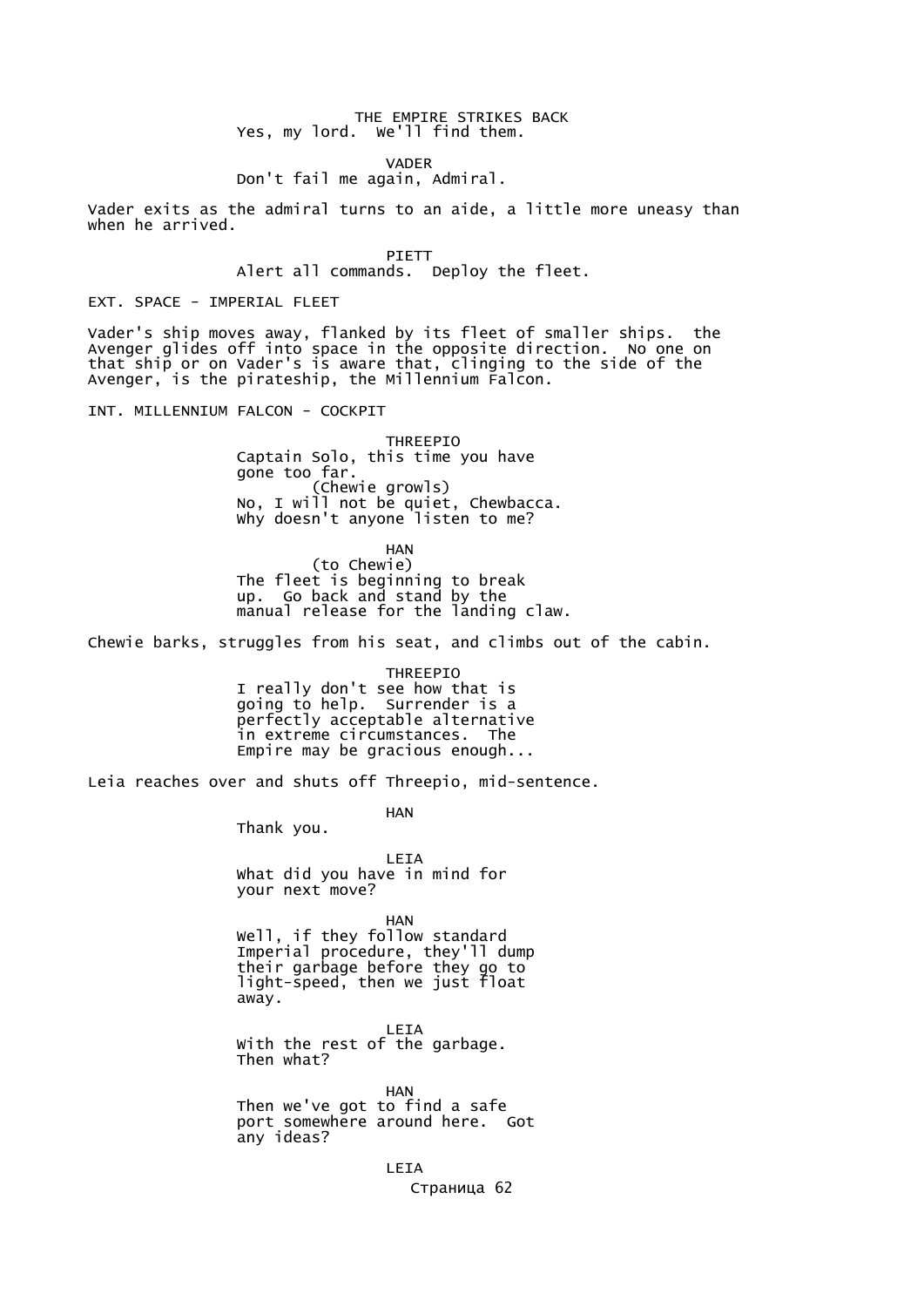Yes, my lord. We'll find them.

VADER

Don't fail me again, Admiral.

Vader exits as the admiral turns to an aide, a little more uneasy than when he arrived.

PIETT

Alert all commands. Deploy the fleet.

EXT. SPACE - IMPERIAL FLEET

Vader's ship moves away, flanked by its fleet of smaller ships. the Avenger glides off into space in the opposite direction. No one on that ship or on Vader's is aware that, clinging to the side of the Avenger, is the pirateship, the Millennium Falcon.

INT. MILLENNIUM FALCON - COCKPIT

THREEPIO

Captain Solo, this time you have gone too far.
(Chewie growls)
No, I will not be quiet, Chewbacca. Why doesn't anyone listen to me?

HAN

(to Chewie)
The fleet is beginning to break up. Go back and stand by the manual release for the landing claw.

Chewie barks, struggles from his seat, and climbs out of the cabin.

THREEPIO

I really don't see how that is going to help. Surrender is a perfectly acceptable alternative in extreme circumstances. The Empire may be gracious enough...

Leia reaches over and shuts off Threepio, mid-sentence.

HAN

Thank you.

LEIA

What did you have in mind for your next move?

HAN

Well, if they follow standard Imperial procedure, they'll dump their garbage before they go to light-speed, then we just float away.

LEIA

With the rest of the garbage. Then what?

HAN

Then we've got to find a safe port somewhere around here. Got any ideas?

LEIA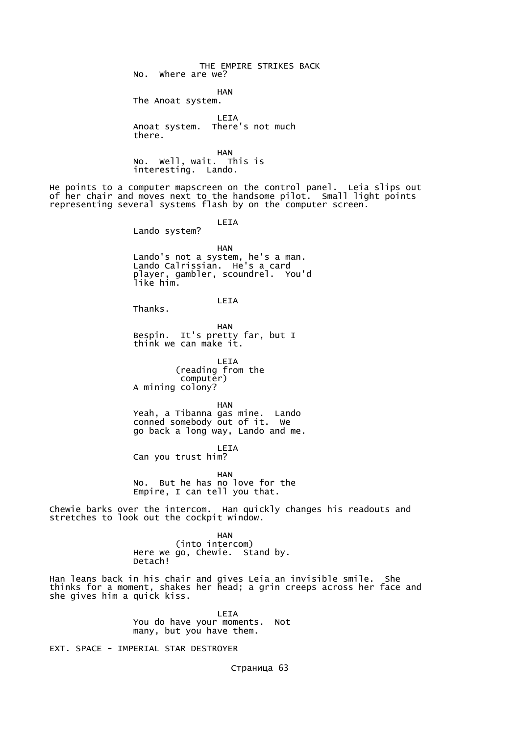No. Where are we?

HAN
The Anoat system.

LEIA
Anoat system. There's not much there.

HAN
No. Well, wait. This is interesting. Lando.

He points to a computer mapscreen on the control panel. Leia slips out of her chair and moves next to the handsome pilot. Small light points representing several systems flash by on the computer screen.

LEIA
Lando system?

HAN
Lando's not a system, he's a man. Lando Calrissian. He's a card player, gambler, scoundrel. You'd like him.

LEIA
Thanks.

HAN
Bespin. It's pretty far, but I think we can make it.

LEIA
(reading from the computer)
A mining colony?

HAN
Yeah, a Tibanna gas mine. Lando conned somebody out of it. We go back a long way, Lando and me.

LEIA
Can you trust him?

HAN
No. But he has no love for the Empire, I can tell you that.

Chewie barks over the intercom. Han quickly changes his readouts and stretches to look out the cockpit window.

HAN
(into intercom)
Here we go, Chewie. Stand by. Detach!

Han leans back in his chair and gives Leia an invisible smile. She thinks for a moment, shakes her head; a grin creeps across her face and she gives him a quick kiss.

LEIA
You do have your moments. Not many, but you have them.

EXT. SPACE - IMPERIAL STAR DESTROYER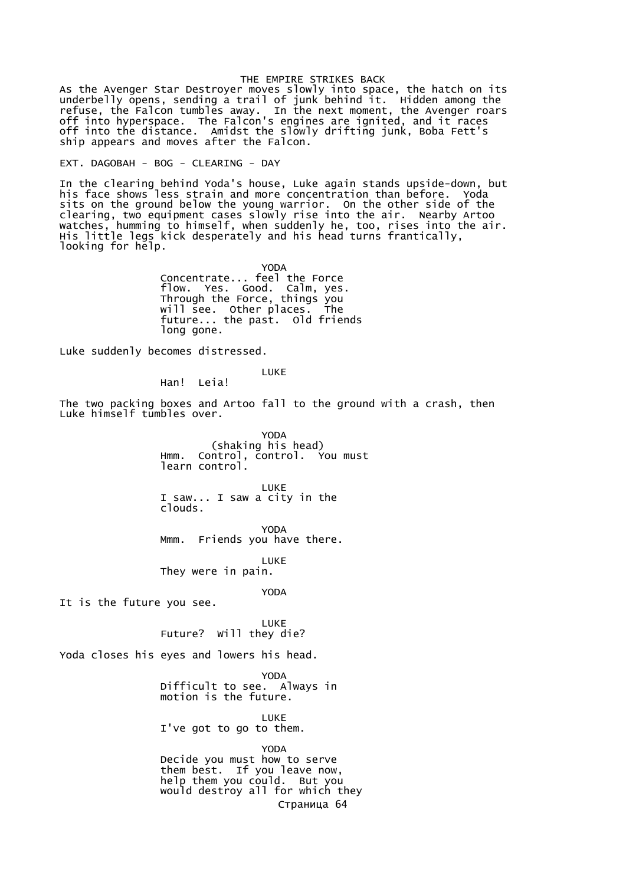THE EMPIRE STRIKES BACK

As the Avenger Star Destroyer moves slowly into space, the hatch on its underbelly opens, sending a trail of junk behind it. Hidden among the refuse, the Falcon tumbles away. In the next moment, the Avenger roars off into hyperspace. The Falcon's engines are ignited, and it races off into the distance. Amidst the slowly drifting junk, Boba Fett's ship appears and moves after the Falcon.

EXT. DAGOBAH - BOG - CLEARING - DAY

In the clearing behind Yoda's house, Luke again stands upside-down, but his face shows less strain and more concentration than before. Yoda sits on the ground below the young warrior. On the other side of the clearing, two equipment cases slowly rise into the air. Nearby Artoo watches, humming to himself, when suddenly he, too, rises into the air. His little legs kick desperately and his head turns frantically, looking for help.

YODA

Concentrate... feel the Force flow. Yes. Good. Calm, yes. Through the Force, things you will see. Other places. The future... the past. Old friends long gone.

Luke suddenly becomes distressed.

LUKE

Han! Leia!

The two packing boxes and Artoo fall to the ground with a crash, then Luke himself tumbles over.

YODA

(shaking his head)

Hmm. Control, control. You must learn control.

LUKE

I saw... I saw a city in the clouds.

YODA

Mmm. Friends you have there.

LUKE

They were in pain.

YODA

It is the future you see.

LUKE

Future? Will they die?

Yoda closes his eyes and lowers his head.

YODA

Difficult to see. Always in motion is the future.

LUKE

I've got to go to them.

YODA

Decide you must how to serve them best. If you leave now, help them you could. But you would destroy all for which they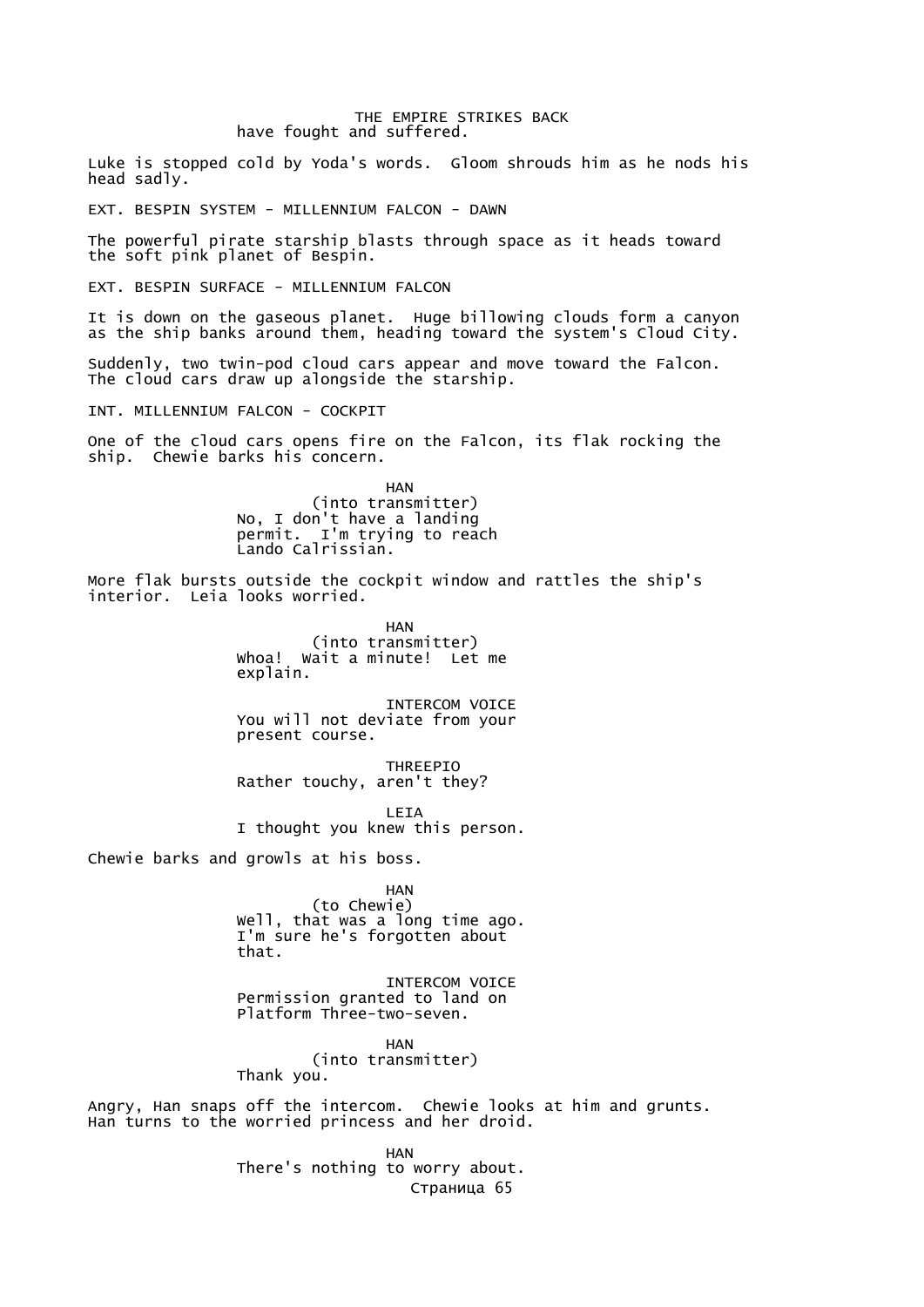have fought and suffered.

Luke is stopped cold by Yoda's words. Gloom shrouds him as he nods his head sadly.

EXT. BESPIN SYSTEM - MILLENNIUM FALCON - DAWN

The powerful pirate starship blasts through space as it heads toward the soft pink planet of Bespin.

EXT. BESPIN SURFACE - MILLENNIUM FALCON

It is down on the gaseous planet. Huge billowing clouds form a canyon as the ship banks around them, heading toward the system's Cloud City.

Suddenly, two twin-pod cloud cars appear and move toward the Falcon. The cloud cars draw up alongside the starship.

INT. MILLENNIUM FALCON - COCKPIT

One of the cloud cars opens fire on the Falcon, its flak rocking the ship. Chewie barks his concern.

HAN
(into transmitter)
No, I don't have a landing permit. I'm trying to reach Lando Calrissian.

More flak bursts outside the cockpit window and rattles the ship's interior. Leia looks worried.

HAN
(into transmitter)
Whoa! Wait a minute! Let me explain.

INTERCOM VOICE
You will not deviate from your present course.

THREEPIO
Rather touchy, aren't they?

LEIA
I thought you knew this person.

Chewie barks and growls at his boss.

HAN
(to Chewie)
Well, that was a long time ago. I'm sure he's forgotten about that.

INTERCOM VOICE
Permission granted to land on Platform Three-two-seven.

HAN
(into transmitter)
Thank you.

Angry, Han snaps off the intercom. Chewie looks at him and grunts. Han turns to the worried princess and her droid.

HAN
There's nothing to worry about.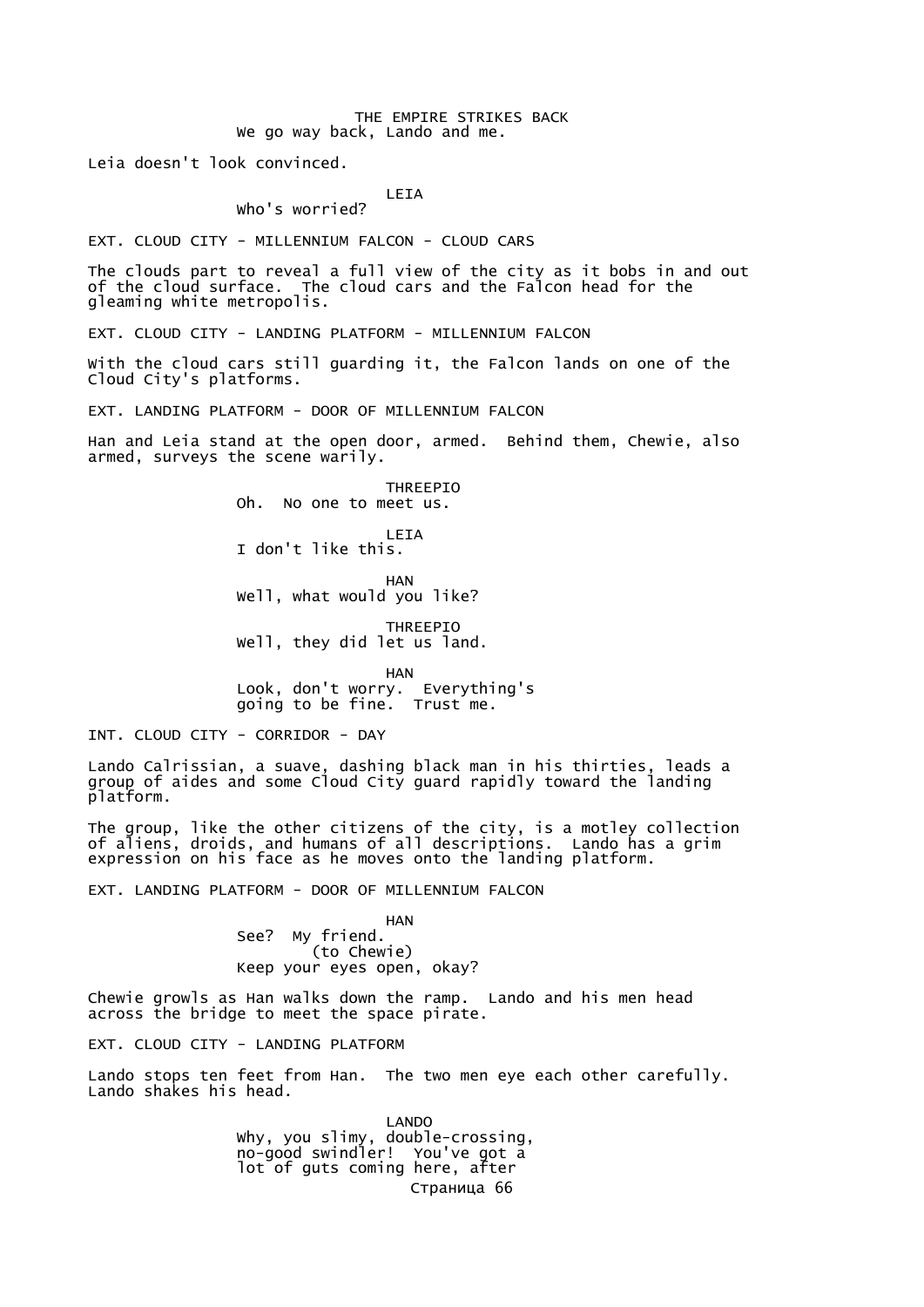We go way back, Lando and me.

Leia doesn't look convinced.

LEIA
Who's worried?

EXT. CLOUD CITY - MILLENNIUM FALCON - CLOUD CARS

The clouds part to reveal a full view of the city as it bobs in and out of the cloud surface. The cloud cars and the Falcon head for the gleaming white metropolis.

EXT. CLOUD CITY - LANDING PLATFORM - MILLENNIUM FALCON

With the cloud cars still guarding it, the Falcon lands on one of the Cloud City's platforms.

EXT. LANDING PLATFORM - DOOR OF MILLENNIUM FALCON

Han and Leia stand at the open door, armed. Behind them, Chewie, also armed, surveys the scene warily.

THREEPIO
Oh. No one to meet us.

LEIA
I don't like this.

HAN
Well, what would you like?

THREEPIO
Well, they did let us land.

HAN
Look, don't worry. Everything's going to be fine. Trust me.

INT. CLOUD CITY - CORRIDOR - DAY

Lando Calrissian, a suave, dashing black man in his thirties, leads a group of aides and some Cloud City guard rapidly toward the landing platform.

The group, like the other citizens of the city, is a motley collection of aliens, droids, and humans of all descriptions. Lando has a grim expression on his face as he moves onto the landing platform.

EXT. LANDING PLATFORM - DOOR OF MILLENNIUM FALCON

HAN
See? My friend.
(to Chewie)
Keep your eyes open, okay?

Chewie growls as Han walks down the ramp. Lando and his men head across the bridge to meet the space pirate.

EXT. CLOUD CITY - LANDING PLATFORM

Lando stops ten feet from Han. The two men eye each other carefully. Lando shakes his head.

LANDO
Why, you slimy, double-crossing, no-good swindler! You've got a lot of guts coming here, after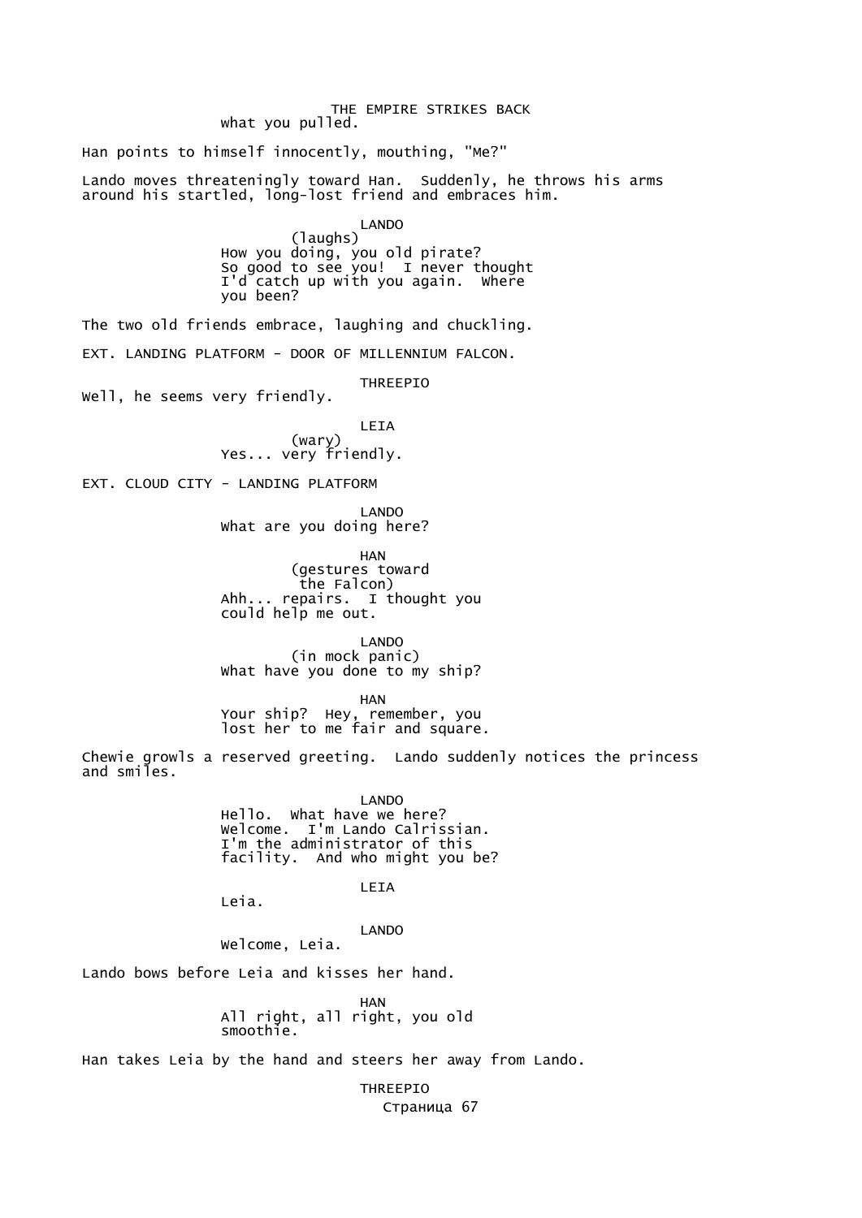what you pulled.

Han points to himself innocently, mouthing, "Me?"

Lando moves threateningly toward Han. Suddenly, he throws his arms around his startled, long-lost friend and embraces him.

LANDO
(laughs)
How you doing, you old pirate? So good to see you! I never thought I'd catch up with you again. Where you been?

The two old friends embrace, laughing and chuckling.

EXT. LANDING PLATFORM - DOOR OF MILLENNIUM FALCON.

THREEPIO
Well, he seems very friendly.

LEIA
(wary)
Yes... very friendly.

EXT. CLOUD CITY - LANDING PLATFORM

LANDO
What are you doing here?

HAN
(gestures toward the Falcon)
Ahh... repairs. I thought you could help me out.

LANDO
(in mock panic)
What have you done to my ship?

HAN
Your ship? Hey, remember, you lost her to me fair and square.

Chewie growls a reserved greeting. Lando suddenly notices the princess and smiles.

LANDO
Hello. What have we here? Welcome. I'm Lando Calrissian. I'm the administrator of this facility. And who might you be?

LEIA
Leia.

LANDO
Welcome, Leia.

Lando bows before Leia and kisses her hand.

HAN
All right, all right, you old smoothie.

Han takes Leia by the hand and steers her away from Lando.

THREEPIO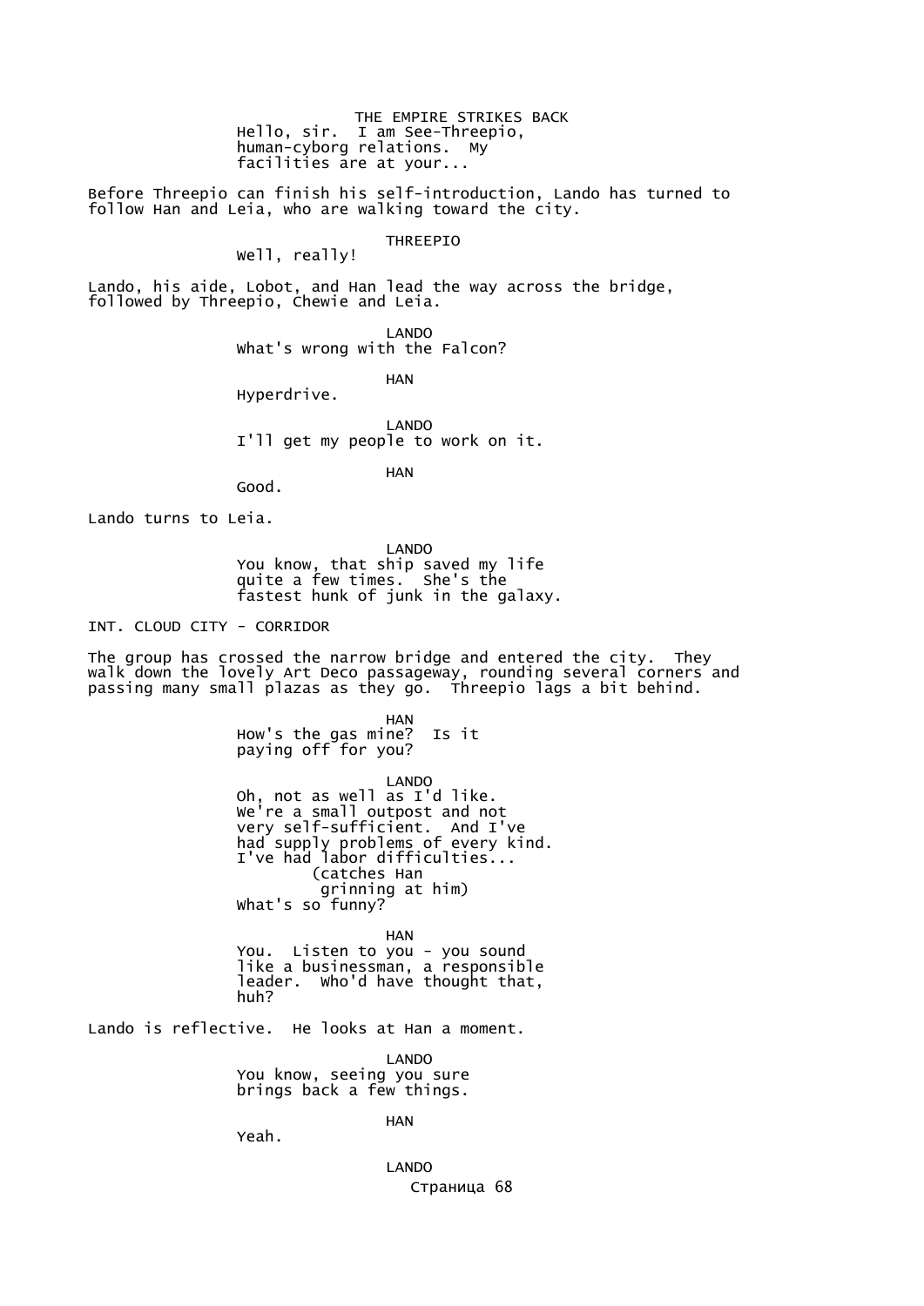THE EMPIRE STRIKES BACK

Hello, sir. I am See-Threepio, human-cyborg relations. My facilities are at your...

Before Threepio can finish his self-introduction, Lando has turned to follow Han and Leia, who are walking toward the city.

THREEPIO

Well, really!

Lando, his aide, Lobot, and Han lead the way across the bridge, followed by Threepio, Chewie and Leia.

LANDO

What's wrong with the Falcon?

HAN

Hyperdrive.

LANDO

I'll get my people to work on it.

HAN

Good.

Lando turns to Leia.

LANDO

You know, that ship saved my life quite a few times. She's the fastest hunk of junk in the galaxy.

INT. CLOUD CITY - CORRIDOR

The group has crossed the narrow bridge and entered the city. They walk down the lovely Art Deco passageway, rounding several corners and passing many small plazas as they go. Threepio lags a bit behind.

HAN

How's the gas mine? Is it paying off for you?

LANDO

Oh, not as well as I'd like. We're a small outpost and not very self-sufficient. And I've had supply problems of every kind. I've had labor difficulties...

(catches Han grinning at him)

What's so funny?

HAN

You. Listen to you - you sound like a businessman, a responsible leader. Who'd have thought that, huh?

Lando is reflective. He looks at Han a moment.

LANDO

You know, seeing you sure brings back a few things.

HAN

Yeah.

LANDO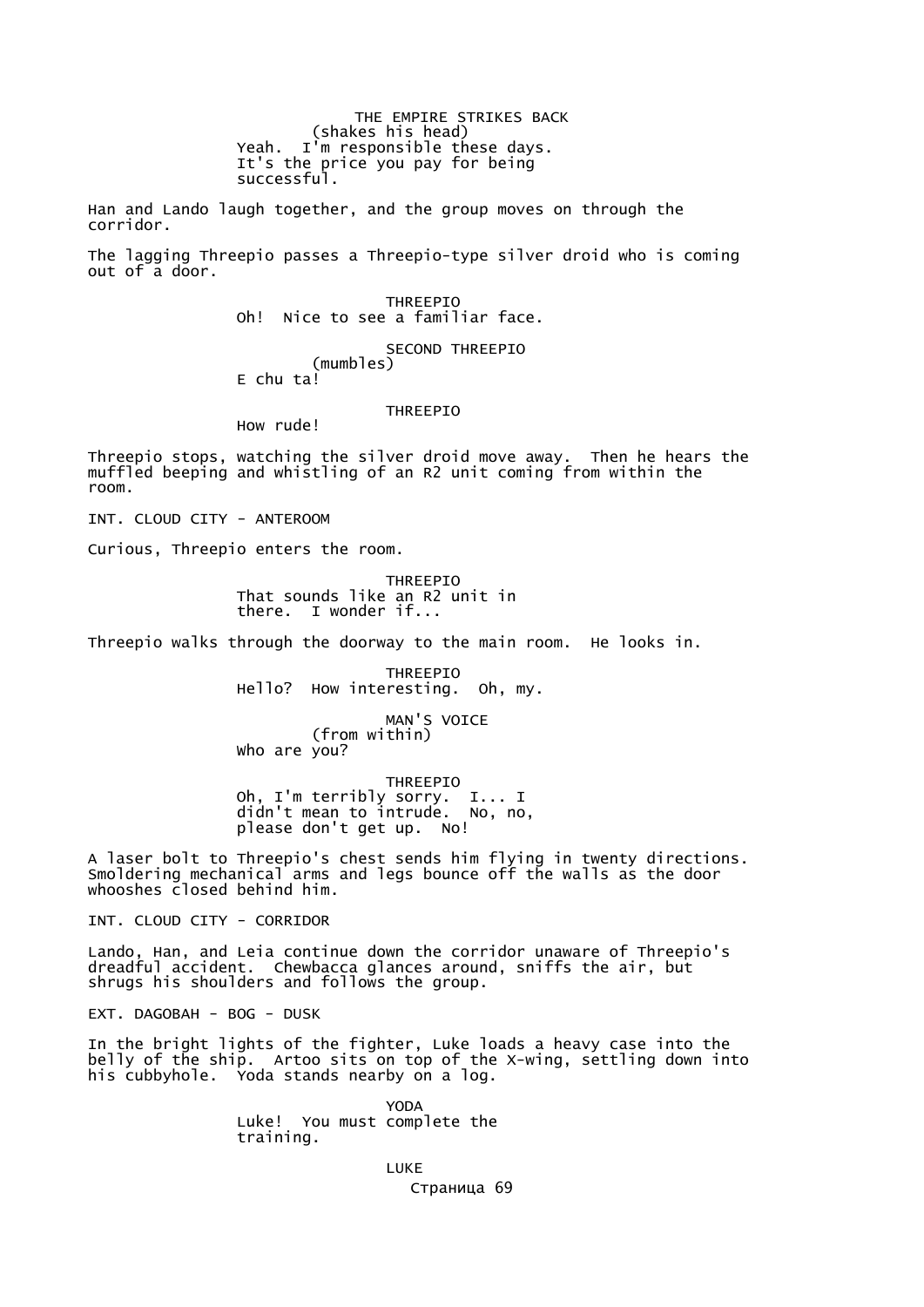(shakes his head)
Yeah. I'm responsible these days. It's the price you pay for being successful.

Han and Lando laugh together, and the group moves on through the corridor.

The lagging Threepio passes a Threepio-type silver droid who is coming out of a door.

THREEPIO
Oh! Nice to see a familiar face.

SECOND THREEPIO
(mumbles)
E chu ta!

THREEPIO
How rude!

Threepio stops, watching the silver droid move away. Then he hears the muffled beeping and whistling of an R2 unit coming from within the room.

INT. CLOUD CITY - ANTEROOM

Curious, Threepio enters the room.

THREEPIO
That sounds like an R2 unit in there. I wonder if...

Threepio walks through the doorway to the main room. He looks in.

THREEPIO
Hello? How interesting. Oh, my.

MAN'S VOICE
(from within)
Who are you?

THREEPIO
Oh, I'm terribly sorry. I... I didn't mean to intrude. No, no, please don't get up. No!

A laser bolt to Threepio's chest sends him flying in twenty directions. Smoldering mechanical arms and legs bounce off the walls as the door whooshes closed behind him.

INT. CLOUD CITY - CORRIDOR

Lando, Han, and Leia continue down the corridor unaware of Threepio's dreadful accident. Chewbacca glances around, sniffs the air, but shrugs his shoulders and follows the group.

EXT. DAGOBAH - BOG - DUSK

In the bright lights of the fighter, Luke loads a heavy case into the belly of the ship. Artoo sits on top of the X-wing, settling down into his cubbyhole. Yoda stands nearby on a log.

YODA
Luke! You must complete the training.

LUKE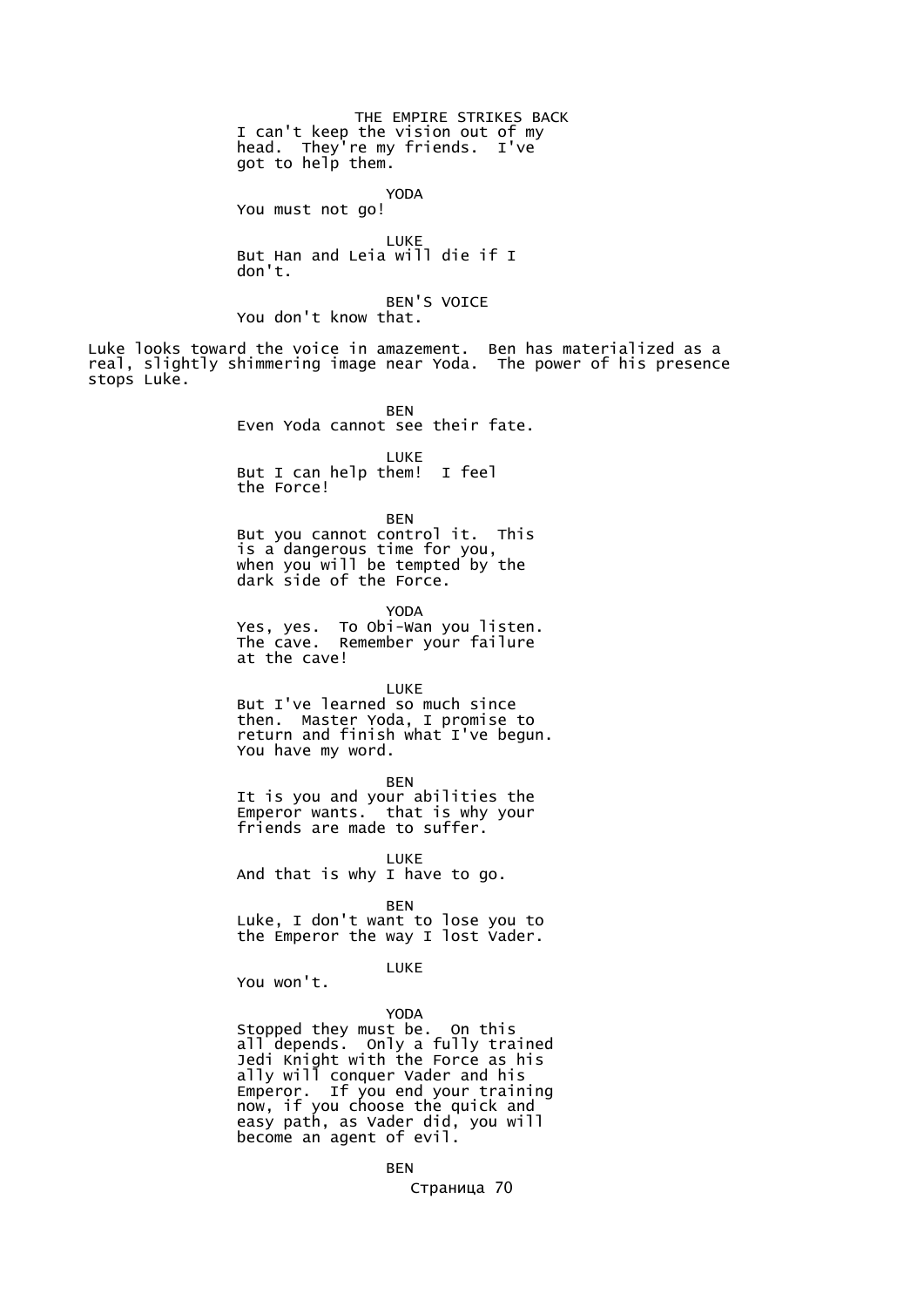I can't keep the vision out of my head. They're my friends. I've got to help them.

YODA

You must not go!

LUKE

But Han and Leia will die if I don't.

BEN'S VOICE

You don't know that.

Luke looks toward the voice in amazement. Ben has materialized as a real, slightly shimmering image near Yoda. The power of his presence stops Luke.

BEN

Even Yoda cannot see their fate.

LUKE

But I can help them! I feel the Force!

BEN

But you cannot control it. This is a dangerous time for you, when you will be tempted by the dark side of the Force.

YODA

Yes, yes. To Obi-Wan you listen. The cave. Remember your failure at the cave!

LUKE

But I've learned so much since then. Master Yoda, I promise to return and finish what I've begun. You have my word.

BEN

It is you and your abilities the Emperor wants. that is why your friends are made to suffer.

LUKE

And that is why I have to go.

BEN

Luke, I don't want to lose you to the Emperor the way I lost Vader.

LUKE

You won't.

YODA

Stopped they must be. On this all depends. Only a fully trained Jedi Knight with the Force as his ally will conquer Vader and his Emperor. If you end your training now, if you choose the quick and easy path, as Vader did, you will become an agent of evil.

BEN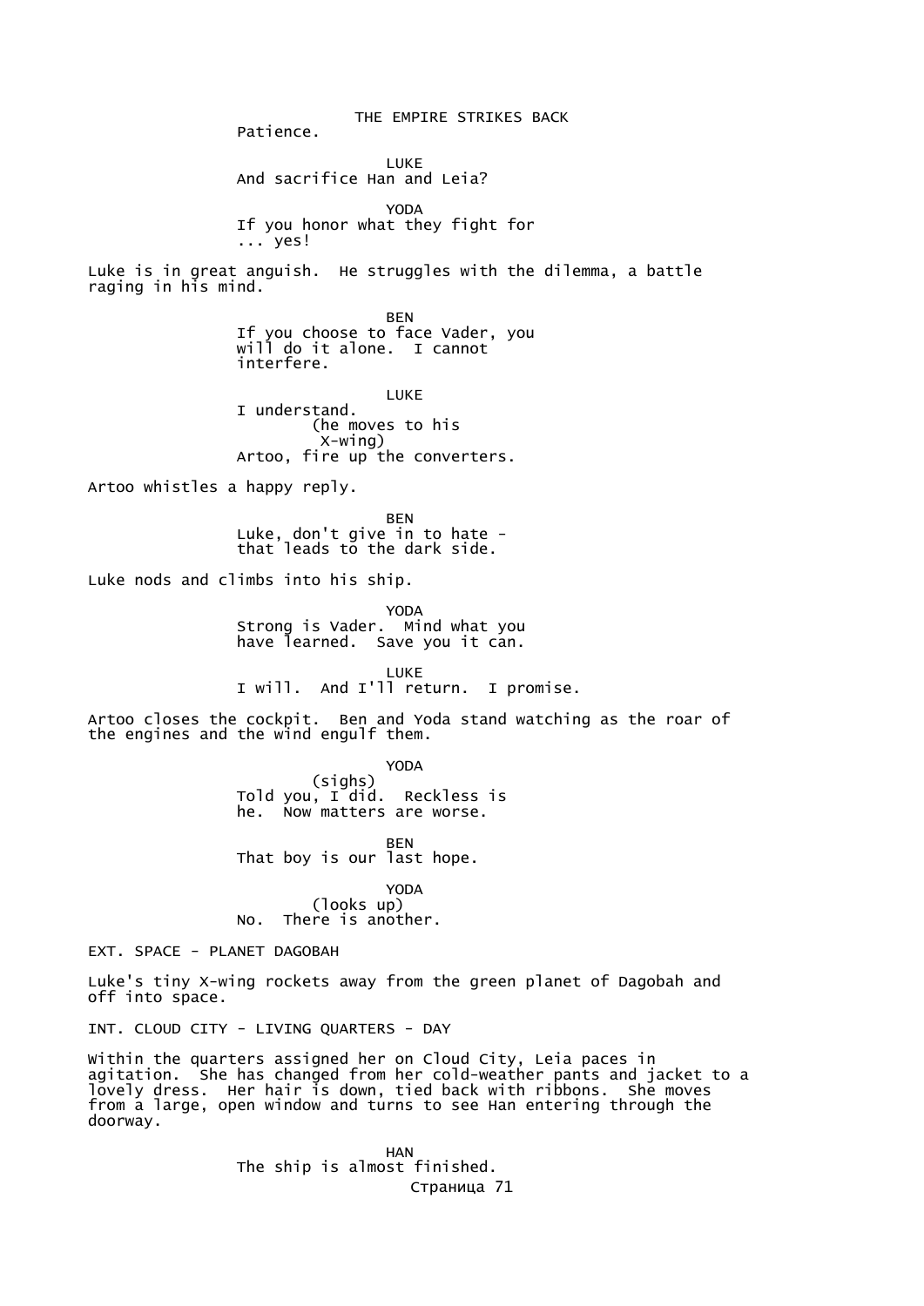Patience.

LUKE
And sacrifice Han and Leia?

YODA
If you honor what they fight for
... yes!

Luke is in great anguish. He struggles with the dilemma, a battle raging in his mind.

BEN
If you choose to face Vader, you
will do it alone. I cannot
interfere.

LUKE
I understand.
(he moves to his
X-wing)
Artoo, fire up the converters.

Artoo whistles a happy reply.

BEN
Luke, don't give in to hate -
that leads to the dark side.

Luke nods and climbs into his ship.

YODA
Strong is Vader. Mind what you
have learned. Save you it can.

LUKE
I will. And I'll return. I promise.

Artoo closes the cockpit. Ben and Yoda stand watching as the roar of the engines and the wind engulf them.

YODA
(sighs)
Told you, I did. Reckless is
he. Now matters are worse.

BEN
That boy is our last hope.

YODA
(looks up)
No. There is another.

EXT. SPACE - PLANET DAGOBAH

Luke's tiny X-wing rockets away from the green planet of Dagobah and off into space.

INT. CLOUD CITY - LIVING QUARTERS - DAY

Within the quarters assigned her on Cloud City, Leia paces in agitation. She has changed from her cold-weather pants and jacket to a lovely dress. Her hair is down, tied back with ribbons. She moves from a large, open window and turns to see Han entering through the doorway.

HAN
The ship is almost finished.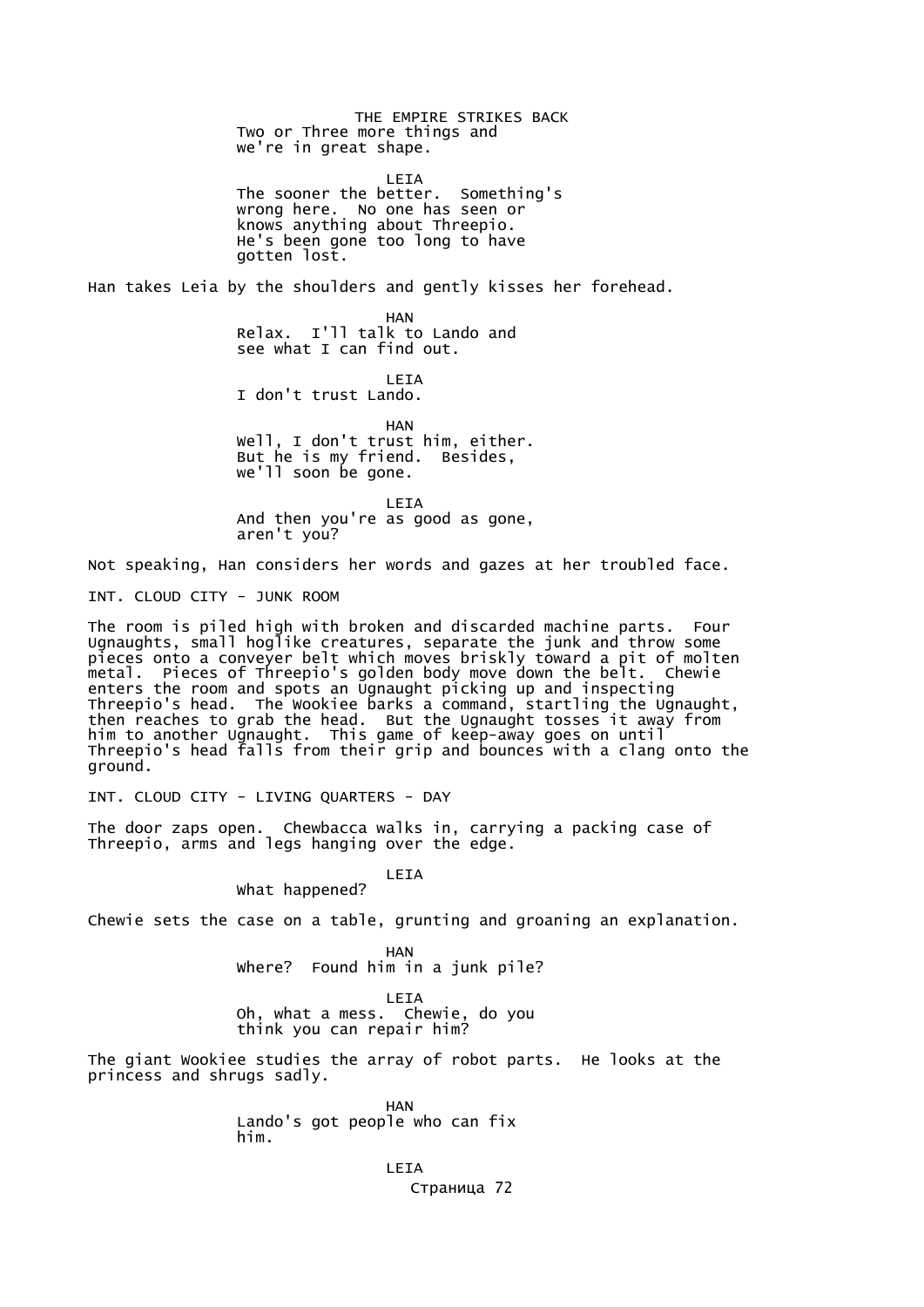Two or Three more things and
we're in great shape.

LEIA

The sooner the better. Something's
wrong here. No one has seen or
knows anything about Threepio.
He's been gone too long to have
gotten lost.

Han takes Leia by the shoulders and gently kisses her forehead.

HAN

Relax. I'll talk to Lando and
see what I can find out.

LEIA

I don't trust Lando.

HAN

Well, I don't trust him, either.
But he is my friend. Besides,
we'll soon be gone.

LEIA

And then you're as good as gone,
aren't you?

Not speaking, Han considers her words and gazes at her troubled face.

INT. CLOUD CITY - JUNK ROOM

The room is piled high with broken and discarded machine parts. Four Ugnaughts, small hoglike creatures, separate the junk and throw some pieces onto a conveyer belt which moves briskly toward a pit of molten metal. Pieces of Threepio's golden body move down the belt. Chewie enters the room and spots an Ugnaught picking up and inspecting Threepio's head. The Wookiee barks a command, startling the Ugnaught, then reaches to grab the head. But the Ugnaught tosses it away from him to another Ugnaught. This game of keep-away goes on until Threepio's head falls from their grip and bounces with a clang onto the ground.

INT. CLOUD CITY - LIVING QUARTERS - DAY

The door zaps open. Chewbacca walks in, carrying a packing case of Threepio, arms and legs hanging over the edge.

LEIA

What happened?

Chewie sets the case on a table, grunting and groaning an explanation.

HAN

Where? Found him in a junk pile?

LEIA

Oh, what a mess. Chewie, do you
think you can repair him?

The giant Wookiee studies the array of robot parts. He looks at the princess and shrugs sadly.

HAN

Lando's got people who can fix
him.

LEIA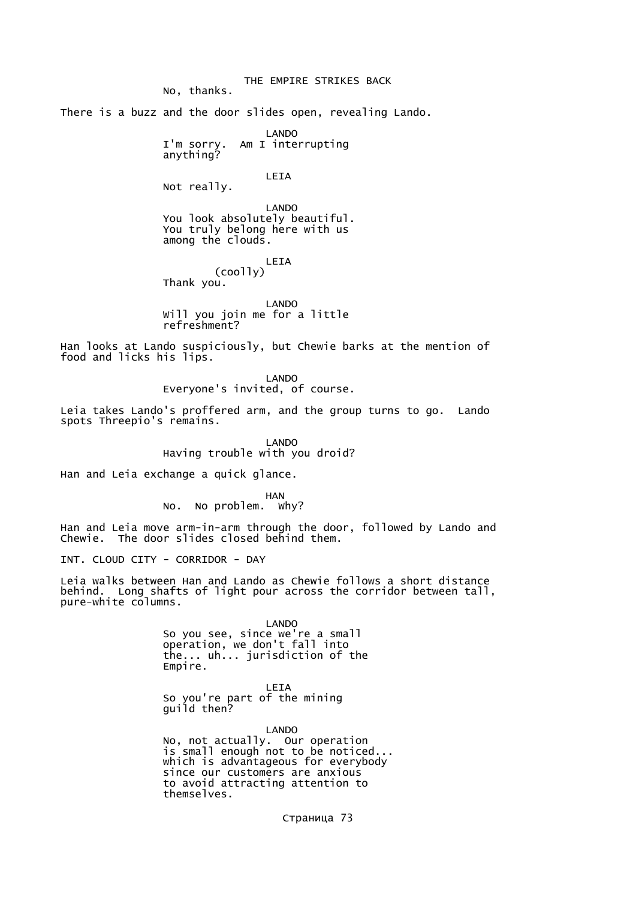No, thanks.

There is a buzz and the door slides open, revealing Lando.

LANDO
I'm sorry. Am I interrupting anything?

LEIA
Not really.

LANDO
You look absolutely beautiful. You truly belong here with us among the clouds.

LEIA
(coolly)
Thank you.

LANDO
Will you join me for a little refreshment?

Han looks at Lando suspiciously, but Chewie barks at the mention of food and licks his lips.

LANDO
Everyone's invited, of course.

Leia takes Lando's proffered arm, and the group turns to go. Lando spots Threepio's remains.

LANDO
Having trouble with you droid?

Han and Leia exchange a quick glance.

HAN
No. No problem. Why?

Han and Leia move arm-in-arm through the door, followed by Lando and Chewie. The door slides closed behind them.

INT. CLOUD CITY - CORRIDOR - DAY

Leia walks between Han and Lando as Chewie follows a short distance behind. Long shafts of light pour across the corridor between tall, pure-white columns.

LANDO
So you see, since we're a small operation, we don't fall into the... uh... jurisdiction of the Empire.

LEIA
So you're part of the mining guild then?

LANDO
No, not actually. Our operation is small enough not to be noticed... which is advantageous for everybody since our customers are anxious to avoid attracting attention to themselves.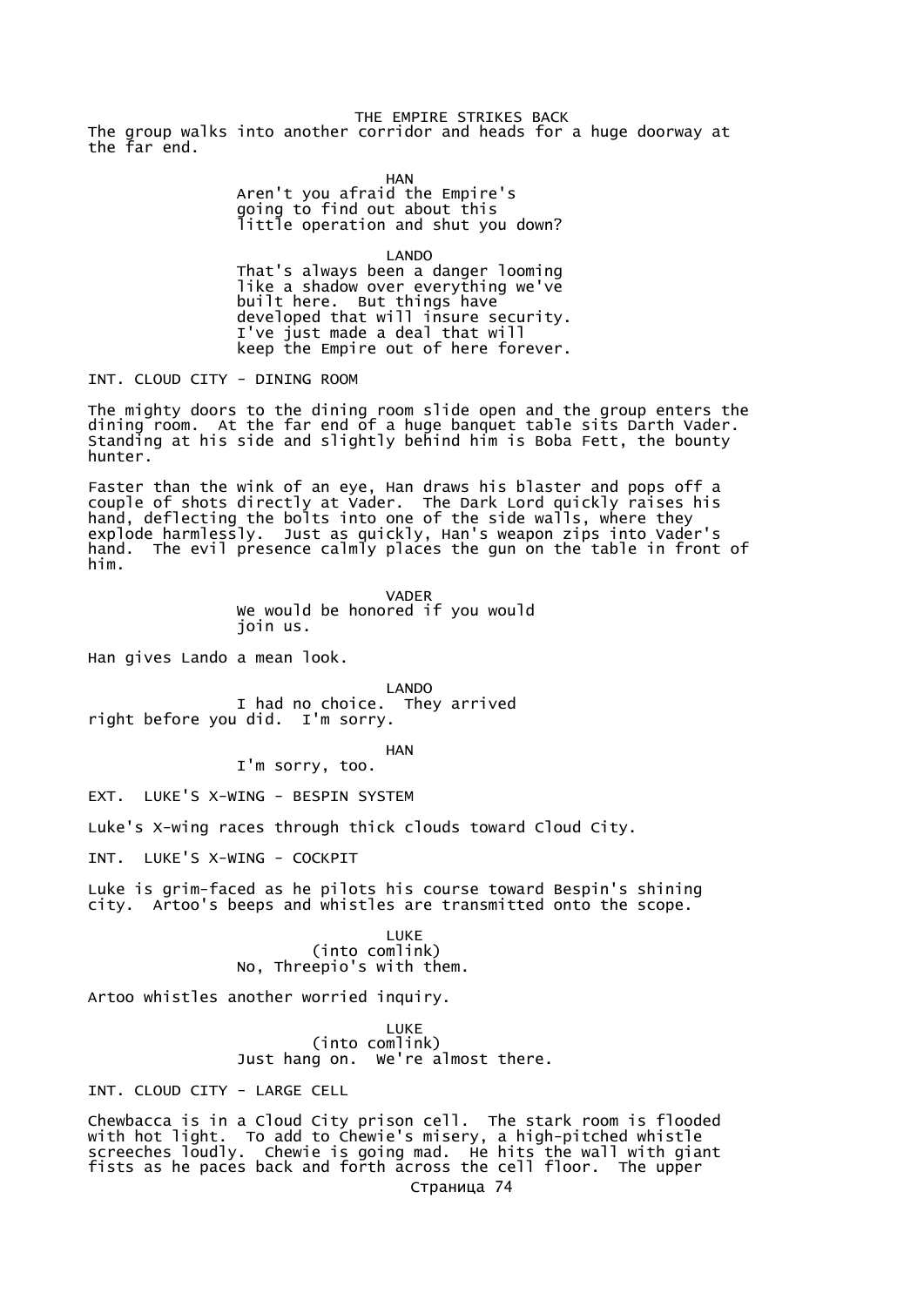The group walks into another corridor and heads for a huge doorway at the far end.

HAN
Aren't you afraid the Empire's going to find out about this little operation and shut you down?

LANDO
That's always been a danger looming like a shadow over everything we've built here. But things have developed that will insure security. I've just made a deal that will keep the Empire out of here forever.

INT. CLOUD CITY - DINING ROOM

The mighty doors to the dining room slide open and the group enters the dining room. At the far end of a huge banquet table sits Darth Vader. Standing at his side and slightly behind him is Boba Fett, the bounty hunter.

Faster than the wink of an eye, Han draws his blaster and pops off a couple of shots directly at Vader. The Dark Lord quickly raises his hand, deflecting the bolts into one of the side walls, where they explode harmlessly. Just as quickly, Han's weapon zips into Vader's hand. The evil presence calmly places the gun on the table in front of him.

VADER
We would be honored if you would join us.

Han gives Lando a mean look.

LANDO
I had no choice. They arrived right before you did. I'm sorry.

HAN
I'm sorry, too.

EXT. LUKE'S X-WING - BESPIN SYSTEM

Luke's X-wing races through thick clouds toward Cloud City.

INT. LUKE'S X-WING - COCKPIT

Luke is grim-faced as he pilots his course toward Bespin's shining city. Artoo's beeps and whistles are transmitted onto the scope.

LUKE
(into comlink)
No, Threepio's with them.

Artoo whistles another worried inquiry.

LUKE
(into comlink)
Just hang on. We're almost there.

INT. CLOUD CITY - LARGE CELL

Chewbacca is in a Cloud City prison cell. The stark room is flooded with hot light. To add to Chewie's misery, a high-pitched whistle screeches loudly. Chewie is going mad. He hits the wall with giant fists as he paces back and forth across the cell floor. The upper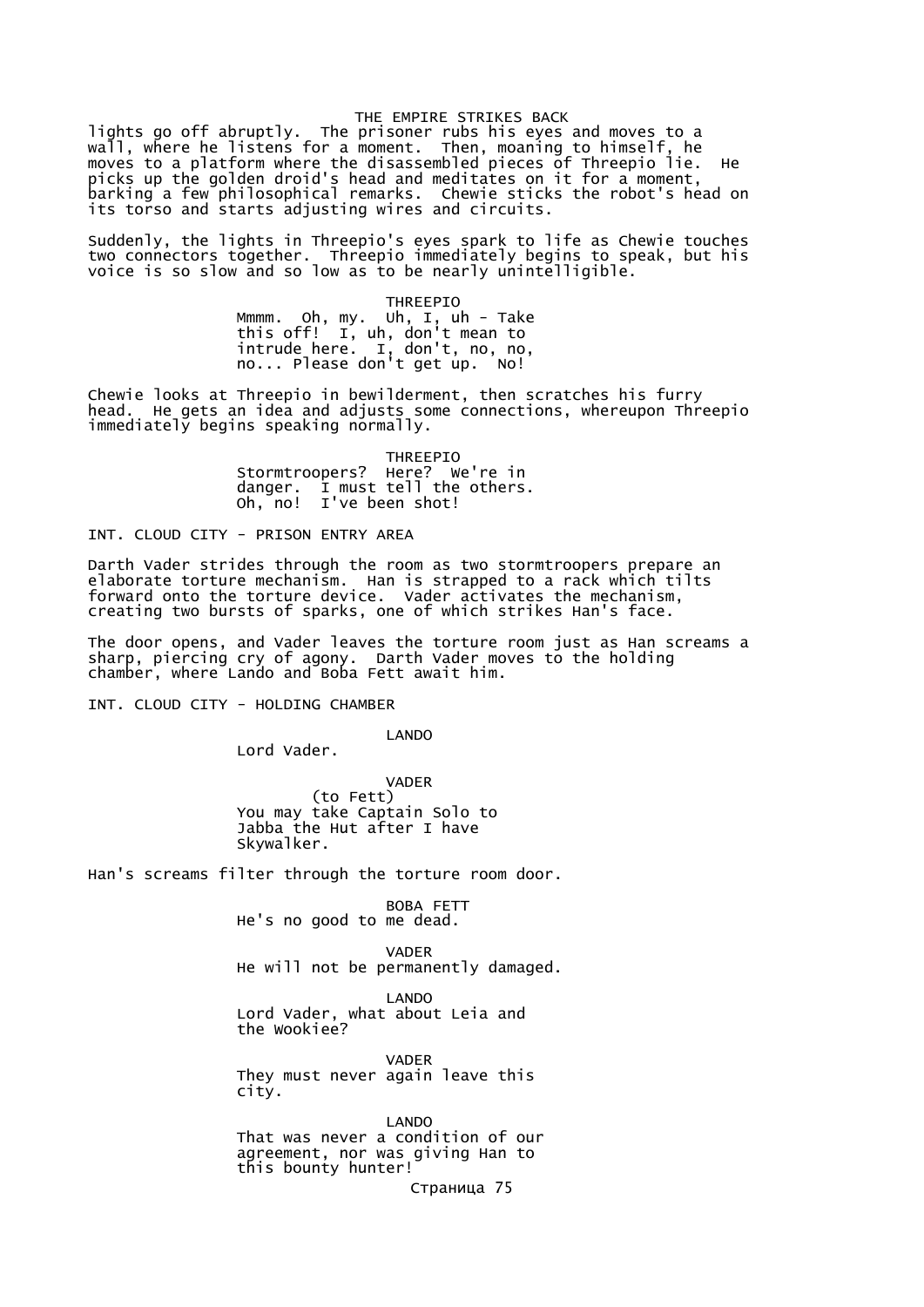lights go off abruptly. The prisoner rubs his eyes and moves to a wall, where he listens for a moment. Then, moaning to himself, he moves to a platform where the disassembled pieces of Threepio lie. He picks up the golden droid's head and meditates on it for a moment, barking a few philosophical remarks. Chewie sticks the robot's head on its torso and starts adjusting wires and circuits.

Suddenly, the lights in Threepio's eyes spark to life as Chewie touches two connectors together. Threepio immediately begins to speak, but his voice is so slow and so low as to be nearly unintelligible.

THREEPIO

Mmmm. Oh, my. Uh, I, uh - Take this off! I, uh, don't mean to intrude here. I, don't, no, no, no... Please don't get up. No!

Chewie looks at Threepio in bewilderment, then scratches his furry head. He gets an idea and adjusts some connections, whereupon Threepio immediately begins speaking normally.

THREEPIO

Stormtroopers? Here? We're in danger. I must tell the others. Oh, no! I've been shot!

INT. CLOUD CITY - PRISON ENTRY AREA

Darth Vader strides through the room as two stormtroopers prepare an elaborate torture mechanism. Han is strapped to a rack which tilts forward onto the torture device. Vader activates the mechanism, creating two bursts of sparks, one of which strikes Han's face.

The door opens, and Vader leaves the torture room just as Han screams a sharp, piercing cry of agony. Darth Vader moves to the holding chamber, where Lando and Boba Fett await him.

INT. CLOUD CITY - HOLDING CHAMBER

LANDO

Lord Vader.

VADER

(to Fett)

You may take Captain Solo to Jabba the Hut after I have Skywalker.

Han's screams filter through the torture room door.

BOBA FETT

He's no good to me dead.

VADER

He will not be permanently damaged.

LANDO

Lord Vader, what about Leia and the Wookiee?

VADER

They must never again leave this city.

LANDO

That was never a condition of our agreement, nor was giving Han to this bounty hunter!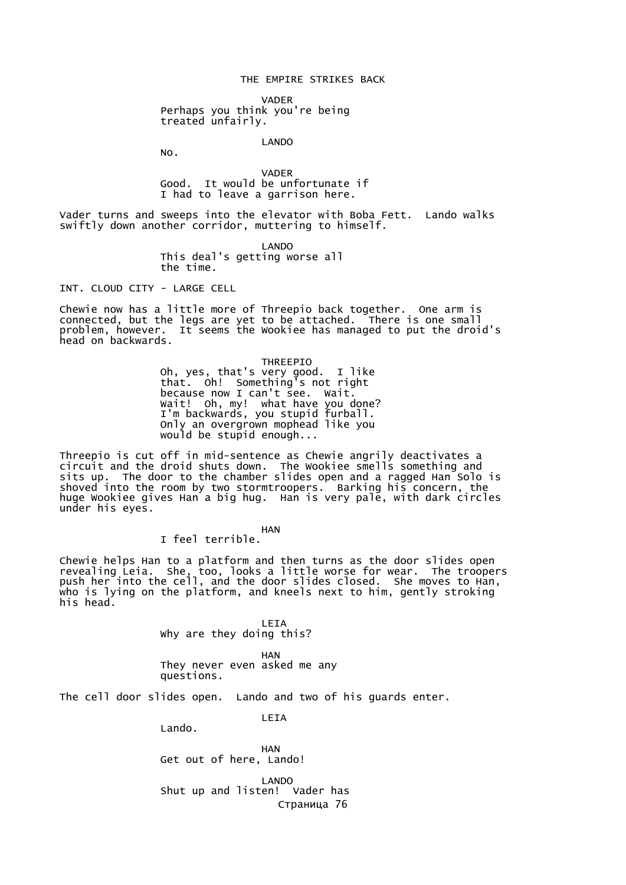VADER
Perhaps you think you're being
treated unfairly.

LANDO
No.

VADER
Good. It would be unfortunate if
I had to leave a garrison here.

Vader turns and sweeps into the elevator with Boba Fett. Lando walks swiftly down another corridor, muttering to himself.

LANDO
This deal's getting worse all
the time.

INT. CLOUD CITY - LARGE CELL

Chewie now has a little more of Threepio back together. One arm is connected, but the legs are yet to be attached. There is one small problem, however. It seems the Wookiee has managed to put the droid's head on backwards.

THREEPIO
Oh, yes, that's very good. I like
that. Oh! Something's not right
because now I can't see. Wait.
Wait! Oh, my! what have you done?
I'm backwards, you stupid furball.
Only an overgrown mophead like you
would be stupid enough...

Threepio is cut off in mid-sentence as Chewie angrily deactivates a circuit and the droid shuts down. The Wookiee smells something and sits up. The door to the chamber slides open and a ragged Han Solo is shoved into the room by two stormtroopers. Barking his concern, the huge Wookiee gives Han a big hug. Han is very pale, with dark circles under his eyes.

HAN
I feel terrible.

Chewie helps Han to a platform and then turns as the door slides open revealing Leia. She, too, looks a little worse for wear. The troopers push her into the cell, and the door slides closed. She moves to Han, who is lying on the platform, and kneels next to him, gently stroking his head.

LEIA
Why are they doing this?

HAN
They never even asked me any
questions.

The cell door slides open. Lando and two of his guards enter.

LEIA
Lando.

HAN
Get out of here, Lando!

LANDO
Shut up and listen! Vader has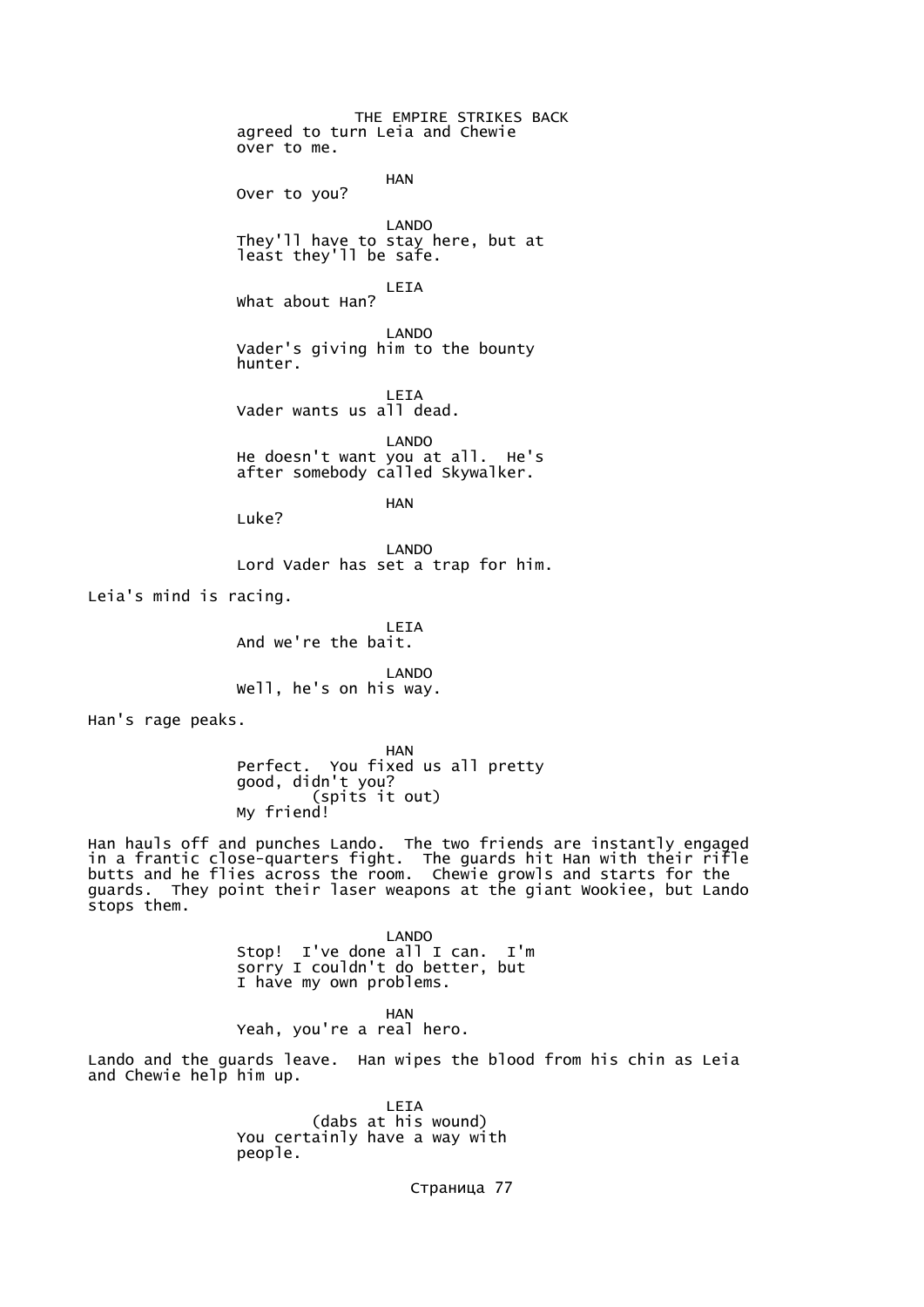agreed to turn Leia and Chewie over to me.

HAN

Over to you?

LANDO

They'll have to stay here, but at least they'll be safe.

LEIA

What about Han?

LANDO

Vader's giving him to the bounty hunter.

LEIA

Vader wants us all dead.

LANDO

He doesn't want you at all. He's after somebody called Skywalker.

HAN

Luke?

LANDO

Lord Vader has set a trap for him.

Leia's mind is racing.

LEIA

And we're the bait.

LANDO

Well, he's on his way.

Han's rage peaks.

HAN

Perfect. You fixed us all pretty good, didn't you?
(spits it out)
My friend!

Han hauls off and punches Lando. The two friends are instantly engaged in a frantic close-quarters fight. The guards hit Han with their rifle butts and he flies across the room. Chewie growls and starts for the guards. They point their laser weapons at the giant Wookiee, but Lando stops them.

LANDO

Stop! I've done all I can. I'm sorry I couldn't do better, but I have my own problems.

HAN

Yeah, you're a real hero.

Lando and the guards leave. Han wipes the blood from his chin as Leia and Chewie help him up.

LEIA

(dabs at his wound)
You certainly have a way with people.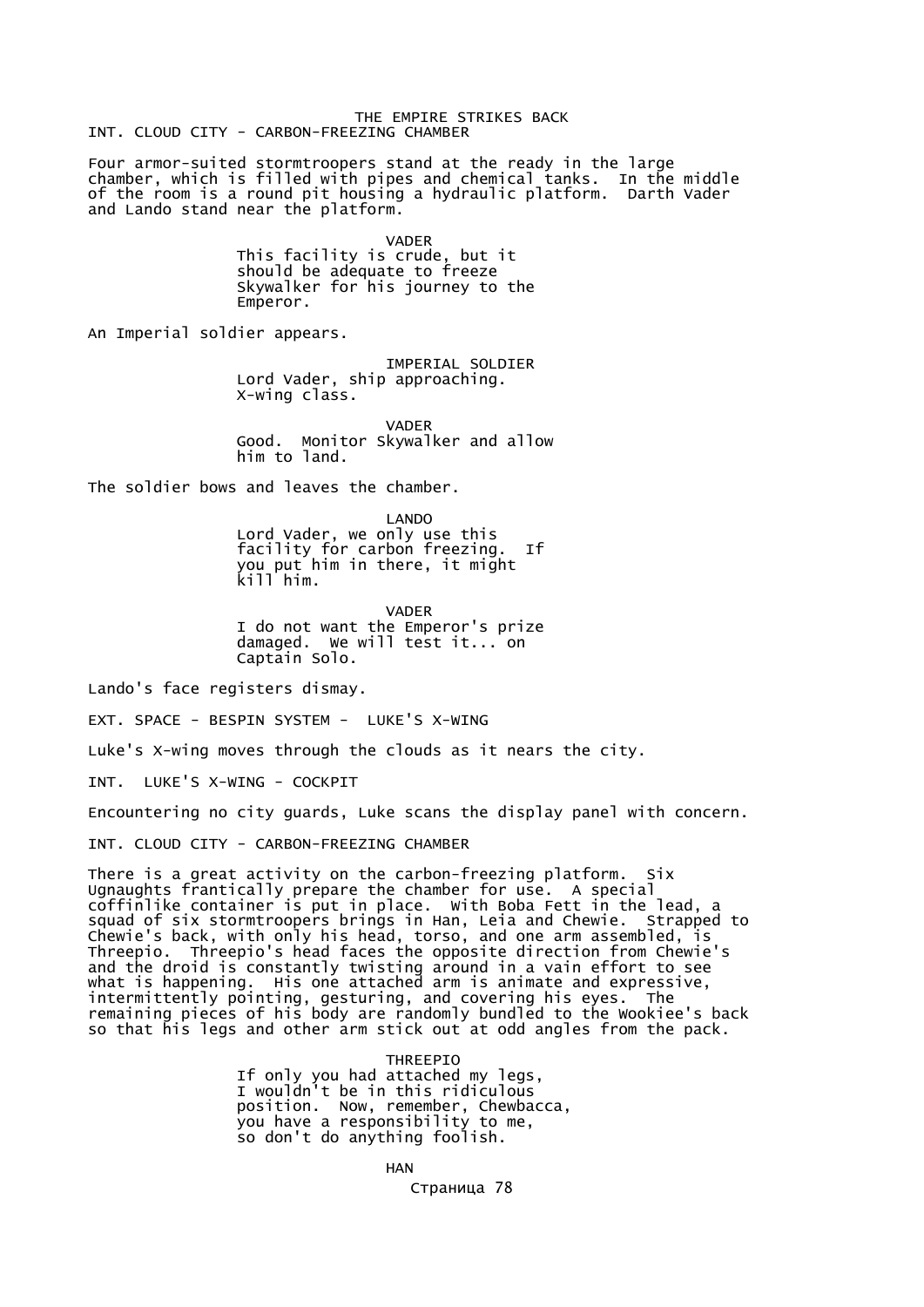THE EMPIRE STRIKES BACK

INT. CLOUD CITY - CARBON-FREEZING CHAMBER

Four armor-suited stormtroopers stand at the ready in the large chamber, which is filled with pipes and chemical tanks. In the middle of the room is a round pit housing a hydraulic platform. Darth Vader and Lando stand near the platform.

VADER
This facility is crude, but it should be adequate to freeze Skywalker for his journey to the Emperor.

An Imperial soldier appears.

IMPERIAL SOLDIER
Lord Vader, ship approaching. X-wing class.

VADER
Good. Monitor Skywalker and allow him to land.

The soldier bows and leaves the chamber.

LANDO
Lord Vader, we only use this facility for carbon freezing. If you put him in there, it might kill him.

VADER
I do not want the Emperor's prize damaged. We will test it... on Captain Solo.

Lando's face registers dismay.

EXT. SPACE - BESPIN SYSTEM - LUKE'S X-WING

Luke's X-wing moves through the clouds as it nears the city.

INT. LUKE'S X-WING - COCKPIT

Encountering no city guards, Luke scans the display panel with concern.

INT. CLOUD CITY - CARBON-FREEZING CHAMBER

There is a great activity on the carbon-freezing platform. Six Ugnaughts frantically prepare the chamber for use. A special coffinlike container is put in place. With Boba Fett in the lead, a squad of six stormtroopers brings in Han, Leia and Chewie. Strapped to Chewie's back, with only his head, torso, and one arm assembled, is Threepio. Threepio's head faces the opposite direction from Chewie's and the droid is constantly twisting around in a vain effort to see what is happening. His one attached arm is animate and expressive, intermittently pointing, gesturing, and covering his eyes. The remaining pieces of his body are randomly bundled to the Wookiee's back so that his legs and other arm stick out at odd angles from the pack.

THREEPIO
If only you had attached my legs, I wouldn't be in this ridiculous position. Now, remember, Chewbacca, you have a responsibility to me, so don't do anything foolish.

HAN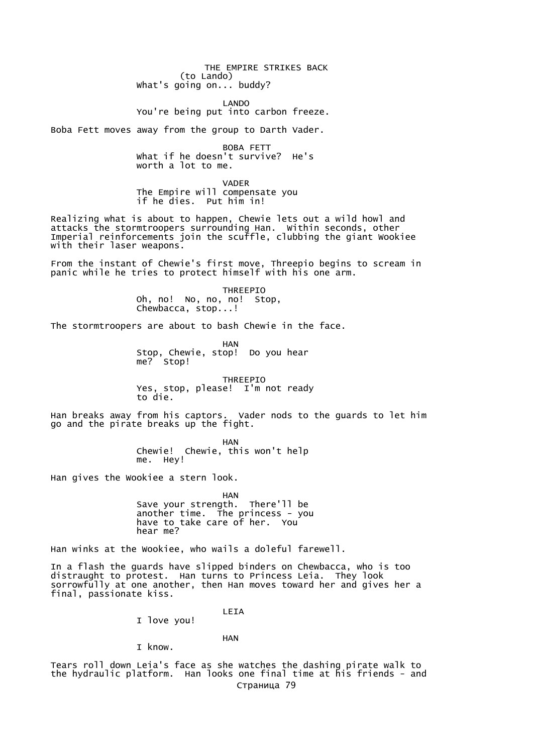(to Lando)
What's going on... buddy?

LANDO
You're being put into carbon freeze.

Boba Fett moves away from the group to Darth Vader.

BOBA FETT
What if he doesn't survive? He's worth a lot to me.

VADER
The Empire will compensate you if he dies. Put him in!

Realizing what is about to happen, Chewie lets out a wild howl and attacks the stormtroopers surrounding Han. Within seconds, other Imperial reinforcements join the scuffle, clubbing the giant Wookiee with their laser weapons.

From the instant of Chewie's first move, Threepio begins to scream in panic while he tries to protect himself with his one arm.

THREEPIO
Oh, no! No, no, no! Stop, Chewbacca, stop...!

The stormtroopers are about to bash Chewie in the face.

HAN
Stop, Chewie, stop! Do you hear me? Stop!

THREEPIO
Yes, stop, please! I'm not ready to die.

Han breaks away from his captors. Vader nods to the guards to let him go and the pirate breaks up the fight.

HAN
Chewie! Chewie, this won't help me. Hey!

Han gives the Wookiee a stern look.

HAN
Save your strength. There'll be another time. The princess - you have to take care of her. You hear me?

Han winks at the Wookiee, who wails a doleful farewell.

In a flash the guards have slipped binders on Chewbacca, who is too distraught to protest. Han turns to Princess Leia. They look sorrowfully at one another, then Han moves toward her and gives her a final, passionate kiss.

LEIA
I love you!

HAN
I know.

Tears roll down Leia's face as she watches the dashing pirate walk to the hydraulic platform. Han looks one final time at his friends - and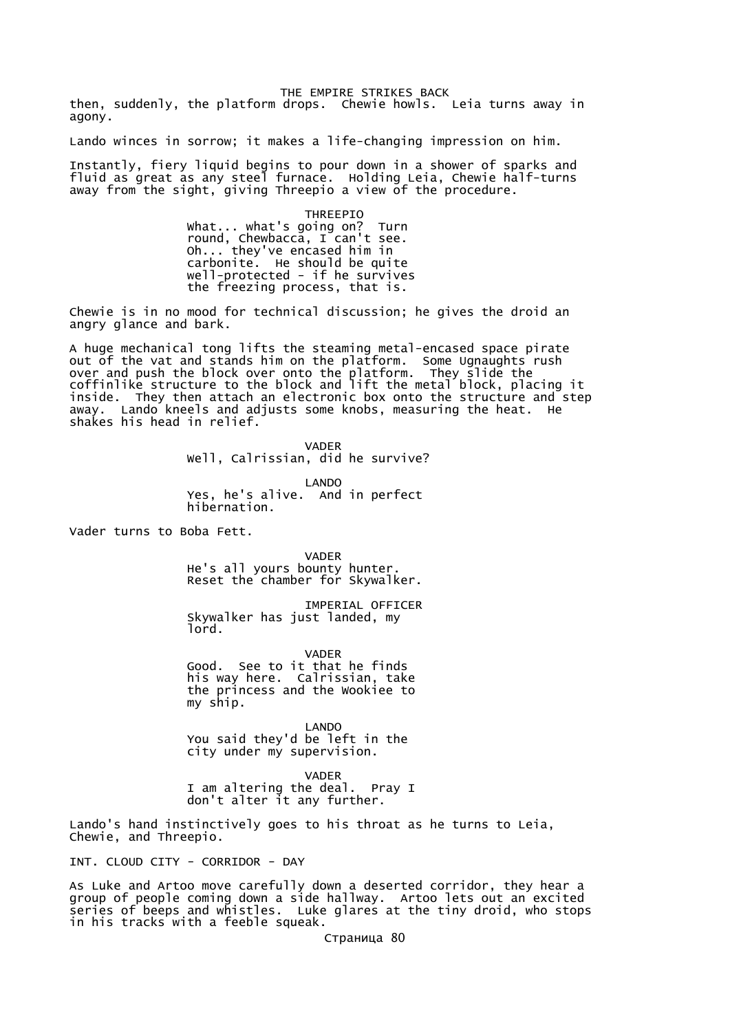then, suddenly, the platform drops. Chewie howls. Leia turns away in agony.

Lando winces in sorrow; it makes a life-changing impression on him.

Instantly, fiery liquid begins to pour down in a shower of sparks and fluid as great as any steel furnace. Holding Leia, Chewie half-turns away from the sight, giving Threepio a view of the procedure.

THREEPIO
What... what's going on? Turn round, Chewbacca, I can't see. Oh... they've encased him in carbonite. He should be quite well-protected - if he survives the freezing process, that is.

Chewie is in no mood for technical discussion; he gives the droid an angry glance and bark.

A huge mechanical tong lifts the steaming metal-encased space pirate out of the vat and stands him on the platform. Some Ugnaughts rush over and push the block over onto the platform. They slide the coffinlike structure to the block and lift the metal block, placing it inside. They then attach an electronic box onto the structure and step away. Lando kneels and adjusts some knobs, measuring the heat. He shakes his head in relief.

VADER
Well, Calrissian, did he survive?

LANDO
Yes, he's alive. And in perfect hibernation.

Vader turns to Boba Fett.

VADER
He's all yours bounty hunter. Reset the chamber for Skywalker.

IMPERIAL OFFICER
Skywalker has just landed, my lord.

VADER
Good. See to it that he finds his way here. Calrissian, take the princess and the Wookiee to my ship.

LANDO
You said they'd be left in the city under my supervision.

VADER
I am altering the deal. Pray I don't alter it any further.

Lando's hand instinctively goes to his throat as he turns to Leia, Chewie, and Threepio.

INT. CLOUD CITY - CORRIDOR - DAY

As Luke and Artoo move carefully down a deserted corridor, they hear a group of people coming down a side hallway. Artoo lets out an excited series of beeps and whistles. Luke glares at the tiny droid, who stops in his tracks with a feeble squeak.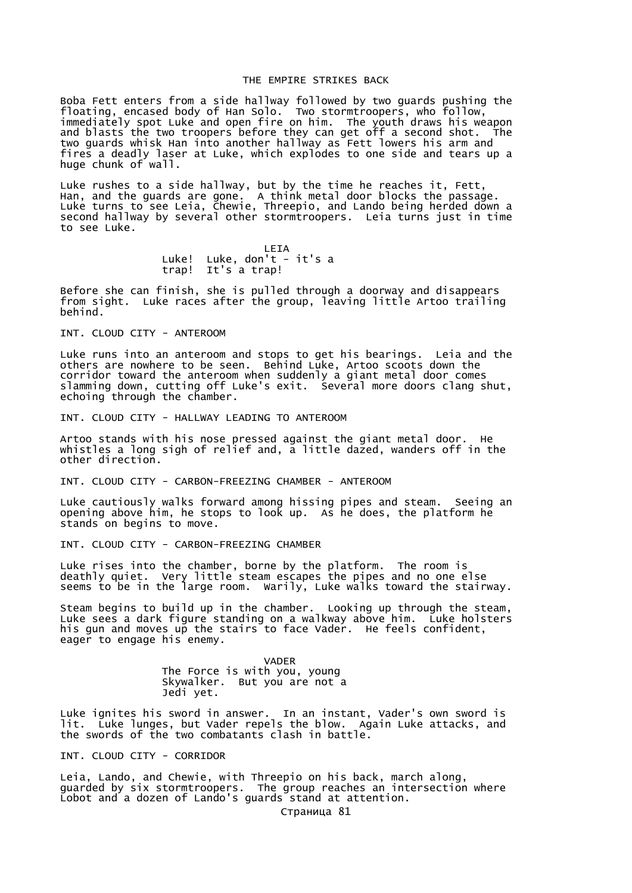Boba Fett enters from a side hallway followed by two guards pushing the floating, encased body of Han Solo. Two stormtroopers, who follow, immediately spot Luke and open fire on him. The youth draws his weapon and blasts the two troopers before they can get off a second shot. The two guards whisk Han into another hallway as Fett lowers his arm and fires a deadly laser at Luke, which explodes to one side and tears up a huge chunk of wall.

Luke rushes to a side hallway, but by the time he reaches it, Fett, Han, and the guards are gone. A think metal door blocks the passage. Luke turns to see Leia, Chewie, Threepio, and Lando being herded down a second hallway by several other stormtroopers. Leia turns just in time to see Luke.

LEIA
Luke! Luke, don't - it's a trap! It's a trap!

Before she can finish, she is pulled through a doorway and disappears from sight. Luke races after the group, leaving little Artoo trailing behind.

INT. CLOUD CITY - ANTEROOM

Luke runs into an anteroom and stops to get his bearings. Leia and the others are nowhere to be seen. Behind Luke, Artoo scoots down the corridor toward the anteroom when suddenly a giant metal door comes slamming down, cutting off Luke's exit. Several more doors clang shut, echoing through the chamber.

INT. CLOUD CITY - HALLWAY LEADING TO ANTEROOM

Artoo stands with his nose pressed against the giant metal door. He whistles a long sigh of relief and, a little dazed, wanders off in the other direction.

INT. CLOUD CITY - CARBON-FREEZING CHAMBER - ANTEROOM

Luke cautiously walks forward among hissing pipes and steam. Seeing an opening above him, he stops to look up. As he does, the platform he stands on begins to move.

INT. CLOUD CITY - CARBON-FREEZING CHAMBER

Luke rises into the chamber, borne by the platform. The room is deathly quiet. Very little steam escapes the pipes and no one else seems to be in the large room. Warily, Luke walks toward the stairway.

Steam begins to build up in the chamber. Looking up through the steam, Luke sees a dark figure standing on a walkway above him. Luke holsters his gun and moves up the stairs to face Vader. He feels confident, eager to engage his enemy.

VADER
The Force is with you, young Skywalker. But you are not a Jedi yet.

Luke ignites his sword in answer. In an instant, Vader's own sword is lit. Luke lunges, but Vader repels the blow. Again Luke attacks, and the swords of the two combatants clash in battle.

INT. CLOUD CITY - CORRIDOR

Leia, Lando, and Chewie, with Threepio on his back, march along, guarded by six stormtroopers. The group reaches an intersection where Lobot and a dozen of Lando's guards stand at attention.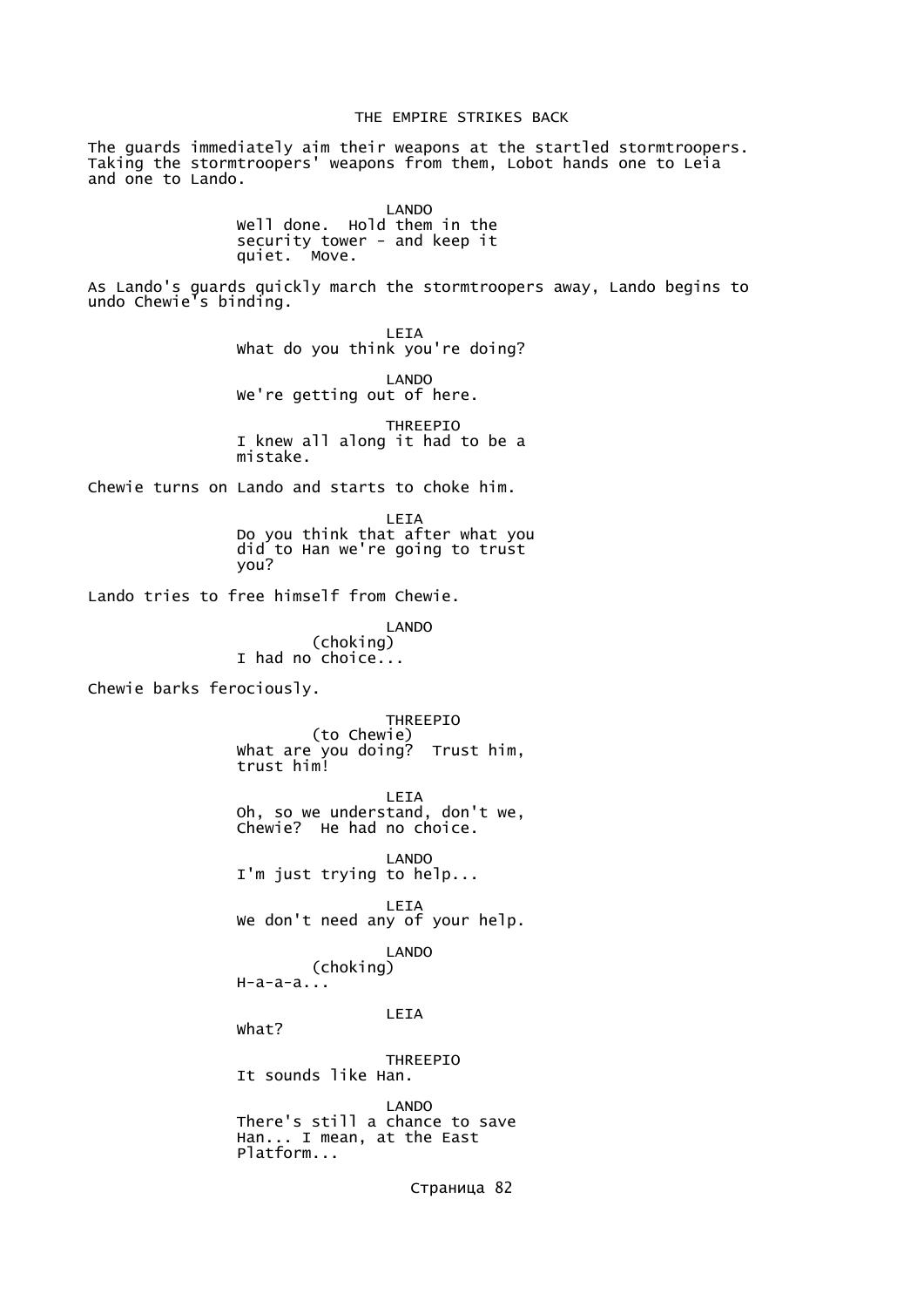The guards immediately aim their weapons at the startled stormtroopers. Taking the stormtroopers' weapons from them, Lobot hands one to Leia and one to Lando.

LANDO
Well done. Hold them in the security tower - and keep it quiet. Move.

As Lando's guards quickly march the stormtroopers away, Lando begins to undo Chewie's binding.

LEIA
What do you think you're doing?

LANDO
We're getting out of here.

THREEPIO
I knew all along it had to be a mistake.

Chewie turns on Lando and starts to choke him.

LEIA
Do you think that after what you did to Han we're going to trust you?

Lando tries to free himself from Chewie.

LANDO
(choking)
I had no choice...

Chewie barks ferociously.

THREEPIO
(to Chewie)
What are you doing? Trust him, trust him!

LEIA
Oh, so we understand, don't we, Chewie? He had no choice.

LANDO
I'm just trying to help...

LEIA
We don't need any of your help.

LANDO
(choking)
H-a-a-a...

LEIA
What?

THREEPIO
It sounds like Han.

LANDO
There's still a chance to save Han... I mean, at the East Platform...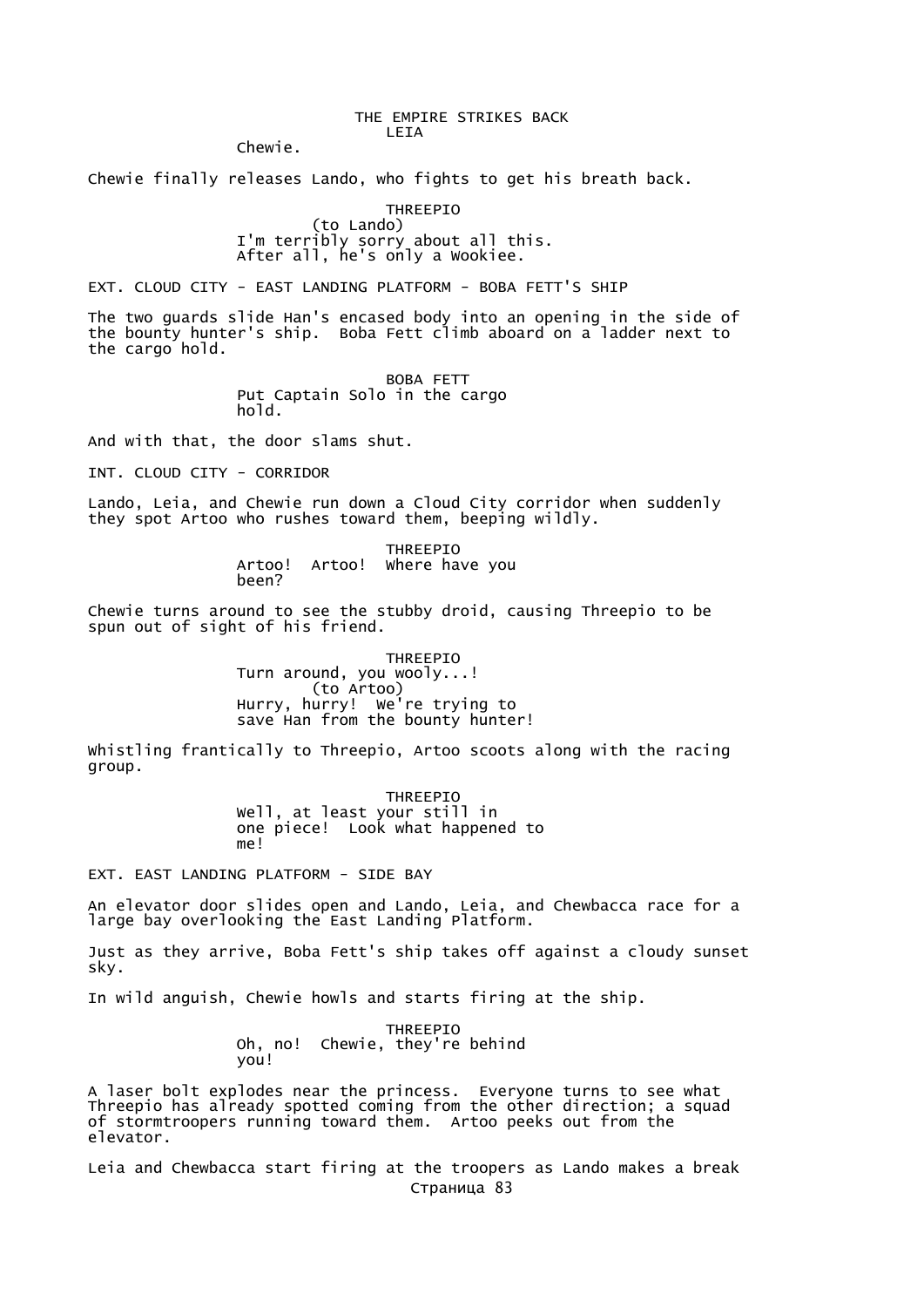LEIA

Chewie.

Chewie finally releases Lando, who fights to get his breath back.

THREEPIO

(to Lando)

I'm terribly sorry about all this. After all, he's only a Wookiee.

EXT. CLOUD CITY - EAST LANDING PLATFORM - BOBA FETT'S SHIP

The two guards slide Han's encased body into an opening in the side of the bounty hunter's ship. Boba Fett climb aboard on a ladder next to the cargo hold.

BOBA FETT

Put Captain Solo in the cargo hold.

And with that, the door slams shut.

INT. CLOUD CITY - CORRIDOR

Lando, Leia, and Chewie run down a Cloud City corridor when suddenly they spot Artoo who rushes toward them, beeping wildly.

THREEPIO

Artoo! Artoo! Where have you been?

Chewie turns around to see the stubby droid, causing Threepio to be spun out of sight of his friend.

THREEPIO

Turn around, you wooly...!

(to Artoo)

Hurry, hurry! We're trying to save Han from the bounty hunter!

Whistling frantically to Threepio, Artoo scoots along with the racing group.

THREEPIO

Well, at least your still in one piece! Look what happened to me!

EXT. EAST LANDING PLATFORM - SIDE BAY

An elevator door slides open and Lando, Leia, and Chewbacca race for a large bay overlooking the East Landing Platform.

Just as they arrive, Boba Fett's ship takes off against a cloudy sunset sky.

In wild anguish, Chewie howls and starts firing at the ship.

THREEPIO

Oh, no! Chewie, they're behind you!

A laser bolt explodes near the princess. Everyone turns to see what Threepio has already spotted coming from the other direction; a squad of stormtroopers running toward them. Artoo peeks out from the elevator.

Leia and Chewbacca start firing at the troopers as Lando makes a break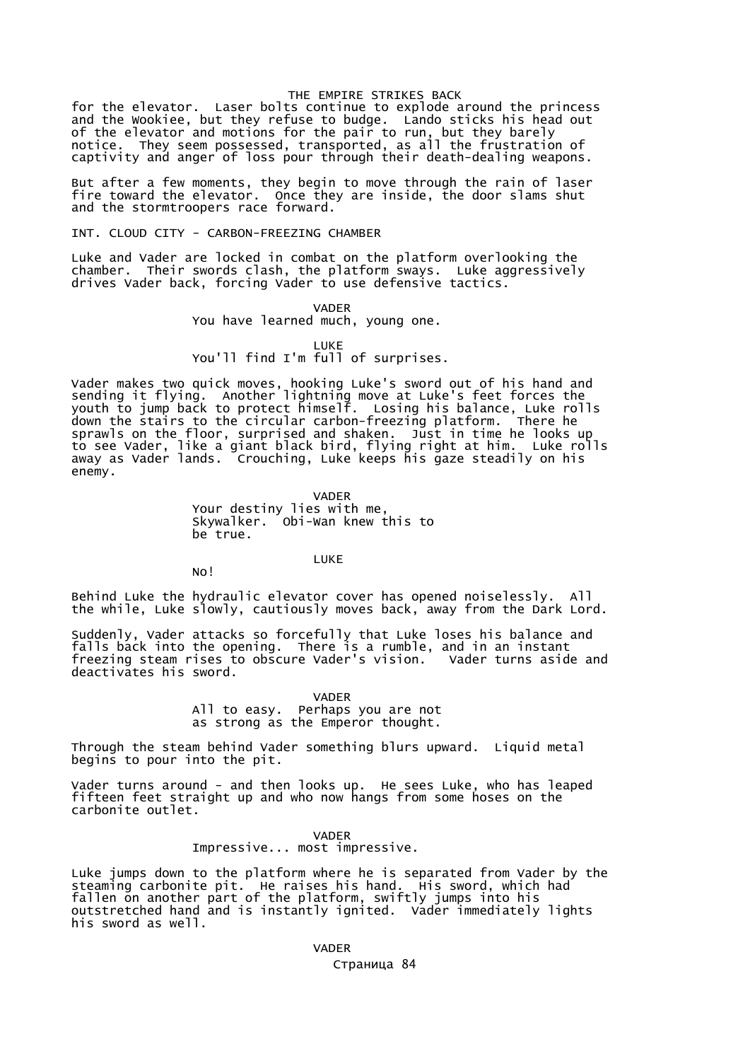for the elevator. Laser bolts continue to explode around the princess and the Wookiee, but they refuse to budge. Lando sticks his head out of the elevator and motions for the pair to run, but they barely notice. They seem possessed, transported, as all the frustration of captivity and anger of loss pour through their death-dealing weapons.

But after a few moments, they begin to move through the rain of laser fire toward the elevator. Once they are inside, the door slams shut and the stormtroopers race forward.

INT. CLOUD CITY - CARBON-FREEZING CHAMBER

Luke and Vader are locked in combat on the platform overlooking the chamber. Their swords clash, the platform sways. Luke aggressively drives Vader back, forcing Vader to use defensive tactics.

VADER
You have learned much, young one.

LUKE
You'll find I'm full of surprises.

Vader makes two quick moves, hooking Luke's sword out of his hand and sending it flying. Another lightning move at Luke's feet forces the youth to jump back to protect himself. Losing his balance, Luke rolls down the stairs to the circular carbon-freezing platform. There he sprawls on the floor, surprised and shaken. Just in time he looks up to see Vader, like a giant black bird, flying right at him. Luke rolls away as Vader lands. Crouching, Luke keeps his gaze steadily on his enemy.

VADER
Your destiny lies with me, Skywalker. Obi-Wan knew this to be true.

LUKE
No!

Behind Luke the hydraulic elevator cover has opened noiselessly. All the while, Luke slowly, cautiously moves back, away from the Dark Lord.

Suddenly, Vader attacks so forcefully that Luke loses his balance and falls back into the opening. There is a rumble, and in an instant freezing steam rises to obscure Vader's vision. Vader turns aside and deactivates his sword.

VADER
All to easy. Perhaps you are not as strong as the Emperor thought.

Through the steam behind Vader something blurs upward. Liquid metal begins to pour into the pit.

Vader turns around - and then looks up. He sees Luke, who has leaped fifteen feet straight up and who now hangs from some hoses on the carbonite outlet.

VADER
Impressive... most impressive.

Luke jumps down to the platform where he is separated from Vader by the steaming carbonite pit. He raises his hand. His sword, which had fallen on another part of the platform, swiftly jumps into his outstretched hand and is instantly ignited. Vader immediately lights his sword as well.

VADER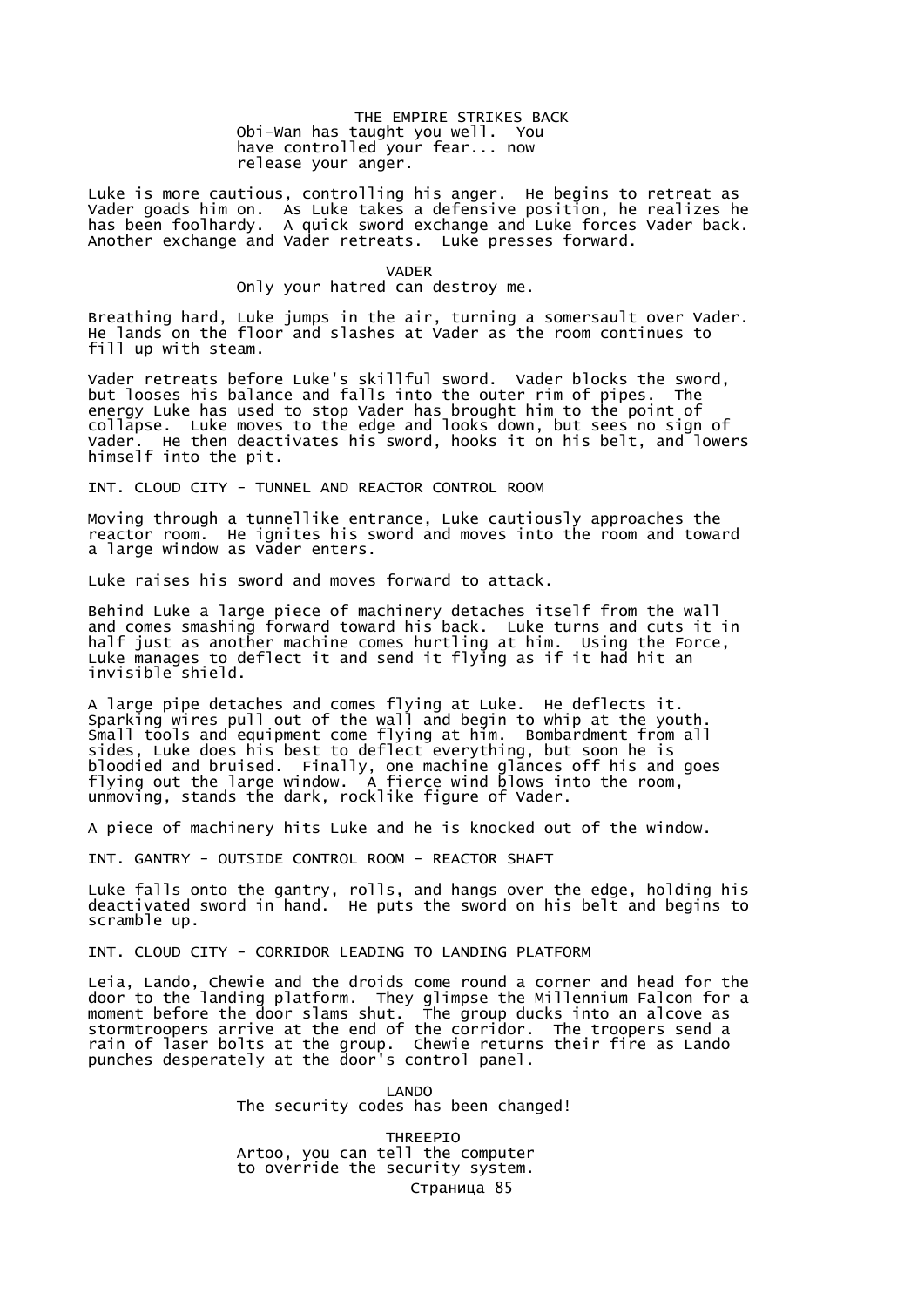Obi-Wan has taught you well. You have controlled your fear... now release your anger.

Luke is more cautious, controlling his anger. He begins to retreat as Vader goads him on. As Luke takes a defensive position, he realizes he has been foolhardy. A quick sword exchange and Luke forces Vader back. Another exchange and Vader retreats. Luke presses forward.

VADER

Only your hatred can destroy me.

Breathing hard, Luke jumps in the air, turning a somersault over Vader. He lands on the floor and slashes at Vader as the room continues to fill up with steam.

Vader retreats before Luke's skillful sword. Vader blocks the sword, but looses his balance and falls into the outer rim of pipes. The energy Luke has used to stop Vader has brought him to the point of collapse. Luke moves to the edge and looks down, but sees no sign of Vader. He then deactivates his sword, hooks it on his belt, and lowers himself into the pit.

INT. CLOUD CITY - TUNNEL AND REACTOR CONTROL ROOM

Moving through a tunnellike entrance, Luke cautiously approaches the reactor room. He ignites his sword and moves into the room and toward a large window as Vader enters.

Luke raises his sword and moves forward to attack.

Behind Luke a large piece of machinery detaches itself from the wall and comes smashing forward toward his back. Luke turns and cuts it in half just as another machine comes hurtling at him. Using the Force, Luke manages to deflect it and send it flying as if it had hit an invisible shield.

A large pipe detaches and comes flying at Luke. He deflects it. Sparking wires pull out of the wall and begin to whip at the youth. Small tools and equipment come flying at him. Bombardment from all sides, Luke does his best to deflect everything, but soon he is bloodied and bruised. Finally, one machine glances off his and goes flying out the large window. A fierce wind blows into the room, unmoving, stands the dark, rocklike figure of Vader.

A piece of machinery hits Luke and he is knocked out of the window.

INT. GANTRY - OUTSIDE CONTROL ROOM - REACTOR SHAFT

Luke falls onto the gantry, rolls, and hangs over the edge, holding his deactivated sword in hand. He puts the sword on his belt and begins to scramble up.

INT. CLOUD CITY - CORRIDOR LEADING TO LANDING PLATFORM

Leia, Lando, Chewie and the droids come round a corner and head for the door to the landing platform. They glimpse the Millennium Falcon for a moment before the door slams shut. The group ducks into an alcove as stormtroopers arrive at the end of the corridor. The troopers send a rain of laser bolts at the group. Chewie returns their fire as Lando punches desperately at the door's control panel.

LANDO

The security codes has been changed!

THREEPIO

Artoo, you can tell the computer to override the security system.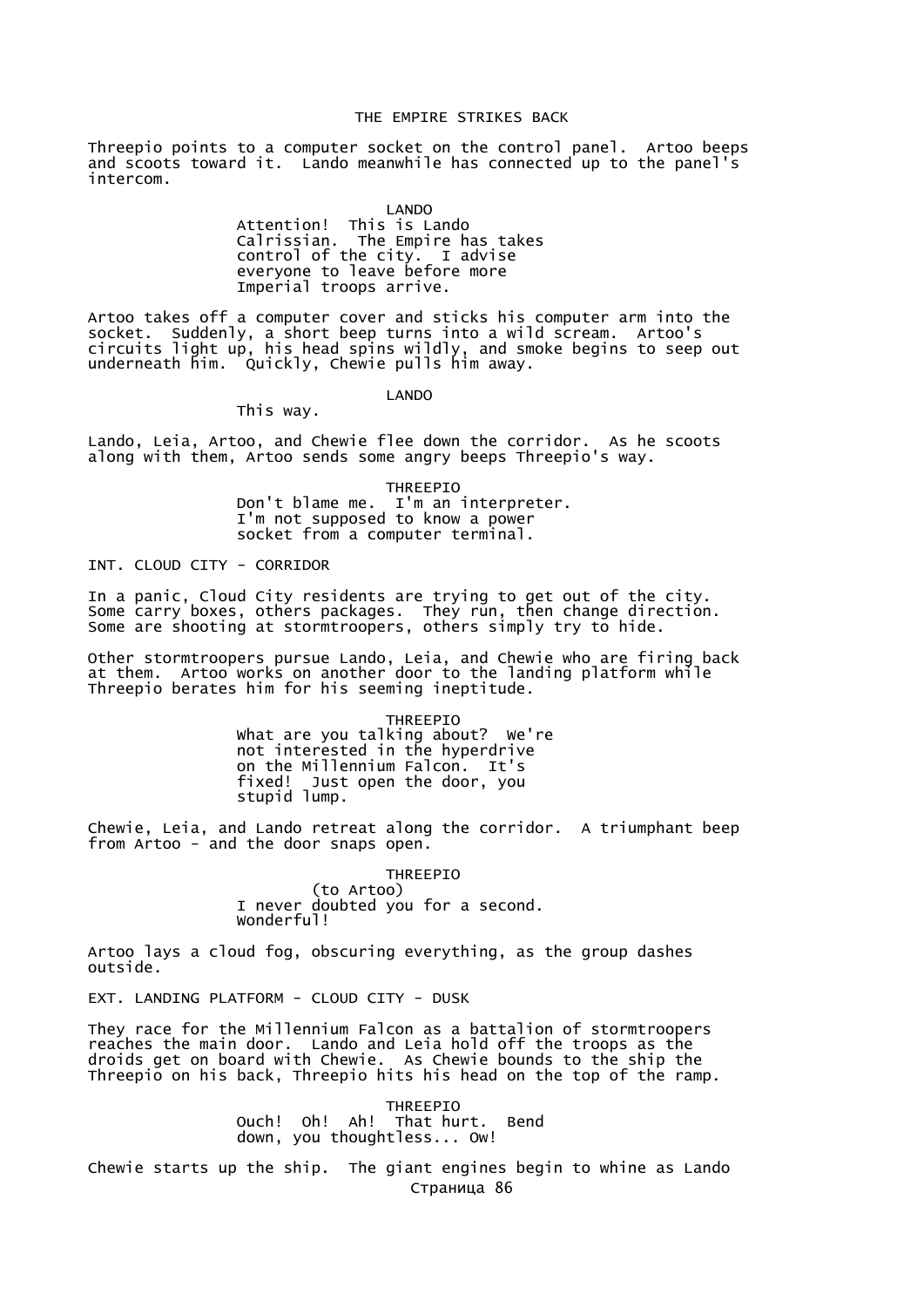Threepio points to a computer socket on the control panel. Artoo beeps and scoots toward it. Lando meanwhile has connected up to the panel's intercom.

LANDO
Attention! This is Lando Calrissian. The Empire has takes control of the city. I advise everyone to leave before more Imperial troops arrive.

Artoo takes off a computer cover and sticks his computer arm into the socket. Suddenly, a short beep turns into a wild scream. Artoo's circuits light up, his head spins wildly, and smoke begins to seep out underneath him. Quickly, Chewie pulls him away.

LANDO
This way.

Lando, Leia, Artoo, and Chewie flee down the corridor. As he scoots along with them, Artoo sends some angry beeps Threepio's way.

THREEPIO
Don't blame me. I'm an interpreter. I'm not supposed to know a power socket from a computer terminal.

INT. CLOUD CITY - CORRIDOR

In a panic, Cloud City residents are trying to get out of the city. Some carry boxes, others packages. They run, then change direction. Some are shooting at stormtroopers, others simply try to hide.

Other stormtroopers pursue Lando, Leia, and Chewie who are firing back at them. Artoo works on another door to the landing platform while Threepio berates him for his seeming ineptitude.

THREEPIO
What are you talking about? We're not interested in the hyperdrive on the Millennium Falcon. It's fixed! Just open the door, you stupid lump.

Chewie, Leia, and Lando retreat along the corridor. A triumphant beep from Artoo - and the door snaps open.

THREEPIO
(to Artoo)
I never doubted you for a second. Wonderful!

Artoo lays a cloud fog, obscuring everything, as the group dashes outside.

EXT. LANDING PLATFORM - CLOUD CITY - DUSK

They race for the Millennium Falcon as a battalion of stormtroopers reaches the main door. Lando and Leia hold off the troops as the droids get on board with Chewie. As Chewie bounds to the ship the Threepio on his back, Threepio hits his head on the top of the ramp.

THREEPIO
Ouch! Oh! Ah! That hurt. Bend down, you thoughtless... Ow!

Chewie starts up the ship. The giant engines begin to whine as Lando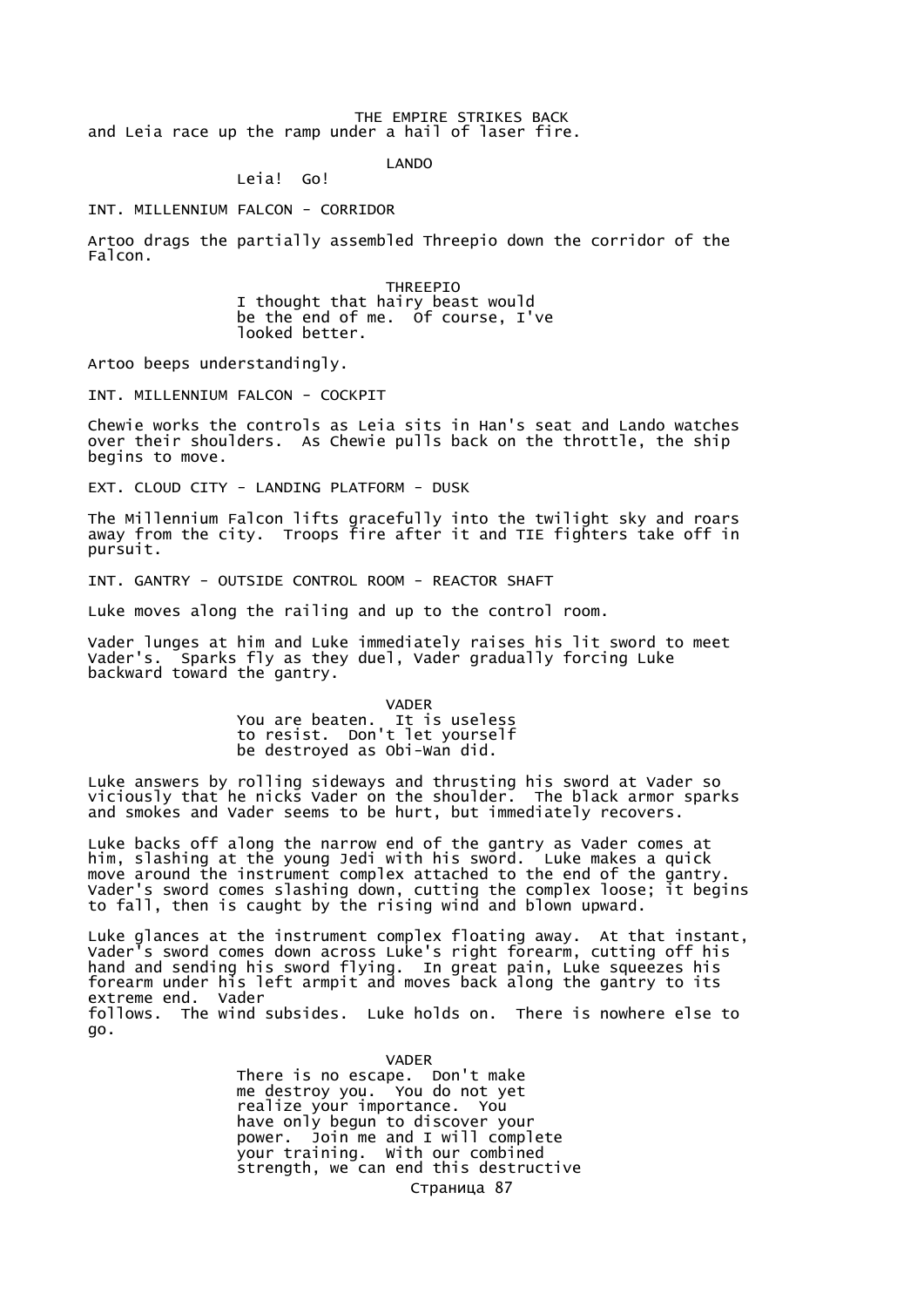and Leia race up the ramp under a hail of laser fire.

LANDO
Leia! Go!

INT. MILLENNIUM FALCON - CORRIDOR

Artoo drags the partially assembled Threepio down the corridor of the Falcon.

THREEPIO
I thought that hairy beast would be the end of me. Of course, I've looked better.

Artoo beeps understandingly.

INT. MILLENNIUM FALCON - COCKPIT

Chewie works the controls as Leia sits in Han's seat and Lando watches over their shoulders. As Chewie pulls back on the throttle, the ship begins to move.

EXT. CLOUD CITY - LANDING PLATFORM - DUSK

The Millennium Falcon lifts gracefully into the twilight sky and roars away from the city. Troops fire after it and TIE fighters take off in pursuit.

INT. GANTRY - OUTSIDE CONTROL ROOM - REACTOR SHAFT

Luke moves along the railing and up to the control room.

Vader lunges at him and Luke immediately raises his lit sword to meet Vader's. Sparks fly as they duel, Vader gradually forcing Luke backward toward the gantry.

VADER
You are beaten. It is useless to resist. Don't let yourself be destroyed as Obi-Wan did.

Luke answers by rolling sideways and thrusting his sword at Vader so viciously that he nicks Vader on the shoulder. The black armor sparks and smokes and Vader seems to be hurt, but immediately recovers.

Luke backs off along the narrow end of the gantry as Vader comes at him, slashing at the young Jedi with his sword. Luke makes a quick move around the instrument complex attached to the end of the gantry. Vader's sword comes slashing down, cutting the complex loose; it begins to fall, then is caught by the rising wind and blown upward.

Luke glances at the instrument complex floating away. At that instant, Vader's sword comes down across Luke's right forearm, cutting off his hand and sending his sword flying. In great pain, Luke squeezes his forearm under his left armpit and moves back along the gantry to its extreme end. Vader
follows. The wind subsides. Luke holds on. There is nowhere else to go.

VADER
There is no escape. Don't make me destroy you. You do not yet realize your importance. You have only begun to discover your power. Join me and I will complete your training. With our combined strength, we can end this destructive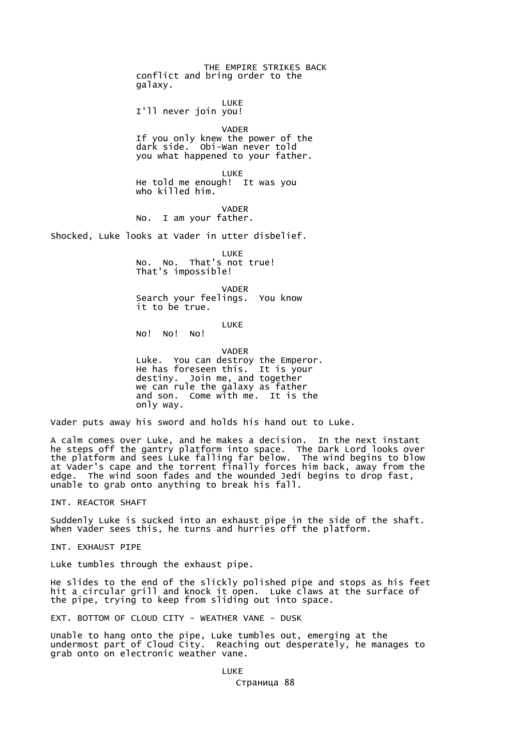conflict and bring order to the galaxy.

LUKE
I'll never join you!

VADER
If you only knew the power of the dark side. Obi-Wan never told you what happened to your father.

LUKE
He told me enough! It was you who killed him.

VADER
No. I am your father.

Shocked, Luke looks at Vader in utter disbelief.

LUKE
No. No. That's not true! That's impossible!

VADER
Search your feelings. You know it to be true.

LUKE
No! No! No!

VADER
Luke. You can destroy the Emperor. He has foreseen this. It is your destiny. Join me, and together we can rule the galaxy as father and son. Come with me. It is the only way.

Vader puts away his sword and holds his hand out to Luke.

A calm comes over Luke, and he makes a decision. In the next instant he steps off the gantry platform into space. The Dark Lord looks over the platform and sees Luke falling far below. The wind begins to blow at Vader's cape and the torrent finally forces him back, away from the edge. The wind soon fades and the wounded Jedi begins to drop fast, unable to grab onto anything to break his fall.

INT. REACTOR SHAFT

Suddenly Luke is sucked into an exhaust pipe in the side of the shaft. When Vader sees this, he turns and hurries off the platform.

INT. EXHAUST PIPE

Luke tumbles through the exhaust pipe.

He slides to the end of the slickly polished pipe and stops as his feet hit a circular grill and knock it open. Luke claws at the surface of the pipe, trying to keep from sliding out into space.

EXT. BOTTOM OF CLOUD CITY - WEATHER VANE - DUSK

Unable to hang onto the pipe, Luke tumbles out, emerging at the undermost part of Cloud City. Reaching out desperately, he manages to grab onto on electronic weather vane.

LUKE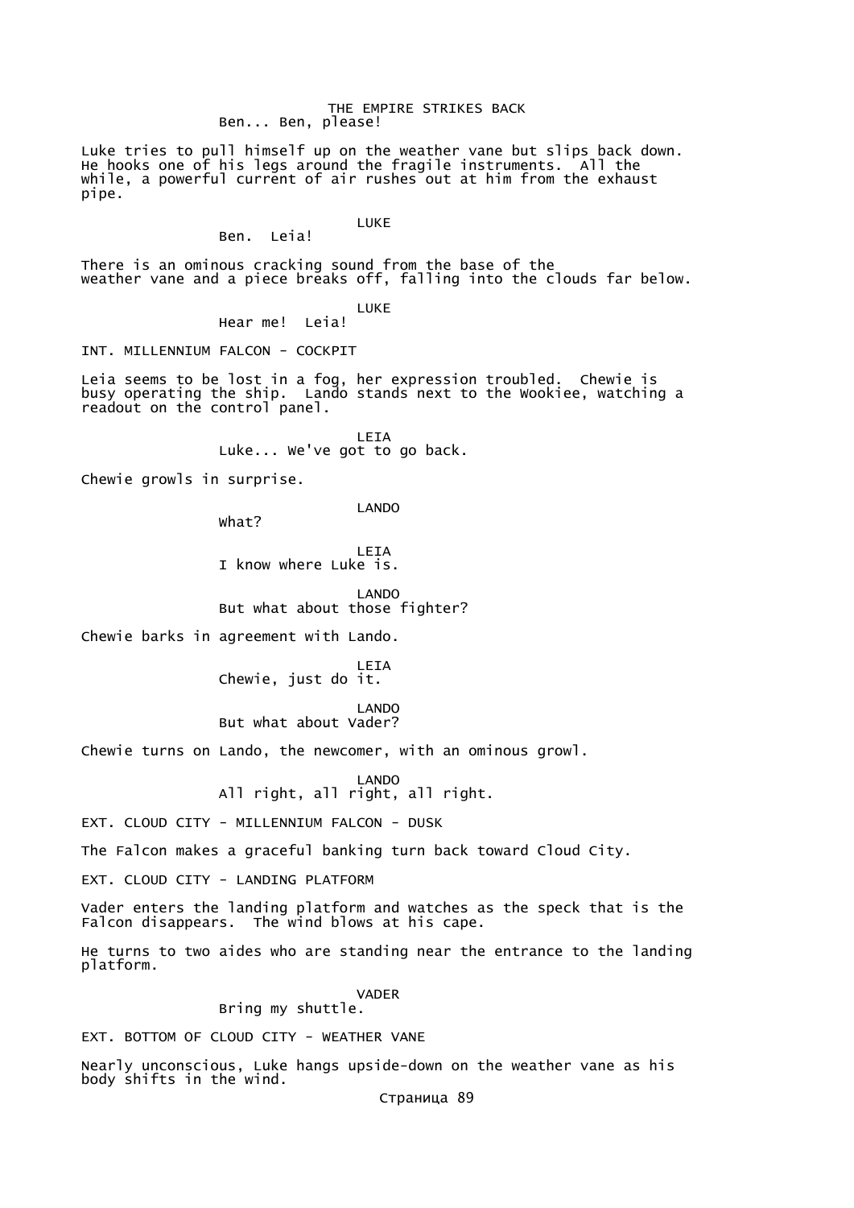Ben... Ben, please!

Luke tries to pull himself up on the weather vane but slips back down. He hooks one of his legs around the fragile instruments. All the while, a powerful current of air rushes out at him from the exhaust pipe.

LUKE

Ben. Leia!

There is an ominous cracking sound from the base of the weather vane and a piece breaks off, falling into the clouds far below.

LUKE

Hear me! Leia!

INT. MILLENNIUM FALCON - COCKPIT

Leia seems to be lost in a fog, her expression troubled. Chewie is busy operating the ship. Lando stands next to the Wookiee, watching a readout on the control panel.

LEIA

Luke... We've got to go back.

Chewie growls in surprise.

LANDO

What?

LEIA

I know where Luke is.

LANDO

But what about those fighter?

Chewie barks in agreement with Lando.

LEIA

Chewie, just do it.

LANDO

But what about Vader?

Chewie turns on Lando, the newcomer, with an ominous growl.

LANDO

All right, all right, all right.

EXT. CLOUD CITY - MILLENNIUM FALCON - DUSK

The Falcon makes a graceful banking turn back toward Cloud City.

EXT. CLOUD CITY - LANDING PLATFORM

Vader enters the landing platform and watches as the speck that is the Falcon disappears. The wind blows at his cape.

He turns to two aides who are standing near the entrance to the landing platform.

VADER

Bring my shuttle.

EXT. BOTTOM OF CLOUD CITY - WEATHER VANE

Nearly unconscious, Luke hangs upside-down on the weather vane as his body shifts in the wind.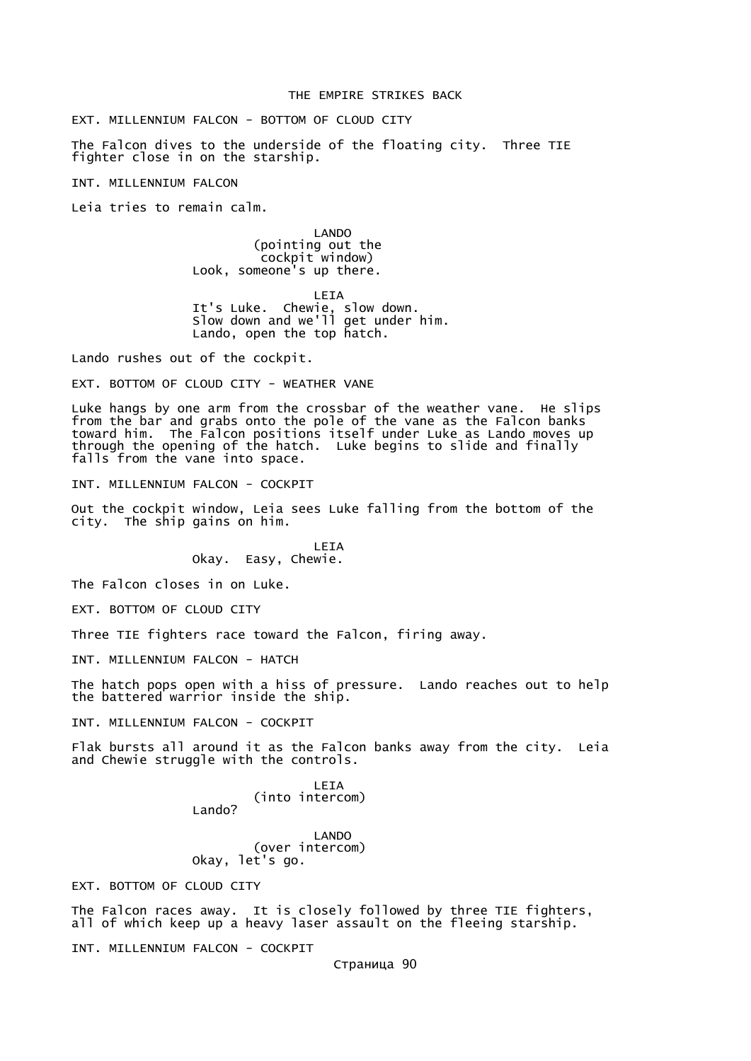EXT. MILLENNIUM FALCON - BOTTOM OF CLOUD CITY

The Falcon dives to the underside of the floating city. Three TIE fighter close in on the starship.

INT. MILLENNIUM FALCON

Leia tries to remain calm.

LANDO
(pointing out the cockpit window)
Look, someone's up there.

LEIA
It's Luke. Chewie, slow down. Slow down and we'll get under him. Lando, open the top hatch.

Lando rushes out of the cockpit.

EXT. BOTTOM OF CLOUD CITY - WEATHER VANE

Luke hangs by one arm from the crossbar of the weather vane. He slips from the bar and grabs onto the pole of the vane as the Falcon banks toward him. The Falcon positions itself under Luke as Lando moves up through the opening of the hatch. Luke begins to slide and finally falls from the vane into space.

INT. MILLENNIUM FALCON - COCKPIT

Out the cockpit window, Leia sees Luke falling from the bottom of the city. The ship gains on him.

LEIA
Okay. Easy, Chewie.

The Falcon closes in on Luke.

EXT. BOTTOM OF CLOUD CITY

Three TIE fighters race toward the Falcon, firing away.

INT. MILLENNIUM FALCON - HATCH

The hatch pops open with a hiss of pressure. Lando reaches out to help the battered warrior inside the ship.

INT. MILLENNIUM FALCON - COCKPIT

Flak bursts all around it as the Falcon banks away from the city. Leia and Chewie struggle with the controls.

LEIA
(into intercom)
Lando?

LANDO
(over intercom)
Okay, let's go.

EXT. BOTTOM OF CLOUD CITY

The Falcon races away. It is closely followed by three TIE fighters, all of which keep up a heavy laser assault on the fleeing starship.

INT. MILLENNIUM FALCON - COCKPIT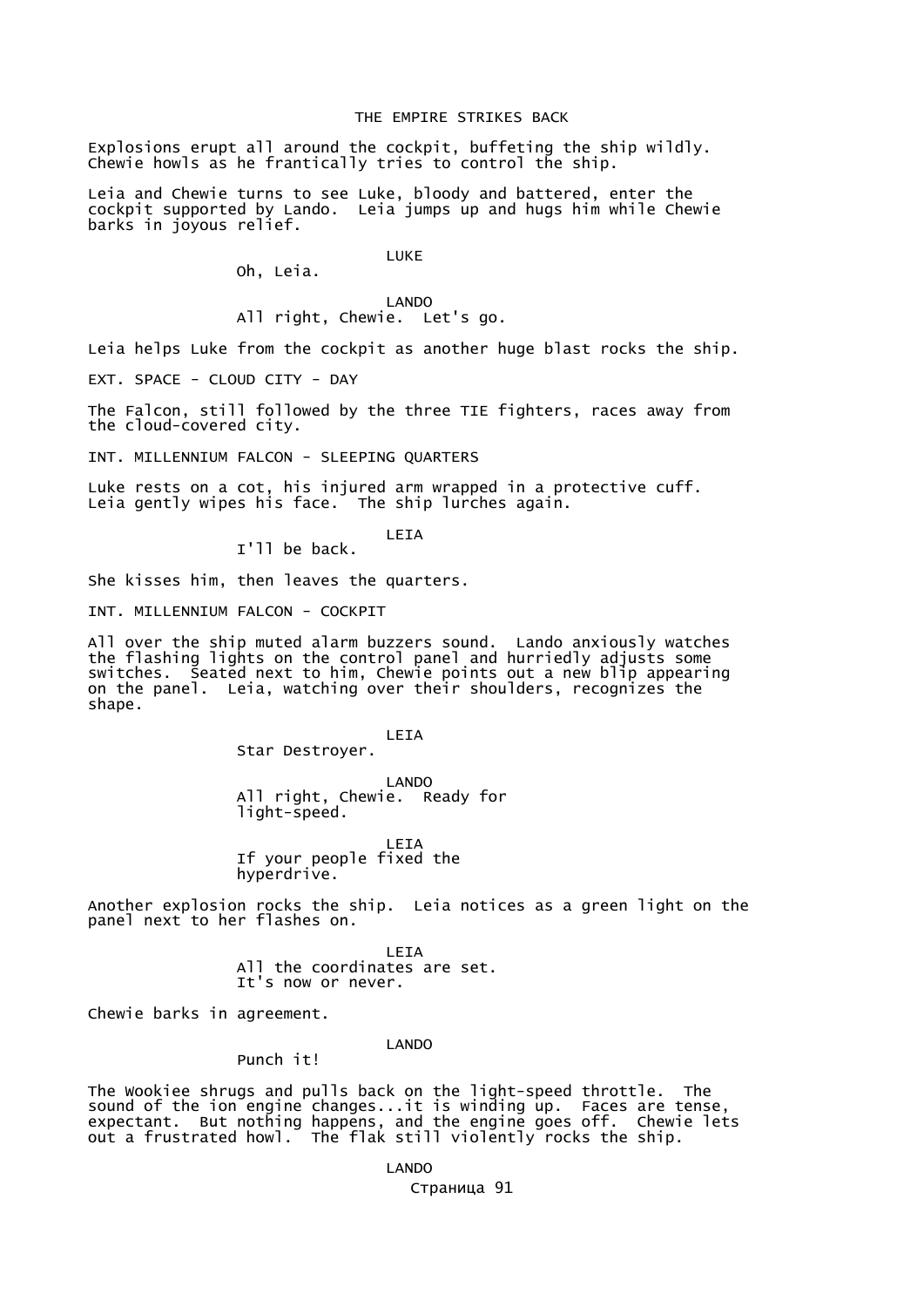Explosions erupt all around the cockpit, buffeting the ship wildly. Chewie howls as he frantically tries to control the ship.

Leia and Chewie turns to see Luke, bloody and battered, enter the cockpit supported by Lando. Leia jumps up and hugs him while Chewie barks in joyous relief.

LUKE
Oh, Leia.

LANDO
All right, Chewie. Let's go.

Leia helps Luke from the cockpit as another huge blast rocks the ship.

EXT. SPACE - CLOUD CITY - DAY

The Falcon, still followed by the three TIE fighters, races away from the cloud-covered city.

INT. MILLENNIUM FALCON - SLEEPING QUARTERS

Luke rests on a cot, his injured arm wrapped in a protective cuff. Leia gently wipes his face. The ship lurches again.

LEIA
I'll be back.

She kisses him, then leaves the quarters.

INT. MILLENNIUM FALCON - COCKPIT

All over the ship muted alarm buzzers sound. Lando anxiously watches the flashing lights on the control panel and hurriedly adjusts some switches. Seated next to him, Chewie points out a new blip appearing on the panel. Leia, watching over their shoulders, recognizes the shape.

LEIA
Star Destroyer.

LANDO
All right, Chewie. Ready for light-speed.

LEIA
If your people fixed the hyperdrive.

Another explosion rocks the ship. Leia notices as a green light on the panel next to her flashes on.

LEIA
All the coordinates are set. It's now or never.

Chewie barks in agreement.

LANDO
Punch it!

The Wookiee shrugs and pulls back on the light-speed throttle. The sound of the ion engine changes...it is winding up. Faces are tense, expectant. But nothing happens, and the engine goes off. Chewie lets out a frustrated howl. The flak still violently rocks the ship.

LANDO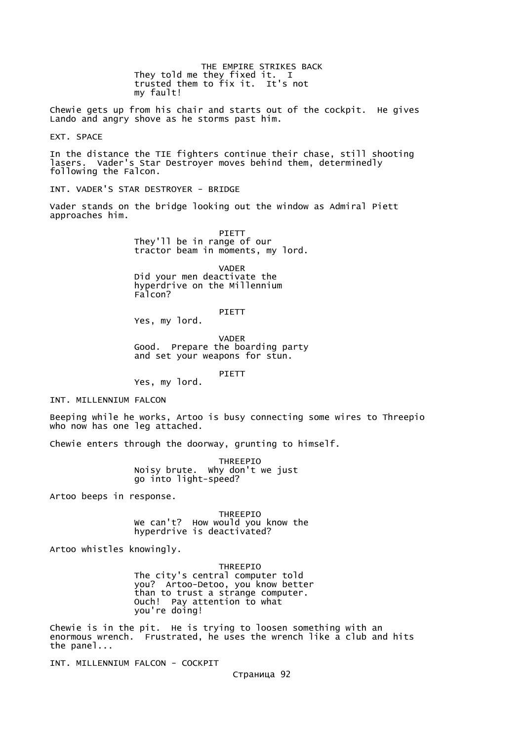They told me they fixed it.  I
trusted them to fix it.  It's not
my fault!

Chewie gets up from his chair and starts out of the cockpit.  He gives Lando and angry shove as he storms past him.

EXT. SPACE

In the distance the TIE fighters continue their chase, still shooting lasers.  Vader's Star Destroyer moves behind them, determinedly following the Falcon.

INT. VADER'S STAR DESTROYER - BRIDGE

Vader stands on the bridge looking out the window as Admiral Piett approaches him.

PIETT
They'll be in range of our
tractor beam in moments, my lord.

VADER
Did your men deactivate the
hyperdrive on the Millennium
Falcon?

PIETT
Yes, my lord.

VADER
Good.  Prepare the boarding party
and set your weapons for stun.

PIETT
Yes, my lord.

INT. MILLENNIUM FALCON

Beeping while he works, Artoo is busy connecting some wires to Threepio who now has one leg attached.

Chewie enters through the doorway, grunting to himself.

THREEPIO
Noisy brute.  Why don't we just
go into light-speed?

Artoo beeps in response.

THREEPIO
We can't?  How would you know the
hyperdrive is deactivated?

Artoo whistles knowingly.

THREEPIO
The city's central computer told
you?  Artoo-Detoo, you know better
than to trust a strange computer.
Ouch!  Pay attention to what
you're doing!

Chewie is in the pit.  He is trying to loosen something with an enormous wrench.  Frustrated, he uses the wrench like a club and hits the panel...

INT. MILLENNIUM FALCON - COCKPIT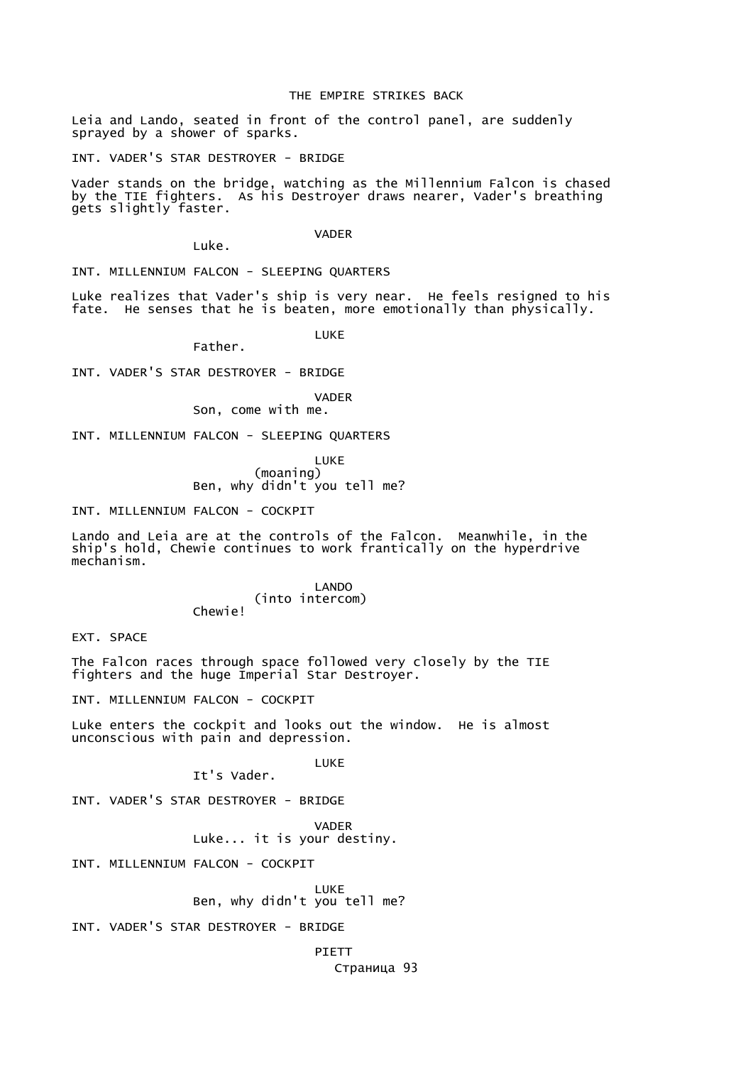Leia and Lando, seated in front of the control panel, are suddenly sprayed by a shower of sparks.

INT. VADER'S STAR DESTROYER - BRIDGE

Vader stands on the bridge, watching as the Millennium Falcon is chased by the TIE fighters. As his Destroyer draws nearer, Vader's breathing gets slightly faster.

VADER
Luke.

INT. MILLENNIUM FALCON - SLEEPING QUARTERS

Luke realizes that Vader's ship is very near. He feels resigned to his fate. He senses that he is beaten, more emotionally than physically.

LUKE
Father.

INT. VADER'S STAR DESTROYER - BRIDGE

VADER
Son, come with me.

INT. MILLENNIUM FALCON - SLEEPING QUARTERS

LUKE
(moaning)
Ben, why didn't you tell me?

INT. MILLENNIUM FALCON - COCKPIT

Lando and Leia are at the controls of the Falcon. Meanwhile, in the ship's hold, Chewie continues to work frantically on the hyperdrive mechanism.

LANDO
(into intercom)
Chewie!

EXT. SPACE

The Falcon races through space followed very closely by the TIE fighters and the huge Imperial Star Destroyer.

INT. MILLENNIUM FALCON - COCKPIT

Luke enters the cockpit and looks out the window. He is almost unconscious with pain and depression.

LUKE
It's Vader.

INT. VADER'S STAR DESTROYER - BRIDGE

VADER
Luke... it is your destiny.

INT. MILLENNIUM FALCON - COCKPIT

LUKE
Ben, why didn't you tell me?

INT. VADER'S STAR DESTROYER - BRIDGE

PIETT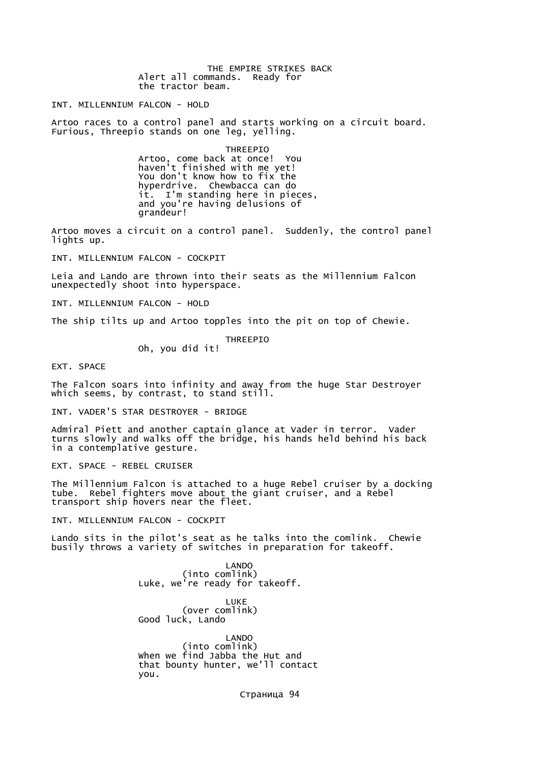Alert all commands. Ready for
the tractor beam.

INT. MILLENNIUM FALCON - HOLD

Artoo races to a control panel and starts working on a circuit board. Furious, Threepio stands on one leg, yelling.

THREEPIO

Artoo, come back at once! You haven't finished with me yet! You don't know how to fix the hyperdrive. Chewbacca can do it. I'm standing here in pieces, and you're having delusions of grandeur!

Artoo moves a circuit on a control panel. Suddenly, the control panel lights up.

INT. MILLENNIUM FALCON - COCKPIT

Leia and Lando are thrown into their seats as the Millennium Falcon unexpectedly shoot into hyperspace.

INT. MILLENNIUM FALCON - HOLD

The ship tilts up and Artoo topples into the pit on top of Chewie.

THREEPIO

Oh, you did it!

EXT. SPACE

The Falcon soars into infinity and away from the huge Star Destroyer which seems, by contrast, to stand still.

INT. VADER'S STAR DESTROYER - BRIDGE

Admiral Piett and another captain glance at Vader in terror. Vader turns slowly and walks off the bridge, his hands held behind his back in a contemplative gesture.

EXT. SPACE - REBEL CRUISER

The Millennium Falcon is attached to a huge Rebel cruiser by a docking tube. Rebel fighters move about the giant cruiser, and a Rebel transport ship hovers near the fleet.

INT. MILLENNIUM FALCON - COCKPIT

Lando sits in the pilot's seat as he talks into the comlink. Chewie busily throws a variety of switches in preparation for takeoff.

LANDO
(into comlink)

Luke, we're ready for takeoff.

LUKE
(over comlink)

Good luck, Lando

LANDO
(into comlink)

When we find Jabba the Hut and that bounty hunter, we'll contact you.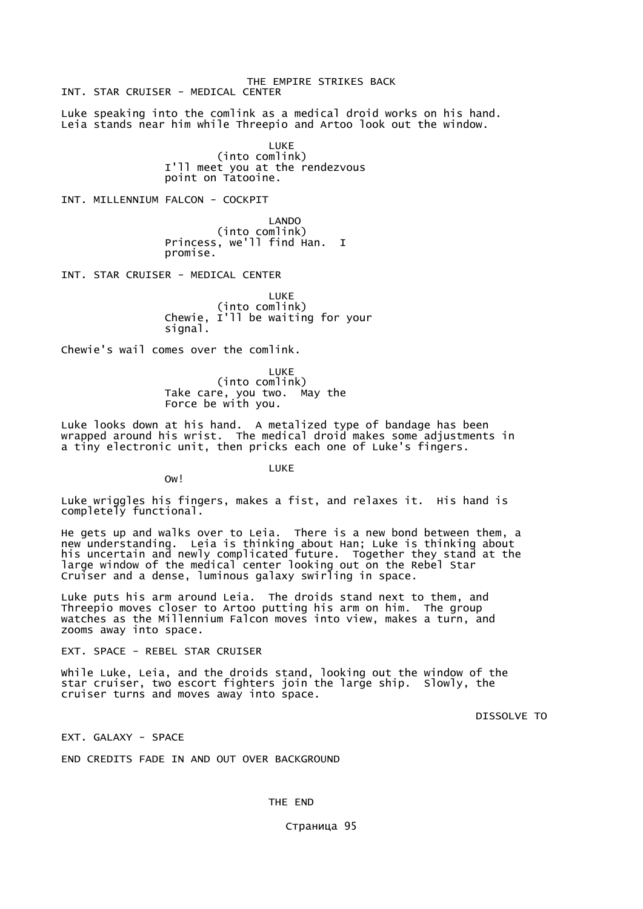THE EMPIRE STRIKES BACK

INT. STAR CRUISER - MEDICAL CENTER

Luke speaking into the comlink as a medical droid works on his hand. Leia stands near him while Threepio and Artoo look out the window.

LUKE
(into comlink)
I'll meet you at the rendezvous point on Tatooine.

INT. MILLENNIUM FALCON - COCKPIT

LANDO
(into comlink)
Princess, we'll find Han. I promise.

INT. STAR CRUISER - MEDICAL CENTER

LUKE
(into comlink)
Chewie, I'll be waiting for your signal.

Chewie's wail comes over the comlink.

LUKE
(into comlink)
Take care, you two. May the Force be with you.

Luke looks down at his hand. A metalized type of bandage has been wrapped around his wrist. The medical droid makes some adjustments in a tiny electronic unit, then pricks each one of Luke's fingers.

LUKE
Ow!

Luke wriggles his fingers, makes a fist, and relaxes it. His hand is completely functional.

He gets up and walks over to Leia. There is a new bond between them, a new understanding. Leia is thinking about Han; Luke is thinking about his uncertain and newly complicated future. Together they stand at the large window of the medical center looking out on the Rebel Star Cruiser and a dense, luminous galaxy swirling in space.

Luke puts his arm around Leia. The droids stand next to them, and Threepio moves closer to Artoo putting his arm on him. The group watches as the Millennium Falcon moves into view, makes a turn, and zooms away into space.

EXT. SPACE - REBEL STAR CRUISER

While Luke, Leia, and the droids stand, looking out the window of the star cruiser, two escort fighters join the large ship. Slowly, the cruiser turns and moves away into space.

DISSOLVE TO

EXT. GALAXY - SPACE

END CREDITS FADE IN AND OUT OVER BACKGROUND

THE END